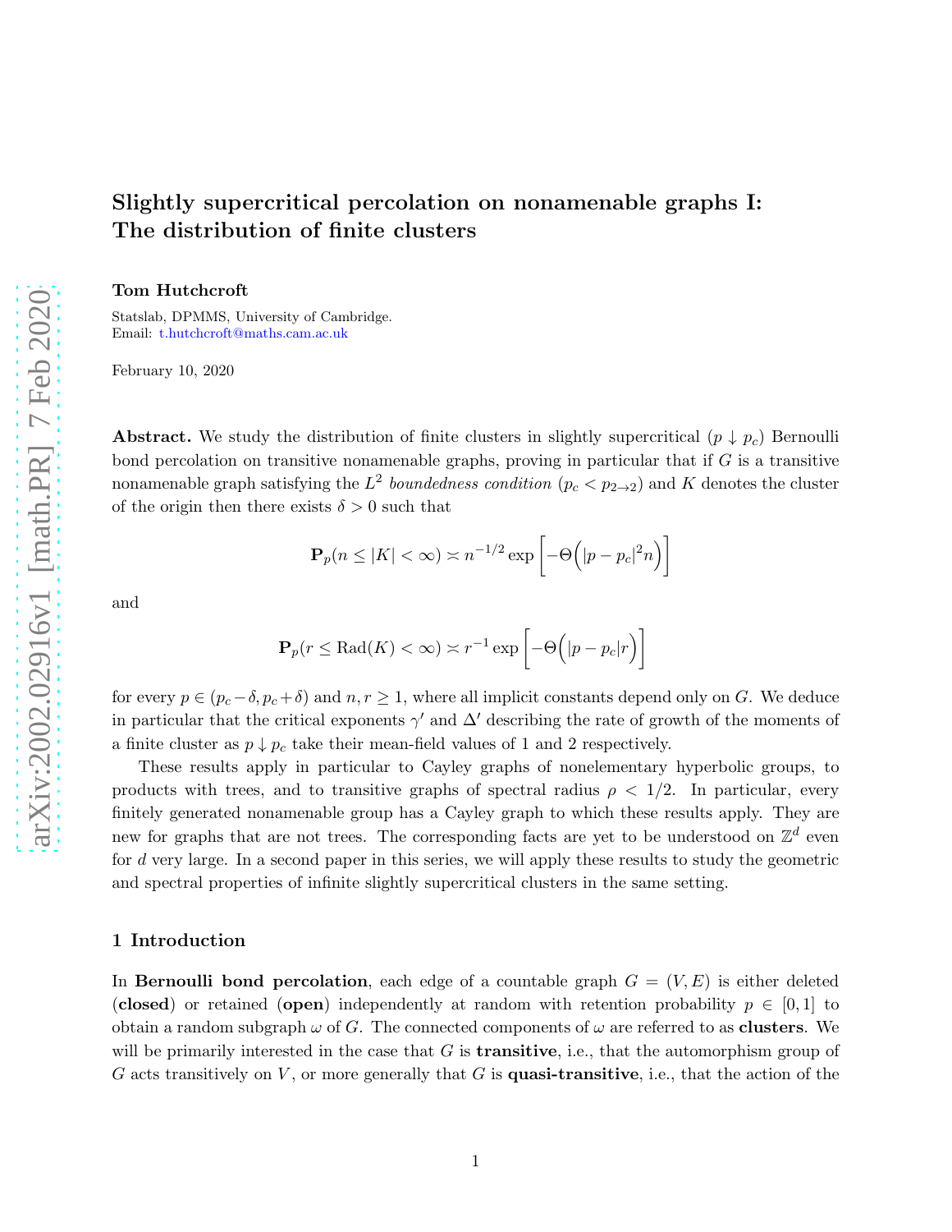# Slightly supercritical percolation on nonamenable graphs I: The distribution of finite clusters

**Tom Hutchcroft**

Statslab, DPMMS, University of Cambridge.
Email: t.hutchcroft@maths.cam.ac.uk

February 10, 2020

**Abstract.** We study the distribution of finite clusters in slightly supercritical ($p \downarrow p_c$) Bernoulli bond percolation on transitive nonamenable graphs, proving in particular that if $G$ is a transitive nonamenable graph satisfying the $L^2$ *boundedness condition* ($p_c < p_{2\to 2}$) and $K$ denotes the cluster of the origin then there exists $\delta > 0$ such that

$$\mathbf{P}_p(n \leq |K| < \infty) \asymp n^{-1/2} \exp\left[-\Theta\Big(|p-p_c|^2 n\Big)\right]$$

and

$$\mathbf{P}_p(r \leq \operatorname{Rad}(K) < \infty) \asymp r^{-1} \exp\left[-\Theta\Big(|p-p_c| r\Big)\right]$$

for every $p \in (p_c - \delta, p_c + \delta)$ and $n, r \geq 1$, where all implicit constants depend only on $G$. We deduce in particular that the critical exponents $\gamma'$ and $\Delta'$ describing the rate of growth of the moments of a finite cluster as $p \downarrow p_c$ take their mean-field values of 1 and 2 respectively.

These results apply in particular to Cayley graphs of nonelementary hyperbolic groups, to products with trees, and to transitive graphs of spectral radius $\rho < 1/2$. In particular, every finitely generated nonamenable group has a Cayley graph to which these results apply. They are new for graphs that are not trees. The corresponding facts are yet to be understood on $\mathbb{Z}^d$ even for $d$ very large. In a second paper in this series, we will apply these results to study the geometric and spectral properties of infinite slightly supercritical clusters in the same setting.

## 1 Introduction

In **Bernoulli bond percolation**, each edge of a countable graph $G = (V, E)$ is either deleted (**closed**) or retained (**open**) independently at random with retention probability $p \in [0, 1]$ to obtain a random subgraph $\omega$ of $G$. The connected components of $\omega$ are referred to as **clusters**. We will be primarily interested in the case that $G$ is **transitive**, i.e., that the automorphism group of $G$ acts transitively on $V$, or more generally that $G$ is **quasi-transitive**, i.e., that the action of the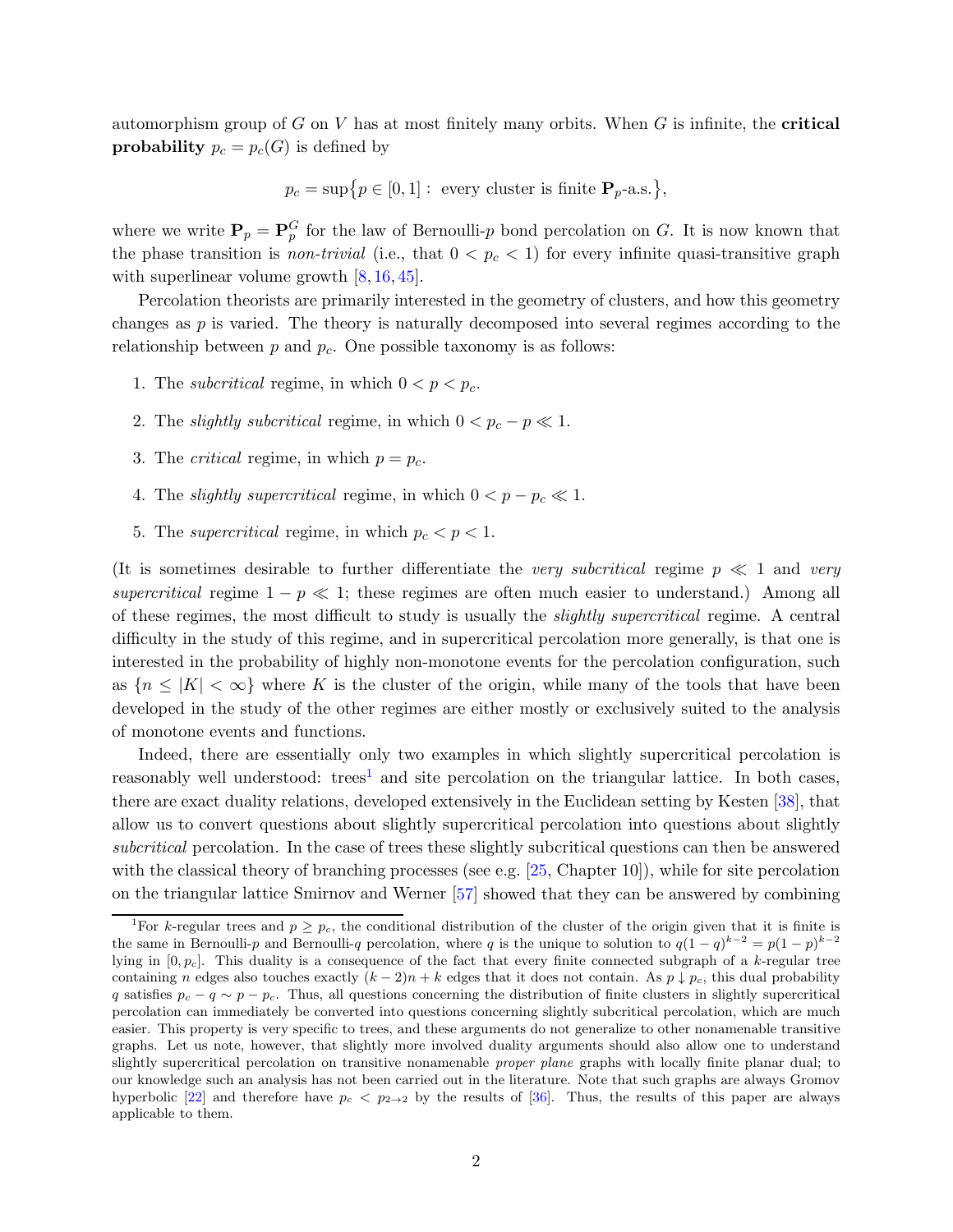automorphism group of $G$ on $V$ has at most finitely many orbits. When $G$ is infinite, the **critical probability** $p_c = p_c(G)$ is defined by

$$p_c = \sup\{p \in [0,1] : \text{ every cluster is finite } \mathbf{P}_p\text{-a.s.}\},$$

where we write $\mathbf{P}_p = \mathbf{P}_p^G$ for the law of Bernoulli-$p$ bond percolation on $G$. It is now known that the phase transition is *non-trivial* (i.e., that $0 < p_c < 1$) for every infinite quasi-transitive graph with superlinear volume growth [8, 16, 45].

Percolation theorists are primarily interested in the geometry of clusters, and how this geometry changes as $p$ is varied. The theory is naturally decomposed into several regimes according to the relationship between $p$ and $p_c$. One possible taxonomy is as follows:

1. The *subcritical* regime, in which $0 < p < p_c$.
2. The *slightly subcritical* regime, in which $0 < p_c - p \ll 1$.
3. The *critical* regime, in which $p = p_c$.
4. The *slightly supercritical* regime, in which $0 < p - p_c \ll 1$.
5. The *supercritical* regime, in which $p_c < p < 1$.

(It is sometimes desirable to further differentiate the *very subcritical* regime $p \ll 1$ and *very supercritical* regime $1 - p \ll 1$; these regimes are often much easier to understand.) Among all of these regimes, the most difficult to study is usually the *slightly supercritical* regime. A central difficulty in the study of this regime, and in supercritical percolation more generally, is that one is interested in the probability of highly non-monotone events for the percolation configuration, such as $\{n \leq |K| < \infty\}$ where $K$ is the cluster of the origin, while many of the tools that have been developed in the study of the other regimes are either mostly or exclusively suited to the analysis of monotone events and functions.

Indeed, there are essentially only two examples in which slightly supercritical percolation is reasonably well understood: trees[1] and site percolation on the triangular lattice. In both cases, there are exact duality relations, developed extensively in the Euclidean setting by Kesten [38], that allow us to convert questions about slightly supercritical percolation into questions about slightly *subcritical* percolation. In the case of trees these slightly subcritical questions can then be answered with the classical theory of branching processes (see e.g. [25, Chapter 10]), while for site percolation on the triangular lattice Smirnov and Werner [57] showed that they can be answered by combining

[1] For $k$-regular trees and $p \geq p_c$, the conditional distribution of the cluster of the origin given that it is finite is the same in Bernoulli-$p$ and Bernoulli-$q$ percolation, where $q$ is the unique to solution to $q(1-q)^{k-2} = p(1-p)^{k-2}$ lying in $[0, p_c]$. This duality is a consequence of the fact that every finite connected subgraph of a $k$-regular tree containing $n$ edges also touches exactly $(k-2)n + k$ edges that it does not contain. As $p \downarrow p_c$, this dual probability $q$ satisfies $p_c - q \sim p - p_c$. Thus, all questions concerning the distribution of finite clusters in slightly supercritical percolation can immediately be converted into questions concerning slightly subcritical percolation, which are much easier. This property is very specific to trees, and these arguments do not generalize to other nonamenable transitive graphs. Let us note, however, that slightly more involved duality arguments should also allow one to understand slightly supercritical percolation on transitive nonamenable *proper plane* graphs with locally finite planar dual; to our knowledge such an analysis has not been carried out in the literature. Note that such graphs are always Gromov hyperbolic [22] and therefore have $p_c < p_{2\to 2}$ by the results of [36]. Thus, the results of this paper are always applicable to them.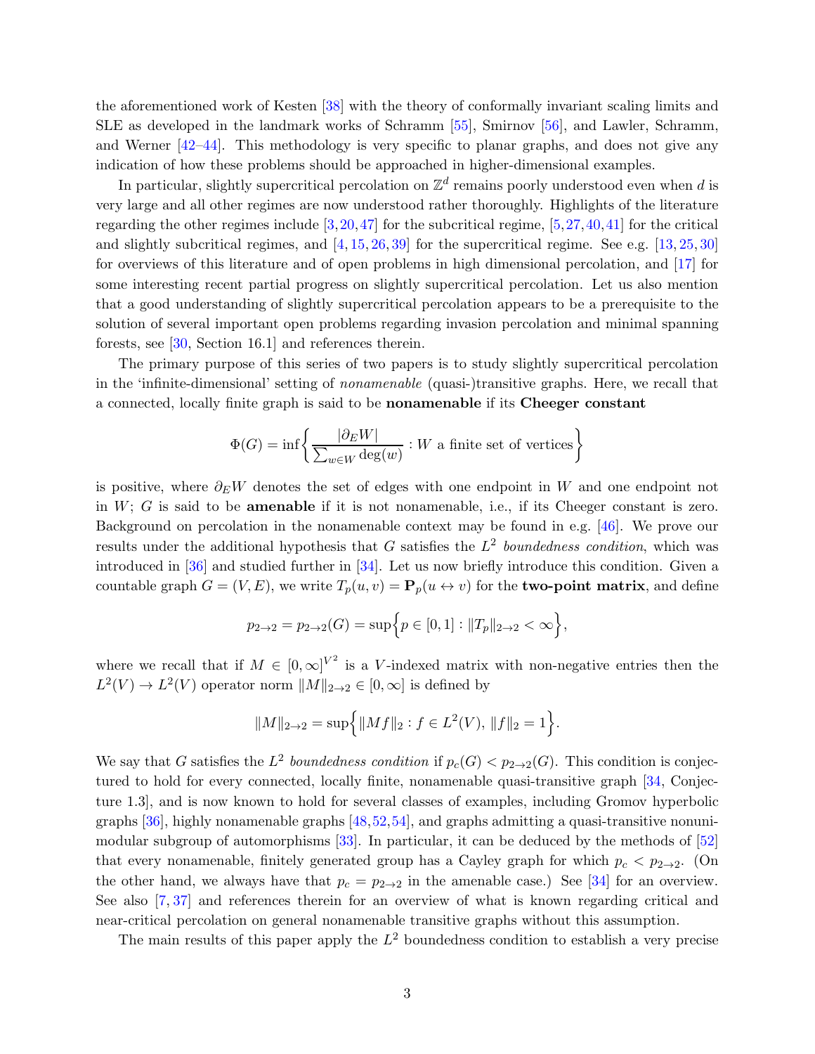the aforementioned work of Kesten [38] with the theory of conformally invariant scaling limits and SLE as developed in the landmark works of Schramm [55], Smirnov [56], and Lawler, Schramm, and Werner [42–44]. This methodology is very specific to planar graphs, and does not give any indication of how these problems should be approached in higher-dimensional examples.

In particular, slightly supercritical percolation on $\mathbb{Z}^d$ remains poorly understood even when $d$ is very large and all other regimes are now understood rather thoroughly. Highlights of the literature regarding the other regimes include [3, 20, 47] for the subcritical regime, [5, 27, 40, 41] for the critical and slightly subcritical regimes, and [4, 15, 26, 39] for the supercritical regime. See e.g. [13, 25, 30] for overviews of this literature and of open problems in high dimensional percolation, and [17] for some interesting recent partial progress on slightly supercritical percolation. Let us also mention that a good understanding of slightly supercritical percolation appears to be a prerequisite to the solution of several important open problems regarding invasion percolation and minimal spanning forests, see [30, Section 16.1] and references therein.

The primary purpose of this series of two papers is to study slightly supercritical percolation in the 'infinite-dimensional' setting of *nonamenable* (quasi-)transitive graphs. Here, we recall that a connected, locally finite graph is said to be **nonamenable** if its **Cheeger constant**

$$\Phi(G) = \inf\left\{\frac{|\partial_E W|}{\sum_{w\in W}\deg(w)} : W \text{ a finite set of vertices}\right\}$$

is positive, where $\partial_E W$ denotes the set of edges with one endpoint in $W$ and one endpoint not in $W$; $G$ is said to be **amenable** if it is not nonamenable, i.e., if its Cheeger constant is zero. Background on percolation in the nonamenable context may be found in e.g. [46]. We prove our results under the additional hypothesis that $G$ satisfies the $L^2$ *boundedness condition*, which was introduced in [36] and studied further in [34]. Let us now briefly introduce this condition. Given a countable graph $G = (V, E)$, we write $T_p(u, v) = \mathbf{P}_p(u \leftrightarrow v)$ for the **two-point matrix**, and define

$$p_{2\to 2} = p_{2\to 2}(G) = \sup\Big\{p \in [0, 1] : \|T_p\|_{2\to 2} < \infty\Big\},$$

where we recall that if $M \in [0, \infty]^{V^2}$ is a $V$-indexed matrix with non-negative entries then the $L^2(V) \to L^2(V)$ operator norm $\|M\|_{2\to 2} \in [0, \infty]$ is defined by

$$\|M\|_{2\to 2} = \sup\Big\{\|Mf\|_2 : f \in L^2(V),\ \|f\|_2 = 1\Big\}.$$

We say that $G$ satisfies the $L^2$ *boundedness condition* if $p_c(G) < p_{2\to 2}(G)$. This condition is conjectured to hold for every connected, locally finite, nonamenable quasi-transitive graph [34, Conjecture 1.3], and is now known to hold for several classes of examples, including Gromov hyperbolic graphs [36], highly nonamenable graphs [48, 52, 54], and graphs admitting a quasi-transitive nonunimodular subgroup of automorphisms [33]. In particular, it can be deduced by the methods of [52] that every nonamenable, finitely generated group has a Cayley graph for which $p_c < p_{2\to 2}$. (On the other hand, we always have that $p_c = p_{2\to 2}$ in the amenable case.) See [34] for an overview. See also [7, 37] and references therein for an overview of what is known regarding critical and near-critical percolation on general nonamenable transitive graphs without this assumption.

The main results of this paper apply the $L^2$ boundedness condition to establish a very precise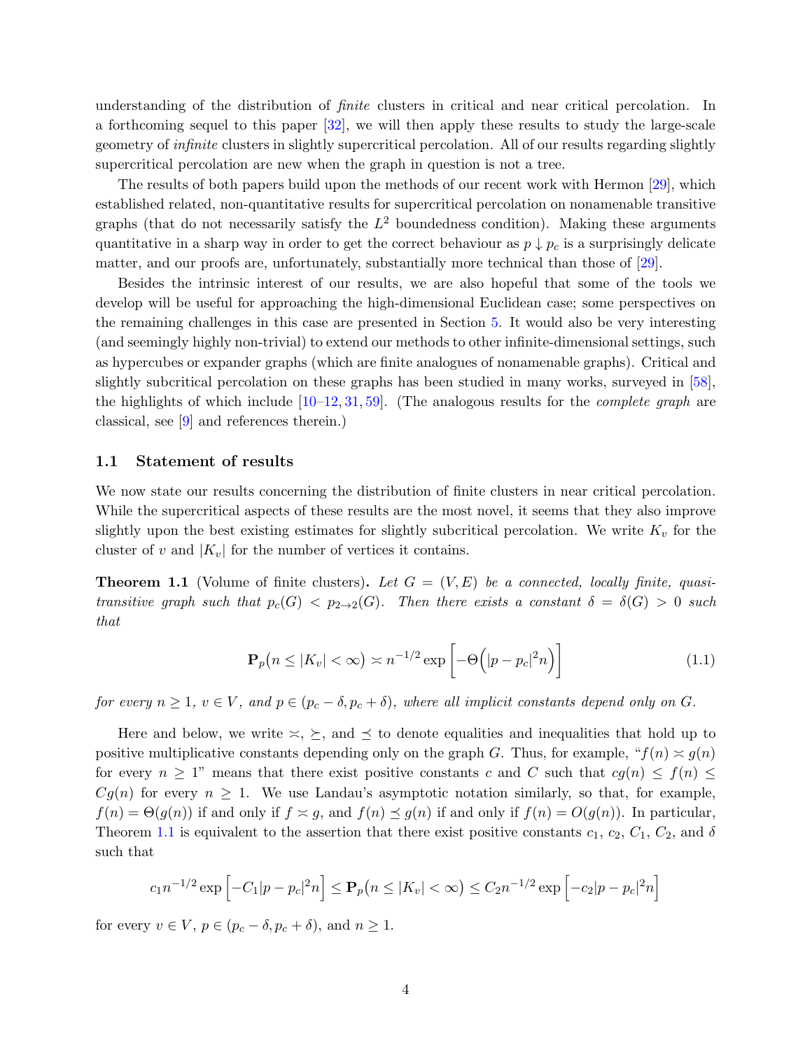understanding of the distribution of *finite* clusters in critical and near critical percolation. In a forthcoming sequel to this paper [32], we will then apply these results to study the large-scale geometry of *infinite* clusters in slightly supercritical percolation. All of our results regarding slightly supercritical percolation are new when the graph in question is not a tree.

The results of both papers build upon the methods of our recent work with Hermon [29], which established related, non-quantitative results for supercritical percolation on nonamenable transitive graphs (that do not necessarily satisfy the $L^2$ boundedness condition). Making these arguments quantitative in a sharp way in order to get the correct behaviour as $p \downarrow p_c$ is a surprisingly delicate matter, and our proofs are, unfortunately, substantially more technical than those of [29].

Besides the intrinsic interest of our results, we are also hopeful that some of the tools we develop will be useful for approaching the high-dimensional Euclidean case; some perspectives on the remaining challenges in this case are presented in Section 5. It would also be very interesting (and seemingly highly non-trivial) to extend our methods to other infinite-dimensional settings, such as hypercubes or expander graphs (which are finite analogues of nonamenable graphs). Critical and slightly subcritical percolation on these graphs has been studied in many works, surveyed in [58], the highlights of which include [10–12, 31, 59]. (The analogous results for the *complete graph* are classical, see [9] and references therein.)

### 1.1 Statement of results

We now state our results concerning the distribution of finite clusters in near critical percolation. While the supercritical aspects of these results are the most novel, it seems that they also improve slightly upon the best existing estimates for slightly subcritical percolation. We write $K_v$ for the cluster of $v$ and $|K_v|$ for the number of vertices it contains.

**Theorem 1.1** (Volume of finite clusters)**.** *Let $G = (V, E)$ be a connected, locally finite, quasi-transitive graph such that $p_c(G) < p_{2\to 2}(G)$. Then there exists a constant $\delta = \delta(G) > 0$ such that*

$$\mathbf{P}_p\big(n \leq |K_v| < \infty\big) \asymp n^{-1/2} \exp\left[-\Theta\Big(|p-p_c|^2 n\Big)\right] \tag{1.1}$$

*for every $n \geq 1$, $v \in V$, and $p \in (p_c - \delta, p_c + \delta)$, where all implicit constants depend only on $G$.*

Here and below, we write $\asymp$, $\succeq$, and $\preceq$ to denote equalities and inequalities that hold up to positive multiplicative constants depending only on the graph $G$. Thus, for example, "$f(n) \asymp g(n)$ for every $n \geq 1$" means that there exist positive constants $c$ and $C$ such that $cg(n) \leq f(n) \leq Cg(n)$ for every $n \geq 1$. We use Landau's asymptotic notation similarly, so that, for example, $f(n) = \Theta(g(n))$ if and only if $f \asymp g$, and $f(n) \preceq g(n)$ if and only if $f(n) = O(g(n))$. In particular, Theorem 1.1 is equivalent to the assertion that there exist positive constants $c_1$, $c_2$, $C_1$, $C_2$, and $\delta$ such that

$$c_1 n^{-1/2} \exp\left[-C_1|p-p_c|^2 n\right] \leq \mathbf{P}_p\big(n \leq |K_v| < \infty\big) \leq C_2 n^{-1/2} \exp\left[-c_2|p-p_c|^2 n\right]$$

for every $v \in V$, $p \in (p_c - \delta, p_c + \delta)$, and $n \geq 1$.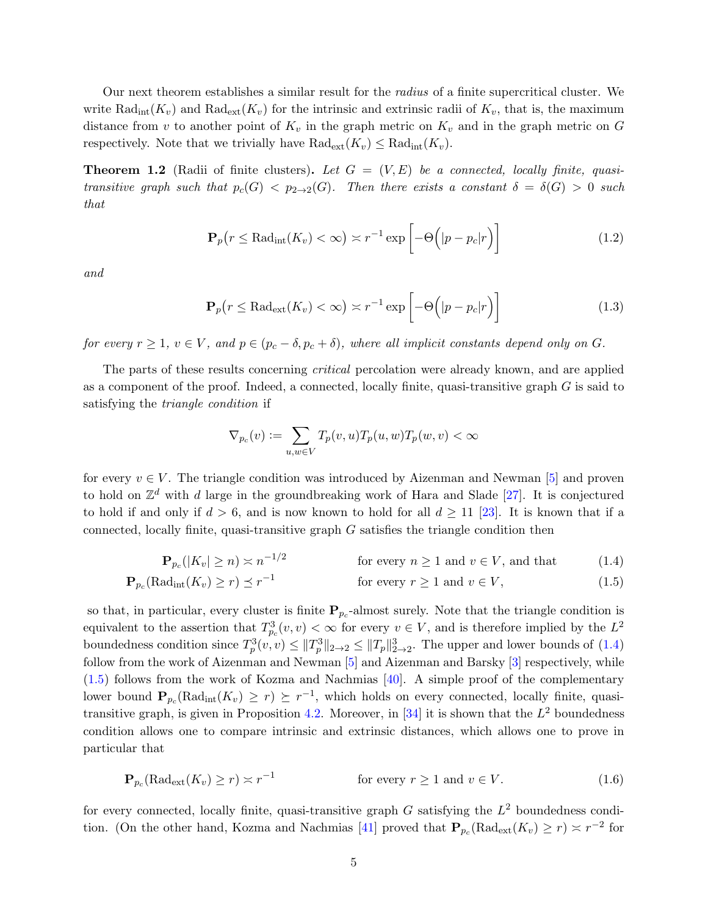Our next theorem establishes a similar result for the *radius* of a finite supercritical cluster. We write $\mathrm{Rad}_{\mathrm{int}}(K_v)$ and $\mathrm{Rad}_{\mathrm{ext}}(K_v)$ for the intrinsic and extrinsic radii of $K_v$, that is, the maximum distance from $v$ to another point of $K_v$ in the graph metric on $K_v$ and in the graph metric on $G$ respectively. Note that we trivially have $\mathrm{Rad}_{\mathrm{ext}}(K_v) \leq \mathrm{Rad}_{\mathrm{int}}(K_v)$.

**Theorem 1.2** (Radii of finite clusters)**.** *Let $G = (V, E)$ be a connected, locally finite, quasi-transitive graph such that $p_c(G) < p_{2\to 2}(G)$. Then there exists a constant $\delta = \delta(G) > 0$ such that*

$$\mathbf{P}_p\big(r \leq \mathrm{Rad}_{\mathrm{int}}(K_v) < \infty\big) \asymp r^{-1} \exp\left[-\Theta\Big(|p-p_c|r\Big)\right] \tag{1.2}$$

*and*

$$\mathbf{P}_p\big(r \leq \mathrm{Rad}_{\mathrm{ext}}(K_v) < \infty\big) \asymp r^{-1} \exp\left[-\Theta\Big(|p-p_c|r\Big)\right] \tag{1.3}$$

*for every $r \geq 1$, $v \in V$, and $p \in (p_c - \delta, p_c + \delta)$, where all implicit constants depend only on $G$.*

The parts of these results concerning *critical* percolation were already known, and are applied as a component of the proof. Indeed, a connected, locally finite, quasi-transitive graph $G$ is said to satisfying the *triangle condition* if

$$\nabla_{p_c}(v) := \sum_{u,w\in V} T_p(v,u)T_p(u,w)T_p(w,v) < \infty$$

for every $v \in V$. The triangle condition was introduced by Aizenman and Newman [5] and proven to hold on $\mathbb{Z}^d$ with $d$ large in the groundbreaking work of Hara and Slade [27]. It is conjectured to hold if and only if $d > 6$, and is now known to hold for all $d \geq 11$ [23]. It is known that if a connected, locally finite, quasi-transitive graph $G$ satisfies the triangle condition then

$$\mathbf{P}_{p_c}(|K_v| \geq n) \asymp n^{-1/2} \qquad \text{for every } n \geq 1 \text{ and } v \in V, \text{ and that} \tag{1.4}$$

$$\mathbf{P}_{p_c}(\mathrm{Rad}_{\mathrm{int}}(K_v) \geq r) \preceq r^{-1} \qquad \text{for every } r \geq 1 \text{ and } v \in V, \tag{1.5}$$

so that, in particular, every cluster is finite $\mathbf{P}_{p_c}$-almost surely. Note that the triangle condition is equivalent to the assertion that $T^3_{p_c}(v,v) < \infty$ for every $v \in V$, and is therefore implied by the $L^2$ boundedness condition since $T^3_p(v,v) \leq \|T^3_p\|_{2\to 2} \leq \|T_p\|^3_{2\to 2}$. The upper and lower bounds of (1.4) follow from the work of Aizenman and Newman [5] and Aizenman and Barsky [3] respectively, while (1.5) follows from the work of Kozma and Nachmias [40]. A simple proof of the complementary lower bound $\mathbf{P}_{p_c}(\mathrm{Rad}_{\mathrm{int}}(K_v) \geq r) \succeq r^{-1}$, which holds on every connected, locally finite, quasi-transitive graph, is given in Proposition 4.2. Moreover, in [34] it is shown that the $L^2$ boundedness condition allows one to compare intrinsic and extrinsic distances, which allows one to prove in particular that

$$\mathbf{P}_{p_c}(\mathrm{Rad}_{\mathrm{ext}}(K_v) \geq r) \asymp r^{-1} \qquad \text{for every } r \geq 1 \text{ and } v \in V. \tag{1.6}$$

for every connected, locally finite, quasi-transitive graph $G$ satisfying the $L^2$ boundedness condition. (On the other hand, Kozma and Nachmias [41] proved that $\mathbf{P}_{p_c}(\mathrm{Rad}_{\mathrm{ext}}(K_v) \geq r) \asymp r^{-2}$ for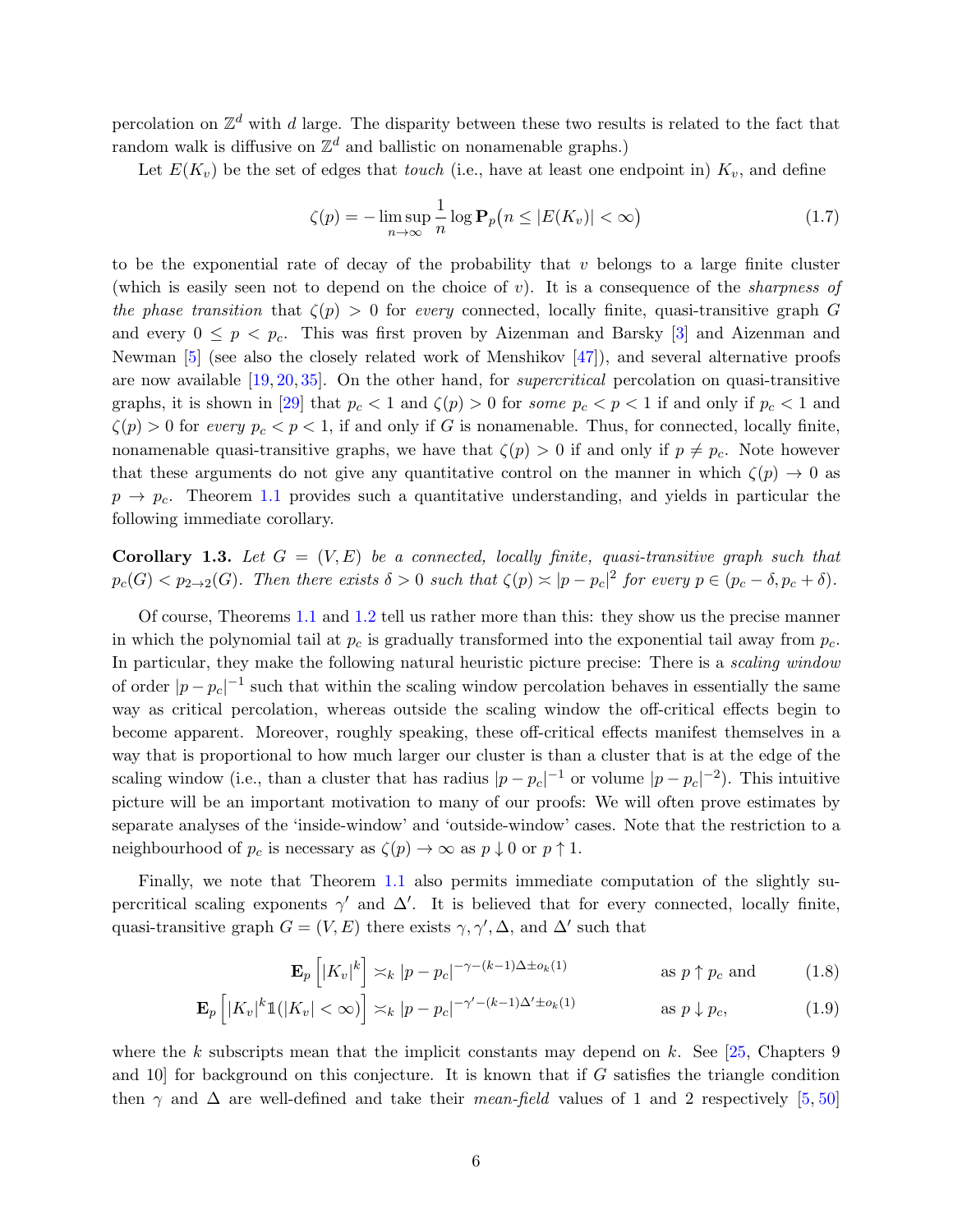percolation on $\mathbb{Z}^d$ with $d$ large. The disparity between these two results is related to the fact that random walk is diffusive on $\mathbb{Z}^d$ and ballistic on nonamenable graphs.)

Let $E(K_v)$ be the set of edges that *touch* (i.e., have at least one endpoint in) $K_v$, and define

$$\zeta(p) = -\limsup_{n\to\infty} \frac{1}{n} \log \mathbf{P}_p\big(n \leq |E(K_v)| < \infty\big) \tag{1.7}$$

to be the exponential rate of decay of the probability that $v$ belongs to a large finite cluster (which is easily seen not to depend on the choice of $v$). It is a consequence of the *sharpness of the phase transition* that $\zeta(p) > 0$ for *every* connected, locally finite, quasi-transitive graph $G$ and every $0 \leq p < p_c$. This was first proven by Aizenman and Barsky [3] and Aizenman and Newman [5] (see also the closely related work of Menshikov [47]), and several alternative proofs are now available [19, 20, 35]. On the other hand, for *supercritical* percolation on quasi-transitive graphs, it is shown in [29] that $p_c < 1$ and $\zeta(p) > 0$ for *some* $p_c < p < 1$ if and only if $p_c < 1$ and $\zeta(p) > 0$ for *every* $p_c < p < 1$, if and only if $G$ is nonamenable. Thus, for connected, locally finite, nonamenable quasi-transitive graphs, we have that $\zeta(p) > 0$ if and only if $p \neq p_c$. Note however that these arguments do not give any quantitative control on the manner in which $\zeta(p) \to 0$ as $p \to p_c$. Theorem 1.1 provides such a quantitative understanding, and yields in particular the following immediate corollary.

**Corollary 1.3.** *Let $G = (V, E)$ be a connected, locally finite, quasi-transitive graph such that $p_c(G) < p_{2\to 2}(G)$. Then there exists $\delta > 0$ such that $\zeta(p) \asymp |p - p_c|^2$ for every $p \in (p_c - \delta, p_c + \delta)$.*

Of course, Theorems 1.1 and 1.2 tell us rather more than this: they show us the precise manner in which the polynomial tail at $p_c$ is gradually transformed into the exponential tail away from $p_c$. In particular, they make the following natural heuristic picture precise: There is a *scaling window* of order $|p - p_c|^{-1}$ such that within the scaling window percolation behaves in essentially the same way as critical percolation, whereas outside the scaling window the off-critical effects begin to become apparent. Moreover, roughly speaking, these off-critical effects manifest themselves in a way that is proportional to how much larger our cluster is than a cluster that is at the edge of the scaling window (i.e., than a cluster that has radius $|p - p_c|^{-1}$ or volume $|p - p_c|^{-2}$). This intuitive picture will be an important motivation to many of our proofs: We will often prove estimates by separate analyses of the 'inside-window' and 'outside-window' cases. Note that the restriction to a neighbourhood of $p_c$ is necessary as $\zeta(p) \to \infty$ as $p \downarrow 0$ or $p \uparrow 1$.

Finally, we note that Theorem 1.1 also permits immediate computation of the slightly supercritical scaling exponents $\gamma'$ and $\Delta'$. It is believed that for every connected, locally finite, quasi-transitive graph $G = (V, E)$ there exists $\gamma, \gamma', \Delta$, and $\Delta'$ such that

$$\mathbf{E}_p\left[|K_v|^k\right] \asymp_k |p - p_c|^{-\gamma-(k-1)\Delta \pm o_k(1)} \qquad \text{as } p \uparrow p_c \text{ and} \tag{1.8}$$

$$\mathbf{E}_p\left[|K_v|^k \mathbb{1}(|K_v| < \infty)\right] \asymp_k |p - p_c|^{-\gamma'-(k-1)\Delta' \pm o_k(1)} \qquad \text{as } p \downarrow p_c, \tag{1.9}$$

where the $k$ subscripts mean that the implicit constants may depend on $k$. See [25, Chapters 9 and 10] for background on this conjecture. It is known that if $G$ satisfies the triangle condition then $\gamma$ and $\Delta$ are well-defined and take their *mean-field* values of 1 and 2 respectively [5, 50]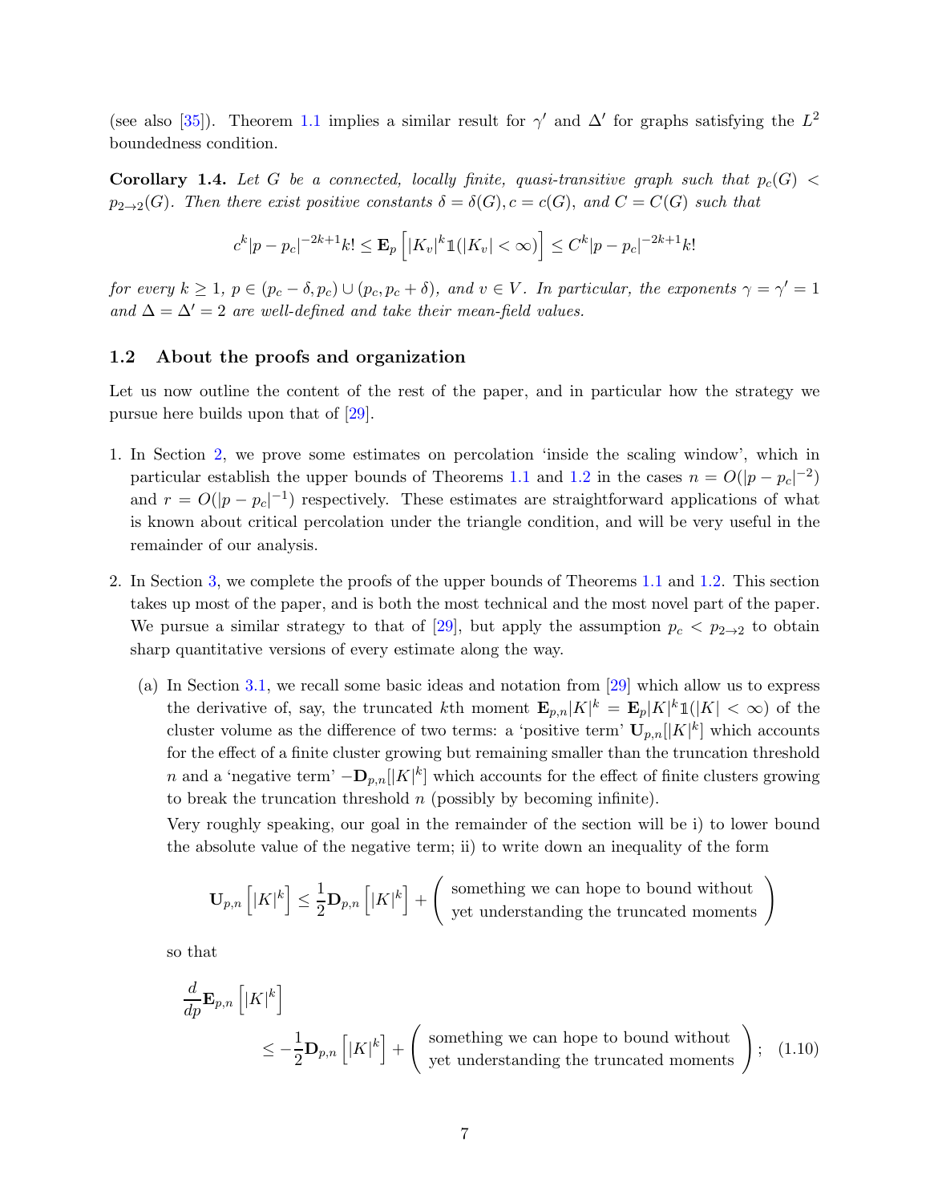(see also [35]). Theorem 1.1 implies a similar result for $\gamma'$ and $\Delta'$ for graphs satisfying the $L^2$ boundedness condition.

**Corollary 1.4.** *Let $G$ be a connected, locally finite, quasi-transitive graph such that $p_c(G) < p_{2\to 2}(G)$. Then there exist positive constants $\delta = \delta(G), c = c(G)$, and $C = C(G)$ such that*

$$c^k|p-p_c|^{-2k+1}k! \leq \mathbf{E}_p\left[|K_v|^k \mathbb{1}(|K_v|<\infty)\right] \leq C^k|p-p_c|^{-2k+1}k!$$

*for every $k \geq 1$, $p \in (p_c-\delta, p_c) \cup (p_c, p_c+\delta)$, and $v \in V$. In particular, the exponents $\gamma = \gamma' = 1$ and $\Delta = \Delta' = 2$ are well-defined and take their mean-field values.*

### 1.2 About the proofs and organization

Let us now outline the content of the rest of the paper, and in particular how the strategy we pursue here builds upon that of [29].

1. In Section 2, we prove some estimates on percolation 'inside the scaling window', which in particular establish the upper bounds of Theorems 1.1 and 1.2 in the cases $n = O(|p-p_c|^{-2})$ and $r = O(|p-p_c|^{-1})$ respectively. These estimates are straightforward applications of what is known about critical percolation under the triangle condition, and will be very useful in the remainder of our analysis.

2. In Section 3, we complete the proofs of the upper bounds of Theorems 1.1 and 1.2. This section takes up most of the paper, and is both the most technical and the most novel part of the paper. We pursue a similar strategy to that of [29], but apply the assumption $p_c < p_{2\to 2}$ to obtain sharp quantitative versions of every estimate along the way.

   (a) In Section 3.1, we recall some basic ideas and notation from [29] which allow us to express the derivative of, say, the truncated $k$th moment $\mathbf{E}_{p,n}|K|^k = \mathbf{E}_p|K|^k\mathbb{1}(|K|<\infty)$ of the cluster volume as the difference of two terms: a 'positive term' $\mathbf{U}_{p,n}[|K|^k]$ which accounts for the effect of a finite cluster growing but remaining smaller than the truncation threshold $n$ and a 'negative term' $-\mathbf{D}_{p,n}[|K|^k]$ which accounts for the effect of finite clusters growing to break the truncation threshold $n$ (possibly by becoming infinite).

   Very roughly speaking, our goal in the remainder of the section will be i) to lower bound the absolute value of the negative term; ii) to write down an inequality of the form

   $$\mathbf{U}_{p,n}\left[|K|^k\right] \leq \frac{1}{2}\mathbf{D}_{p,n}\left[|K|^k\right] + \left(\begin{array}{c}\text{something we can hope to bound without}\\ \text{yet understanding the truncated moments}\end{array}\right)$$

   so that

   $$\frac{d}{dp}\mathbf{E}_{p,n}\left[|K|^k\right] \leq -\frac{1}{2}\mathbf{D}_{p,n}\left[|K|^k\right] + \left(\begin{array}{c}\text{something we can hope to bound without}\\ \text{yet understanding the truncated moments}\end{array}\right); \quad (1.10)$$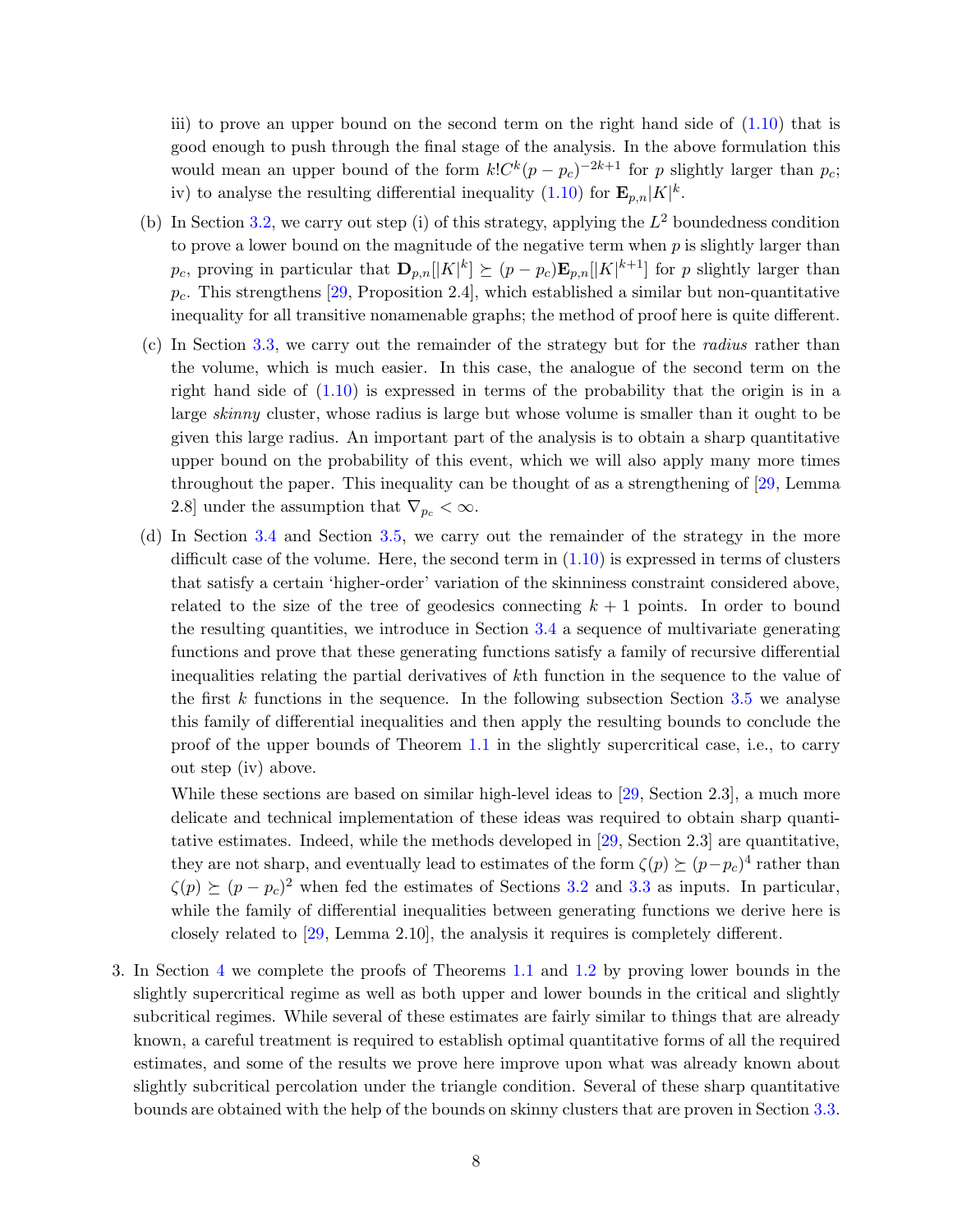iii) to prove an upper bound on the second term on the right hand side of (1.10) that is good enough to push through the final stage of the analysis. In the above formulation this would mean an upper bound of the form $k!C^k(p-p_c)^{-2k+1}$ for $p$ slightly larger than $p_c$;
 iv) to analyse the resulting differential inequality (1.10) for $\mathbf{E}_{p,n}|K|^k$.

(b) In Section 3.2, we carry out step (i) of this strategy, applying the $L^2$ boundedness condition to prove a lower bound on the magnitude of the negative term when $p$ is slightly larger than $p_c$, proving in particular that $\mathbf{D}_{p,n}[|K|^k] \succeq (p-p_c)\mathbf{E}_{p,n}[|K|^{k+1}]$ for $p$ slightly larger than $p_c$. This strengthens [29, Proposition 2.4], which established a similar but non-quantitative inequality for all transitive nonamenable graphs; the method of proof here is quite different.

(c) In Section 3.3, we carry out the remainder of the strategy but for the *radius* rather than the volume, which is much easier. In this case, the analogue of the second term on the right hand side of (1.10) is expressed in terms of the probability that the origin is in a large *skinny* cluster, whose radius is large but whose volume is smaller than it ought to be given this large radius. An important part of the analysis is to obtain a sharp quantitative upper bound on the probability of this event, which we will also apply many more times throughout the paper. This inequality can be thought of as a strengthening of [29, Lemma 2.8] under the assumption that $\nabla_{p_c} < \infty$.

(d) In Section 3.4 and Section 3.5, we carry out the remainder of the strategy in the more difficult case of the volume. Here, the second term in (1.10) is expressed in terms of clusters that satisfy a certain 'higher-order' variation of the skinniness constraint considered above, related to the size of the tree of geodesics connecting $k+1$ points. In order to bound the resulting quantities, we introduce in Section 3.4 a sequence of multivariate generating functions and prove that these generating functions satisfy a family of recursive differential inequalities relating the partial derivatives of $k$th function in the sequence to the value of the first $k$ functions in the sequence. In the following subsection Section 3.5 we analyse this family of differential inequalities and then apply the resulting bounds to conclude the proof of the upper bounds of Theorem 1.1 in the slightly supercritical case, i.e., to carry out step (iv) above.

While these sections are based on similar high-level ideas to [29, Section 2.3], a much more delicate and technical implementation of these ideas was required to obtain sharp quantitative estimates. Indeed, while the methods developed in [29, Section 2.3] are quantitative, they are not sharp, and eventually lead to estimates of the form $\zeta(p) \succeq (p-p_c)^4$ rather than $\zeta(p) \succeq (p-p_c)^2$ when fed the estimates of Sections 3.2 and 3.3 as inputs. In particular, while the family of differential inequalities between generating functions we derive here is closely related to [29, Lemma 2.10], the analysis it requires is completely different.

3. In Section 4 we complete the proofs of Theorems 1.1 and 1.2 by proving lower bounds in the slightly supercritical regime as well as both upper and lower bounds in the critical and slightly subcritical regimes. While several of these estimates are fairly similar to things that are already known, a careful treatment is required to establish optimal quantitative forms of all the required estimates, and some of the results we prove here improve upon what was already known about slightly subcritical percolation under the triangle condition. Several of these sharp quantitative bounds are obtained with the help of the bounds on skinny clusters that are proven in Section 3.3.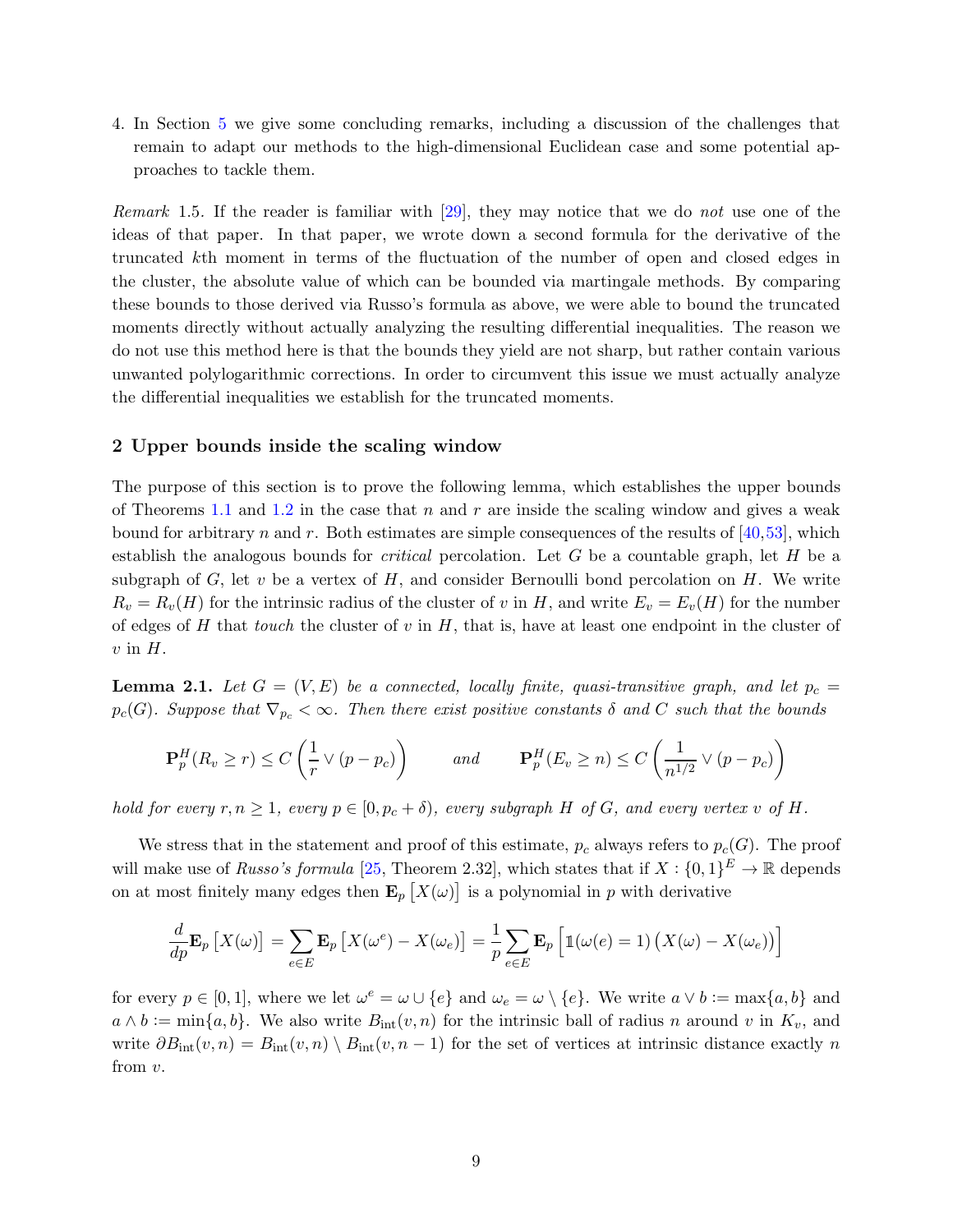4. In Section 5 we give some concluding remarks, including a discussion of the challenges that remain to adapt our methods to the high-dimensional Euclidean case and some potential approaches to tackle them.

*Remark* 1.5. If the reader is familiar with [29], they may notice that we do *not* use one of the ideas of that paper. In that paper, we wrote down a second formula for the derivative of the truncated $k$th moment in terms of the fluctuation of the number of open and closed edges in the cluster, the absolute value of which can be bounded via martingale methods. By comparing these bounds to those derived via Russo's formula as above, we were able to bound the truncated moments directly without actually analyzing the resulting differential inequalities. The reason we do not use this method here is that the bounds they yield are not sharp, but rather contain various unwanted polylogarithmic corrections. In order to circumvent this issue we must actually analyze the differential inequalities we establish for the truncated moments.

## 2 Upper bounds inside the scaling window

The purpose of this section is to prove the following lemma, which establishes the upper bounds of Theorems 1.1 and 1.2 in the case that $n$ and $r$ are inside the scaling window and gives a weak bound for arbitrary $n$ and $r$. Both estimates are simple consequences of the results of [40,53], which establish the analogous bounds for *critical* percolation. Let $G$ be a countable graph, let $H$ be a subgraph of $G$, let $v$ be a vertex of $H$, and consider Bernoulli bond percolation on $H$. We write $R_v = R_v(H)$ for the intrinsic radius of the cluster of $v$ in $H$, and write $E_v = E_v(H)$ for the number of edges of $H$ that *touch* the cluster of $v$ in $H$, that is, have at least one endpoint in the cluster of $v$ in $H$.

**Lemma 2.1.** *Let $G = (V, E)$ be a connected, locally finite, quasi-transitive graph, and let $p_c = p_c(G)$. Suppose that $\nabla_{p_c} < \infty$. Then there exist positive constants $\delta$ and $C$ such that the bounds*

$$\mathbf{P}_p^H(R_v \geq r) \leq C\left(\frac{1}{r} \vee (p - p_c)\right) \qquad \text{and} \qquad \mathbf{P}_p^H(E_v \geq n) \leq C\left(\frac{1}{n^{1/2}} \vee (p - p_c)\right)$$

*hold for every $r, n \geq 1$, every $p \in [0, p_c + \delta)$, every subgraph $H$ of $G$, and every vertex $v$ of $H$.*

We stress that in the statement and proof of this estimate, $p_c$ always refers to $p_c(G)$. The proof will make use of *Russo's formula* [25, Theorem 2.32], which states that if $X : \{0,1\}^E \to \mathbb{R}$ depends on at most finitely many edges then $\mathbf{E}_p\left[X(\omega)\right]$ is a polynomial in $p$ with derivative

$$\frac{d}{dp}\mathbf{E}_p\left[X(\omega)\right] = \sum_{e \in E} \mathbf{E}_p\left[X(\omega^e) - X(\omega_e)\right] = \frac{1}{p}\sum_{e \in E} \mathbf{E}_p\left[\mathbb{1}(\omega(e) = 1)\left(X(\omega) - X(\omega_e)\right)\right]$$

for every $p \in [0, 1]$, where we let $\omega^e = \omega \cup \{e\}$ and $\omega_e = \omega \setminus \{e\}$. We write $a \vee b := \max\{a, b\}$ and $a \wedge b := \min\{a, b\}$. We also write $B_{\mathrm{int}}(v, n)$ for the intrinsic ball of radius $n$ around $v$ in $K_v$, and write $\partial B_{\mathrm{int}}(v, n) = B_{\mathrm{int}}(v, n) \setminus B_{\mathrm{int}}(v, n-1)$ for the set of vertices at intrinsic distance exactly $n$ from $v$.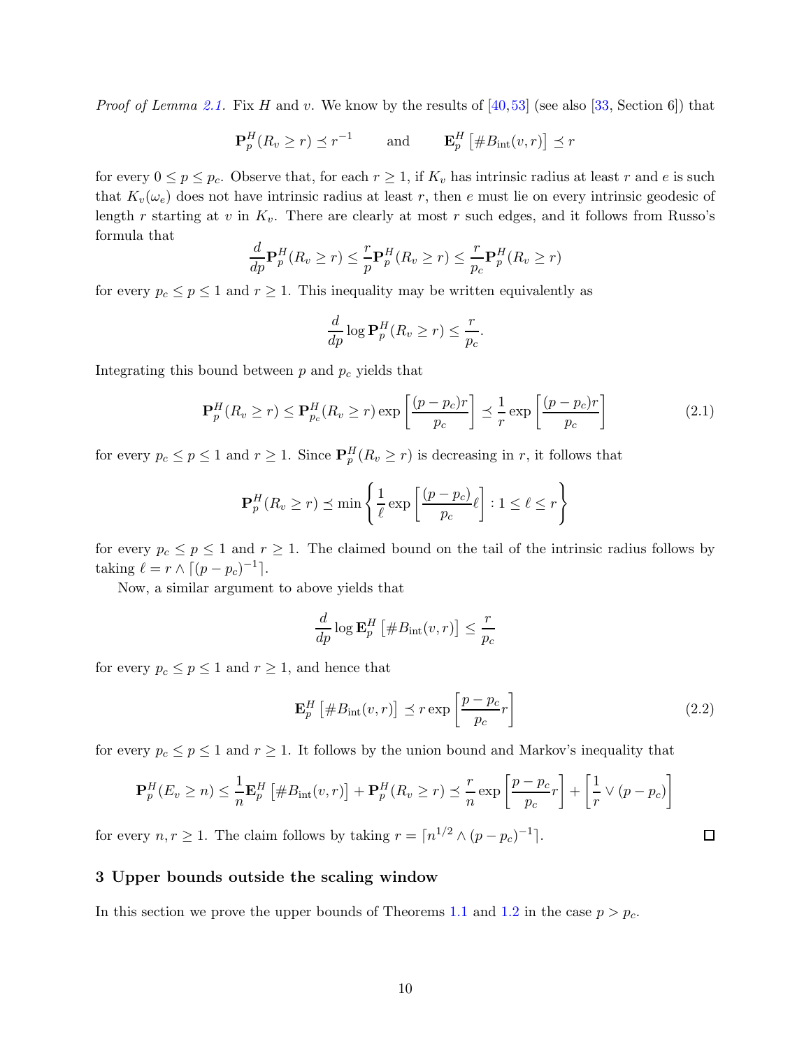*Proof of Lemma 2.1.* Fix $H$ and $v$. We know by the results of [40,53] (see also [33, Section 6]) that

$$\mathbf{P}_p^H(R_v \geq r) \preceq r^{-1} \qquad \text{and} \qquad \mathbf{E}_p^H\left[\#B_{\mathrm{int}}(v,r)\right] \preceq r$$

for every $0 \leq p \leq p_c$. Observe that, for each $r \geq 1$, if $K_v$ has intrinsic radius at least $r$ and $e$ is such that $K_v(\omega_e)$ does not have intrinsic radius at least $r$, then $e$ must lie on every intrinsic geodesic of length $r$ starting at $v$ in $K_v$. There are clearly at most $r$ such edges, and it follows from Russo's formula that

$$\frac{d}{dp}\mathbf{P}_p^H(R_v \geq r) \leq \frac{r}{p}\mathbf{P}_p^H(R_v \geq r) \leq \frac{r}{p_c}\mathbf{P}_p^H(R_v \geq r)$$

for every $p_c \leq p \leq 1$ and $r \geq 1$. This inequality may be written equivalently as

$$\frac{d}{dp}\log \mathbf{P}_p^H(R_v \geq r) \leq \frac{r}{p_c}.$$

Integrating this bound between $p$ and $p_c$ yields that

$$\mathbf{P}_p^H(R_v \geq r) \leq \mathbf{P}_{p_c}^H(R_v \geq r)\exp\left[\frac{(p-p_c)r}{p_c}\right] \preceq \frac{1}{r}\exp\left[\frac{(p-p_c)r}{p_c}\right] \tag{2.1}$$

for every $p_c \leq p \leq 1$ and $r \geq 1$. Since $\mathbf{P}_p^H(R_v \geq r)$ is decreasing in $r$, it follows that

$$\mathbf{P}_p^H(R_v \geq r) \preceq \min\left\{\frac{1}{\ell}\exp\left[\frac{(p-p_c)}{p_c}\ell\right] : 1 \leq \ell \leq r\right\}$$

for every $p_c \leq p \leq 1$ and $r \geq 1$. The claimed bound on the tail of the intrinsic radius follows by taking $\ell = r \wedge \lceil (p-p_c)^{-1}\rceil$.

Now, a similar argument to above yields that

$$\frac{d}{dp}\log \mathbf{E}_p^H\left[\#B_{\mathrm{int}}(v,r)\right] \leq \frac{r}{p_c}$$

for every $p_c \leq p \leq 1$ and $r \geq 1$, and hence that

$$\mathbf{E}_p^H\left[\#B_{\mathrm{int}}(v,r)\right] \preceq r\exp\left[\frac{p-p_c}{p_c}r\right] \tag{2.2}$$

for every $p_c \leq p \leq 1$ and $r \geq 1$. It follows by the union bound and Markov's inequality that

$$\mathbf{P}_p^H(E_v \geq n) \leq \frac{1}{n}\mathbf{E}_p^H\left[\#B_{\mathrm{int}}(v,r)\right] + \mathbf{P}_p^H(R_v \geq r) \preceq \frac{r}{n}\exp\left[\frac{p-p_c}{p_c}r\right] + \left[\frac{1}{r} \vee (p-p_c)\right]$$

for every $n, r \geq 1$. The claim follows by taking $r = \lceil n^{1/2} \wedge (p-p_c)^{-1}\rceil$. $\square$

## 3 Upper bounds outside the scaling window

In this section we prove the upper bounds of Theorems 1.1 and 1.2 in the case $p > p_c$.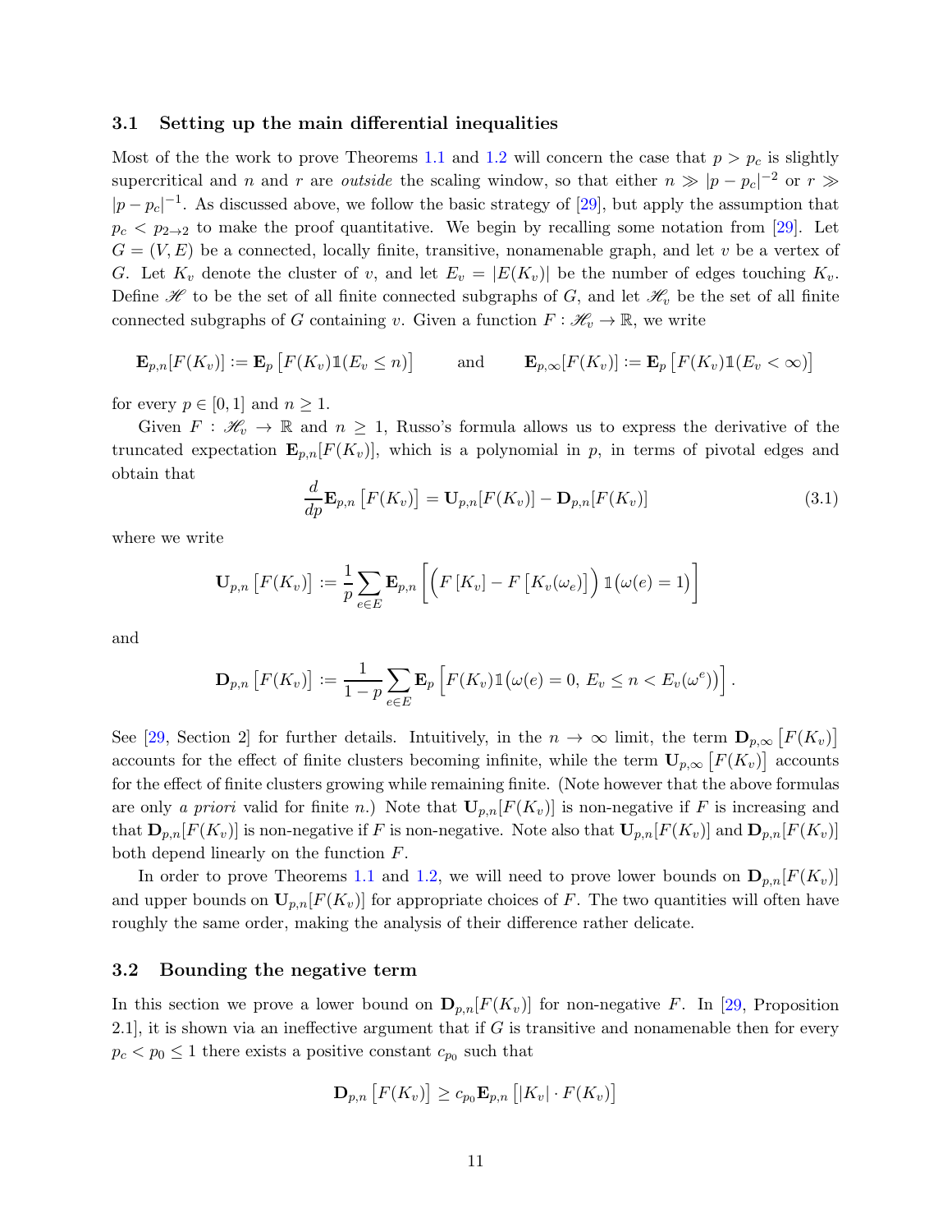### 3.1 Setting up the main differential inequalities

Most of the the work to prove Theorems 1.1 and 1.2 will concern the case that $p > p_c$ is slightly supercritical and $n$ and $r$ are *outside* the scaling window, so that either $n \gg |p - p_c|^{-2}$ or $r \gg |p - p_c|^{-1}$. As discussed above, we follow the basic strategy of [29], but apply the assumption that $p_c < p_{2\to 2}$ to make the proof quantitative. We begin by recalling some notation from [29]. Let $G = (V, E)$ be a connected, locally finite, transitive, nonamenable graph, and let $v$ be a vertex of $G$. Let $K_v$ denote the cluster of $v$, and let $E_v = |E(K_v)|$ be the number of edges touching $K_v$. Define $\mathscr{H}$ to be the set of all finite connected subgraphs of $G$, and let $\mathscr{H}_v$ be the set of all finite connected subgraphs of $G$ containing $v$. Given a function $F : \mathscr{H}_v \to \mathbb{R}$, we write

$$\mathbf{E}_{p,n}[F(K_v)] := \mathbf{E}_p\left[F(K_v)\mathbb{1}(E_v \le n)\right] \qquad \text{and} \qquad \mathbf{E}_{p,\infty}[F(K_v)] := \mathbf{E}_p\left[F(K_v)\mathbb{1}(E_v < \infty)\right]$$

for every $p \in [0,1]$ and $n \ge 1$.

Given $F : \mathscr{H}_v \to \mathbb{R}$ and $n \ge 1$, Russo's formula allows us to express the derivative of the truncated expectation $\mathbf{E}_{p,n}[F(K_v)]$, which is a polynomial in $p$, in terms of pivotal edges and obtain that

$$\frac{d}{dp}\mathbf{E}_{p,n}\left[F(K_v)\right] = \mathbf{U}_{p,n}[F(K_v)] - \mathbf{D}_{p,n}[F(K_v)] \tag{3.1}$$

where we write

$$\mathbf{U}_{p,n}\left[F(K_v)\right] := \frac{1}{p}\sum_{e\in E}\mathbf{E}_{p,n}\left[\Big(F\left[K_v\right] - F\left[K_v(\omega_e)\right]\Big)\mathbb{1}\big(\omega(e) = 1\big)\right]$$

and

$$\mathbf{D}_{p,n}\left[F(K_v)\right] := \frac{1}{1-p}\sum_{e\in E}\mathbf{E}_p\left[F(K_v)\mathbb{1}\big(\omega(e) = 0,\, E_v \le n < E_v(\omega^e)\big)\right].$$

See [29, Section 2] for further details. Intuitively, in the $n \to \infty$ limit, the term $\mathbf{D}_{p,\infty}\left[F(K_v)\right]$ accounts for the effect of finite clusters becoming infinite, while the term $\mathbf{U}_{p,\infty}\left[F(K_v)\right]$ accounts for the effect of finite clusters growing while remaining finite. (Note however that the above formulas are only *a priori* valid for finite $n$.) Note that $\mathbf{U}_{p,n}[F(K_v)]$ is non-negative if $F$ is increasing and that $\mathbf{D}_{p,n}[F(K_v)]$ is non-negative if $F$ is non-negative. Note also that $\mathbf{U}_{p,n}[F(K_v)]$ and $\mathbf{D}_{p,n}[F(K_v)]$ both depend linearly on the function $F$.

In order to prove Theorems 1.1 and 1.2, we will need to prove lower bounds on $\mathbf{D}_{p,n}[F(K_v)]$ and upper bounds on $\mathbf{U}_{p,n}[F(K_v)]$ for appropriate choices of $F$. The two quantities will often have roughly the same order, making the analysis of their difference rather delicate.

### 3.2 Bounding the negative term

In this section we prove a lower bound on $\mathbf{D}_{p,n}[F(K_v)]$ for non-negative $F$. In [29, Proposition 2.1], it is shown via an ineffective argument that if $G$ is transitive and nonamenable then for every $p_c < p_0 \le 1$ there exists a positive constant $c_{p_0}$ such that

$$\mathbf{D}_{p,n}\left[F(K_v)\right] \ge c_{p_0}\mathbf{E}_{p,n}\left[|K_v| \cdot F(K_v)\right]$$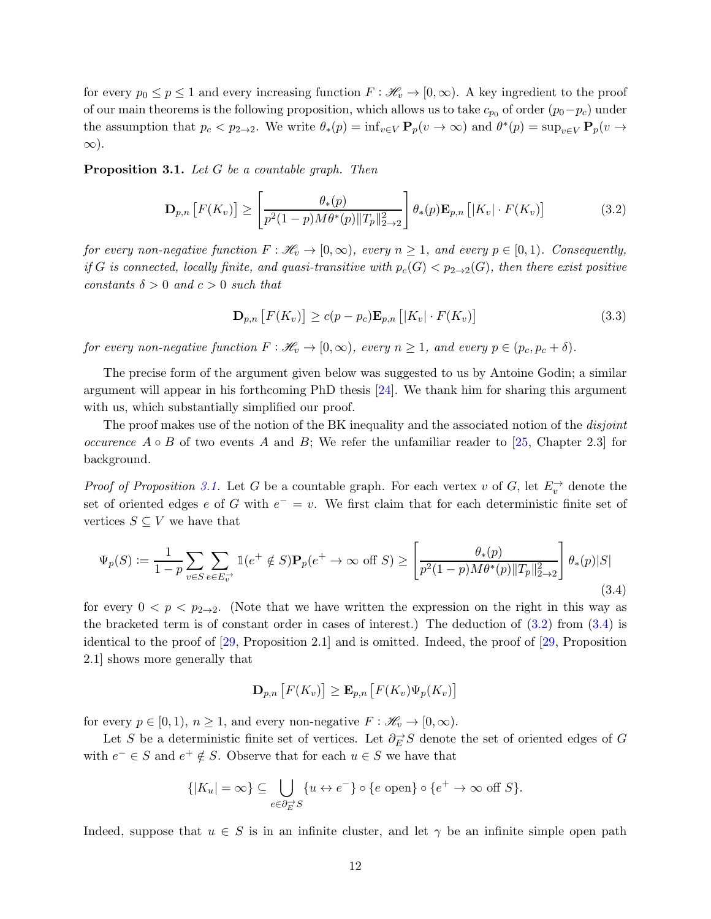for every $p_0 \leq p \leq 1$ and every increasing function $F : \mathscr{H}_v \to [0,\infty)$. A key ingredient to the proof of our main theorems is the following proposition, which allows us to take $c_{p_0}$ of order $(p_0 - p_c)$ under the assumption that $p_c < p_{2\to 2}$. We write $\theta_*(p) = \inf_{v\in V} \mathbf{P}_p(v \to \infty)$ and $\theta^*(p) = \sup_{v \in V} \mathbf{P}_p(v \to \infty)$.

**Proposition 3.1.** *Let $G$ be a countable graph. Then*

$$\mathbf{D}_{p,n}\left[F(K_v)\right] \geq \left[\frac{\theta_*(p)}{p^2(1-p)M\theta^*(p)\|T_p\|_{2\to 2}^2}\right]\theta_*(p)\mathbf{E}_{p,n}\left[|K_v|\cdot F(K_v)\right] \tag{3.2}$$

*for every non-negative function $F : \mathscr{H}_v \to [0,\infty)$, every $n \geq 1$, and every $p \in [0,1)$. Consequently, if $G$ is connected, locally finite, and quasi-transitive with $p_c(G) < p_{2\to 2}(G)$, then there exist positive constants $\delta > 0$ and $c > 0$ such that*

$$\mathbf{D}_{p,n}\left[F(K_v)\right] \geq c(p-p_c)\mathbf{E}_{p,n}\left[|K_v|\cdot F(K_v)\right] \tag{3.3}$$

*for every non-negative function $F : \mathscr{H}_v \to [0,\infty)$, every $n \geq 1$, and every $p \in (p_c, p_c + \delta)$.*

The precise form of the argument given below was suggested to us by Antoine Godin; a similar argument will appear in his forthcoming PhD thesis [24]. We thank him for sharing this argument with us, which substantially simplified our proof.

The proof makes use of the notion of the BK inequality and the associated notion of the *disjoint occurence* $A \circ B$ of two events $A$ and $B$; We refer the unfamiliar reader to [25, Chapter 2.3] for background.

*Proof of Proposition 3.1.* Let $G$ be a countable graph. For each vertex $v$ of $G$, let $E_v^{\to}$ denote the set of oriented edges $e$ of $G$ with $e^- = v$. We first claim that for each deterministic finite set of vertices $S \subseteq V$ we have that

$$\Psi_p(S) := \frac{1}{1-p}\sum_{v\in S}\sum_{e\in E_v^{\to}} \mathbb{1}(e^+ \notin S)\mathbf{P}_p(e^+ \to \infty \text{ off } S) \geq \left[\frac{\theta_*(p)}{p^2(1-p)M\theta^*(p)\|T_p\|_{2\to 2}^2}\right]\theta_*(p)|S| \tag{3.4}$$

for every $0 < p < p_{2\to 2}$. (Note that we have written the expression on the right in this way as the bracketed term is of constant order in cases of interest.) The deduction of (3.2) from (3.4) is identical to the proof of [29, Proposition 2.1] and is omitted. Indeed, the proof of [29, Proposition 2.1] shows more generally that

$$\mathbf{D}_{p,n}\left[F(K_v)\right] \geq \mathbf{E}_{p,n}\left[F(K_v)\Psi_p(K_v)\right]$$

for every $p \in [0,1)$, $n \geq 1$, and every non-negative $F : \mathscr{H}_v \to [0,\infty)$.

Let $S$ be a deterministic finite set of vertices. Let $\partial_E^{\to} S$ denote the set of oriented edges of $G$ with $e^- \in S$ and $e^+ \notin S$. Observe that for each $u \in S$ we have that

$$\{|K_u| = \infty\} \subseteq \bigcup_{e\in\partial_E^{\to} S}\{u \leftrightarrow e^-\} \circ \{e \text{ open}\} \circ \{e^+ \to \infty \text{ off } S\}.$$

Indeed, suppose that $u \in S$ is in an infinite cluster, and let $\gamma$ be an infinite simple open path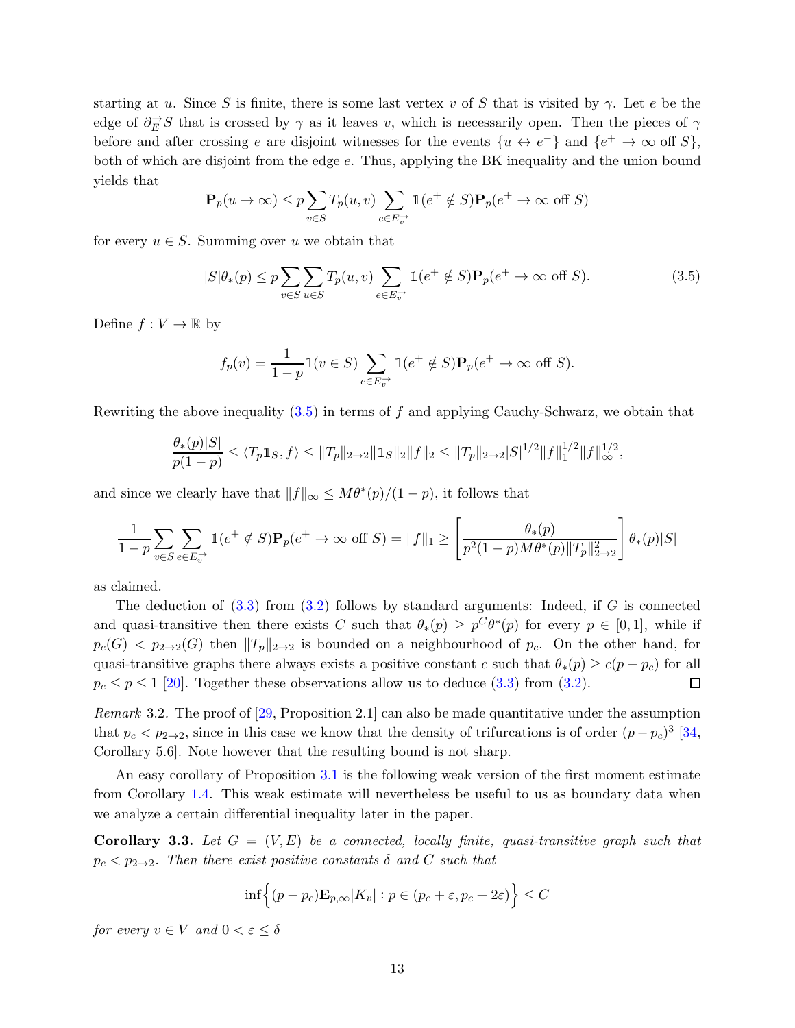starting at $u$. Since $S$ is finite, there is some last vertex $v$ of $S$ that is visited by $\gamma$. Let $e$ be the edge of $\partial_E^{\rightarrow} S$ that is crossed by $\gamma$ as it leaves $v$, which is necessarily open. Then the pieces of $\gamma$ before and after crossing $e$ are disjoint witnesses for the events $\{u \leftrightarrow e^-\}$ and $\{e^+ \to \infty \text{ off } S\}$, both of which are disjoint from the edge $e$. Thus, applying the BK inequality and the union bound yields that

$$\mathbf{P}_p(u \to \infty) \leq p \sum_{v \in S} T_p(u,v) \sum_{e \in E_v^{\rightarrow}} \mathbb{1}(e^+ \notin S) \mathbf{P}_p(e^+ \to \infty \text{ off } S)$$

for every $u \in S$. Summing over $u$ we obtain that

$$|S|\theta_*(p) \leq p \sum_{v \in S} \sum_{u \in S} T_p(u,v) \sum_{e \in E_v^{\rightarrow}} \mathbb{1}(e^+ \notin S) \mathbf{P}_p(e^+ \to \infty \text{ off } S). \tag{3.5}$$

Define $f : V \to \mathbb{R}$ by

$$f_p(v) = \frac{1}{1-p} \mathbb{1}(v \in S) \sum_{e \in E_v^{\rightarrow}} \mathbb{1}(e^+ \notin S) \mathbf{P}_p(e^+ \to \infty \text{ off } S).$$

Rewriting the above inequality (3.5) in terms of $f$ and applying Cauchy-Schwarz, we obtain that

$$\frac{\theta_*(p)|S|}{p(1-p)} \leq \langle T_p \mathbb{1}_S, f \rangle \leq \|T_p\|_{2\to 2} \|\mathbb{1}_S\|_2 \|f\|_2 \leq \|T_p\|_{2\to 2} |S|^{1/2} \|f\|_1^{1/2} \|f\|_\infty^{1/2},$$

and since we clearly have that $\|f\|_\infty \leq M\theta^*(p)/(1-p)$, it follows that

$$\frac{1}{1-p} \sum_{v \in S} \sum_{e \in E_v^{\rightarrow}} \mathbb{1}(e^+ \notin S) \mathbf{P}_p(e^+ \to \infty \text{ off } S) = \|f\|_1 \geq \left[ \frac{\theta_*(p)}{p^2(1-p)M\theta^*(p)\|T_p\|_{2\to 2}^2} \right] \theta_*(p)|S|$$

as claimed.

The deduction of (3.3) from (3.2) follows by standard arguments: Indeed, if $G$ is connected and quasi-transitive then there exists $C$ such that $\theta_*(p) \geq p^C \theta^*(p)$ for every $p \in [0,1]$, while if $p_c(G) < p_{2\to 2}(G)$ then $\|T_p\|_{2\to 2}$ is bounded on a neighbourhood of $p_c$. On the other hand, for quasi-transitive graphs there always exists a positive constant $c$ such that $\theta_*(p) \geq c(p - p_c)$ for all $p_c \leq p \leq 1$ [20]. Together these observations allow us to deduce (3.3) from (3.2). $\square$

*Remark* 3.2. The proof of [29, Proposition 2.1] can also be made quantitative under the assumption that $p_c < p_{2\to 2}$, since in this case we know that the density of trifurcations is of order $(p-p_c)^3$ [34, Corollary 5.6]. Note however that the resulting bound is not sharp.

An easy corollary of Proposition 3.1 is the following weak version of the first moment estimate from Corollary 1.4. This weak estimate will nevertheless be useful to us as boundary data when we analyze a certain differential inequality later in the paper.

**Corollary 3.3.** *Let $G = (V,E)$ be a connected, locally finite, quasi-transitive graph such that $p_c < p_{2\to 2}$. Then there exist positive constants $\delta$ and $C$ such that*

$$\inf\Big\{ (p-p_c)\mathbf{E}_{p,\infty}|K_v| : p \in (p_c + \varepsilon, p_c + 2\varepsilon) \Big\} \leq C$$

*for every $v \in V$ and $0 < \varepsilon \leq \delta$*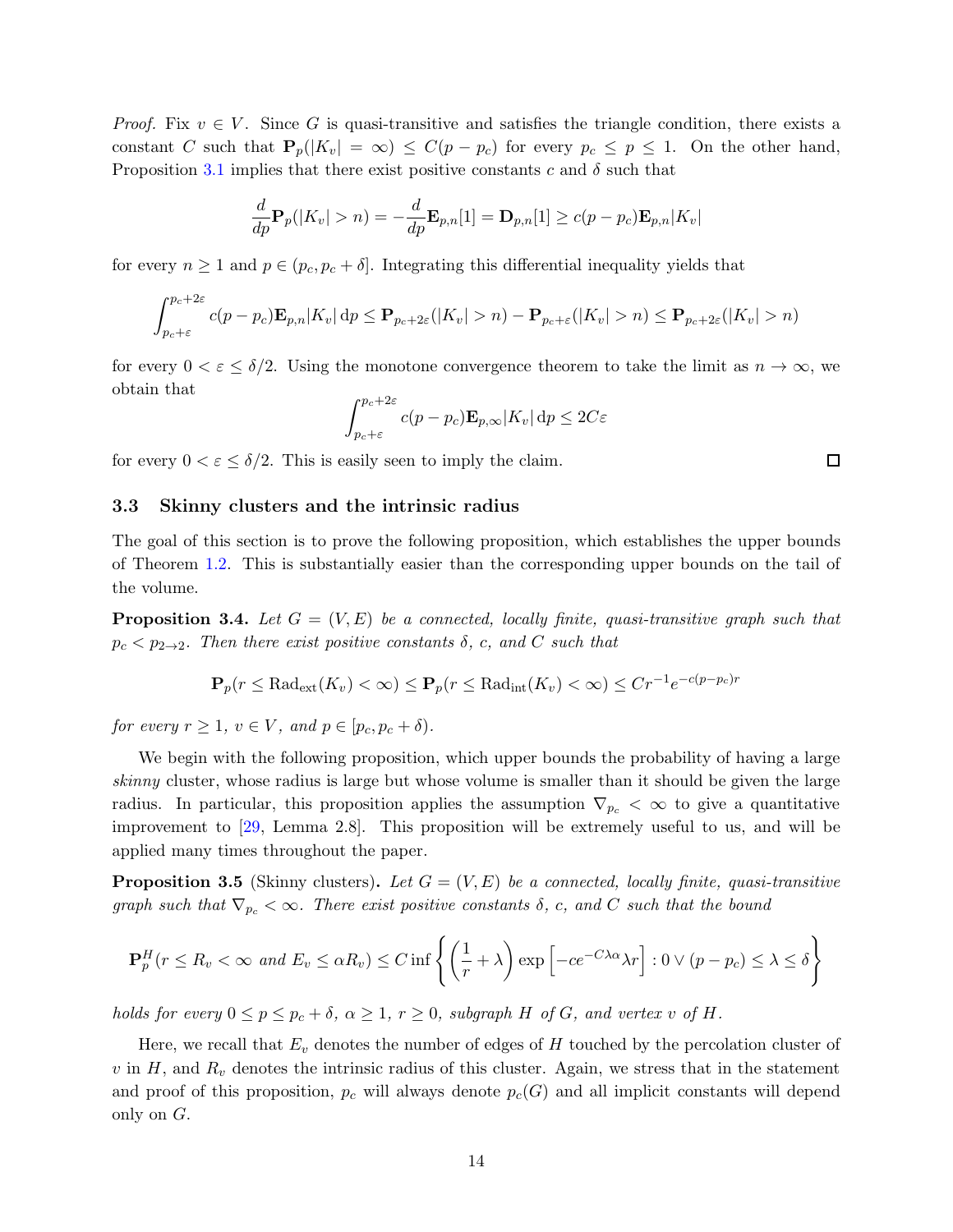*Proof.* Fix $v \in V$. Since $G$ is quasi-transitive and satisfies the triangle condition, there exists a constant $C$ such that $\mathbf{P}_p(|K_v| = \infty) \leq C(p - p_c)$ for every $p_c \leq p \leq 1$. On the other hand, Proposition 3.1 implies that there exist positive constants $c$ and $\delta$ such that

$$\frac{d}{dp}\mathbf{P}_p(|K_v| > n) = -\frac{d}{dp}\mathbf{E}_{p,n}[1] = \mathbf{D}_{p,n}[1] \geq c(p - p_c)\mathbf{E}_{p,n}|K_v|$$

for every $n \geq 1$ and $p \in (p_c, p_c + \delta]$. Integrating this differential inequality yields that

$$\int_{p_c+\varepsilon}^{p_c+2\varepsilon} c(p - p_c)\mathbf{E}_{p,n}|K_v| \,\mathrm{d}p \leq \mathbf{P}_{p_c+2\varepsilon}(|K_v| > n) - \mathbf{P}_{p_c+\varepsilon}(|K_v| > n) \leq \mathbf{P}_{p_c+2\varepsilon}(|K_v| > n)$$

for every $0 < \varepsilon \leq \delta/2$. Using the monotone convergence theorem to take the limit as $n \to \infty$, we obtain that

$$\int_{p_c+\varepsilon}^{p_c+2\varepsilon} c(p - p_c)\mathbf{E}_{p,\infty}|K_v| \,\mathrm{d}p \leq 2C\varepsilon$$

for every $0 < \varepsilon \leq \delta/2$. This is easily seen to imply the claim. □

### 3.3 Skinny clusters and the intrinsic radius

The goal of this section is to prove the following proposition, which establishes the upper bounds of Theorem 1.2. This is substantially easier than the corresponding upper bounds on the tail of the volume.

**Proposition 3.4.** *Let $G = (V, E)$ be a connected, locally finite, quasi-transitive graph such that $p_c < p_{2\to 2}$. Then there exist positive constants $\delta$, $c$, and $C$ such that*

$$\mathbf{P}_p(r \leq \mathrm{Rad}_{\mathrm{ext}}(K_v) < \infty) \leq \mathbf{P}_p(r \leq \mathrm{Rad}_{\mathrm{int}}(K_v) < \infty) \leq Cr^{-1}e^{-c(p-p_c)r}$$

*for every $r \geq 1$, $v \in V$, and $p \in [p_c, p_c + \delta)$.*

We begin with the following proposition, which upper bounds the probability of having a large *skinny* cluster, whose radius is large but whose volume is smaller than it should be given the large radius. In particular, this proposition applies the assumption $\nabla_{p_c} < \infty$ to give a quantitative improvement to [29, Lemma 2.8]. This proposition will be extremely useful to us, and will be applied many times throughout the paper.

**Proposition 3.5** (Skinny clusters)**.** *Let $G = (V, E)$ be a connected, locally finite, quasi-transitive graph such that $\nabla_{p_c} < \infty$. There exist positive constants $\delta$, $c$, and $C$ such that the bound*

$$\mathbf{P}_p^H(r \leq R_v < \infty \text{ and } E_v \leq \alpha R_v) \leq C \inf\left\{\left(\frac{1}{r} + \lambda\right)\exp\left[-ce^{-C\lambda\alpha}\lambda r\right] : 0 \vee (p - p_c) \leq \lambda \leq \delta\right\}$$

*holds for every $0 \leq p \leq p_c + \delta$, $\alpha \geq 1$, $r \geq 0$, subgraph $H$ of $G$, and vertex $v$ of $H$.*

Here, we recall that $E_v$ denotes the number of edges of $H$ touched by the percolation cluster of $v$ in $H$, and $R_v$ denotes the intrinsic radius of this cluster. Again, we stress that in the statement and proof of this proposition, $p_c$ will always denote $p_c(G)$ and all implicit constants will depend only on $G$.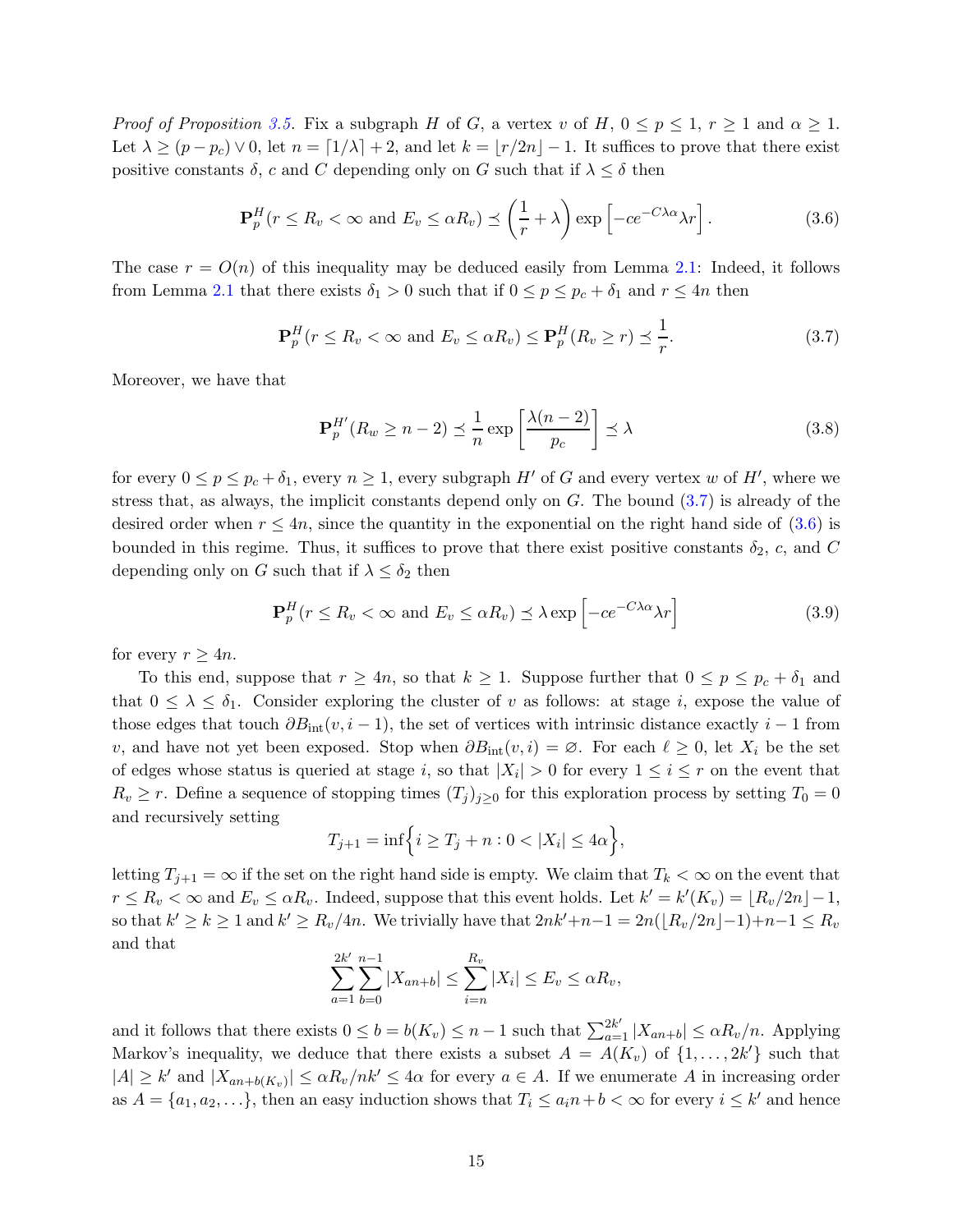*Proof of Proposition 3.5.* Fix a subgraph $H$ of $G$, a vertex $v$ of $H$, $0 \leq p \leq 1$, $r \geq 1$ and $\alpha \geq 1$. Let $\lambda \geq (p - p_c) \vee 0$, let $n = \lceil 1/\lambda \rceil + 2$, and let $k = \lfloor r/2n \rfloor - 1$. It suffices to prove that there exist positive constants $\delta$, $c$ and $C$ depending only on $G$ such that if $\lambda \leq \delta$ then

$$\mathbf{P}_p^H(r \leq R_v < \infty \text{ and } E_v \leq \alpha R_v) \preceq \left(\frac{1}{r} + \lambda\right) \exp\left[-ce^{-C\lambda\alpha}\lambda r\right]. \tag{3.6}$$

The case $r = O(n)$ of this inequality may be deduced easily from Lemma 2.1: Indeed, it follows from Lemma 2.1 that there exists $\delta_1 > 0$ such that if $0 \leq p \leq p_c + \delta_1$ and $r \leq 4n$ then

$$\mathbf{P}_p^H(r \leq R_v < \infty \text{ and } E_v \leq \alpha R_v) \leq \mathbf{P}_p^H(R_v \geq r) \preceq \frac{1}{r}. \tag{3.7}$$

Moreover, we have that

$$\mathbf{P}_p^{H'}(R_w \geq n-2) \preceq \frac{1}{n} \exp\left[\frac{\lambda(n-2)}{p_c}\right] \preceq \lambda \tag{3.8}$$

for every $0 \leq p \leq p_c + \delta_1$, every $n \geq 1$, every subgraph $H'$ of $G$ and every vertex $w$ of $H'$, where we stress that, as always, the implicit constants depend only on $G$. The bound (3.7) is already of the desired order when $r \leq 4n$, since the quantity in the exponential on the right hand side of (3.6) is bounded in this regime. Thus, it suffices to prove that there exist positive constants $\delta_2$, $c$, and $C$ depending only on $G$ such that if $\lambda \leq \delta_2$ then

$$\mathbf{P}_p^H(r \leq R_v < \infty \text{ and } E_v \leq \alpha R_v) \preceq \lambda \exp\left[-ce^{-C\lambda\alpha}\lambda r\right] \tag{3.9}$$

for every $r \geq 4n$.

To this end, suppose that $r \geq 4n$, so that $k \geq 1$. Suppose further that $0 \leq p \leq p_c + \delta_1$ and that $0 \leq \lambda \leq \delta_1$. Consider exploring the cluster of $v$ as follows: at stage $i$, expose the value of those edges that touch $\partial B_{\mathrm{int}}(v, i-1)$, the set of vertices with intrinsic distance exactly $i-1$ from $v$, and have not yet been exposed. Stop when $\partial B_{\mathrm{int}}(v, i) = \varnothing$. For each $\ell \geq 0$, let $X_i$ be the set of edges whose status is queried at stage $i$, so that $|X_i| > 0$ for every $1 \leq i \leq r$ on the event that $R_v \geq r$. Define a sequence of stopping times $(T_j)_{j \geq 0}$ for this exploration process by setting $T_0 = 0$ and recursively setting

$$T_{j+1} = \inf\Big\{ i \geq T_j + n : 0 < |X_i| \leq 4\alpha \Big\},$$

letting $T_{j+1} = \infty$ if the set on the right hand side is empty. We claim that $T_k < \infty$ on the event that $r \leq R_v < \infty$ and $E_v \leq \alpha R_v$. Indeed, suppose that this event holds. Let $k' = k'(K_v) = \lfloor R_v/2n \rfloor - 1$, so that $k' \geq k \geq 1$ and $k' \geq R_v/4n$. We trivially have that $2nk' + n - 1 = 2n(\lfloor R_v/2n \rfloor - 1) + n - 1 \leq R_v$ and that

$$\sum_{a=1}^{2k'} \sum_{b=0}^{n-1} |X_{an+b}| \leq \sum_{i=n}^{R_v} |X_i| \leq E_v \leq \alpha R_v,$$

and it follows that there exists $0 \leq b = b(K_v) \leq n-1$ such that $\sum_{a=1}^{2k'} |X_{an+b}| \leq \alpha R_v / n$. Applying Markov's inequality, we deduce that there exists a subset $A = A(K_v)$ of $\{1, \ldots, 2k'\}$ such that $|A| \geq k'$ and $|X_{an+b(K_v)}| \leq \alpha R_v / nk' \leq 4\alpha$ for every $a \in A$. If we enumerate $A$ in increasing order as $A = \{a_1, a_2, \ldots\}$, then an easy induction shows that $T_i \leq a_i n + b < \infty$ for every $i \leq k'$ and hence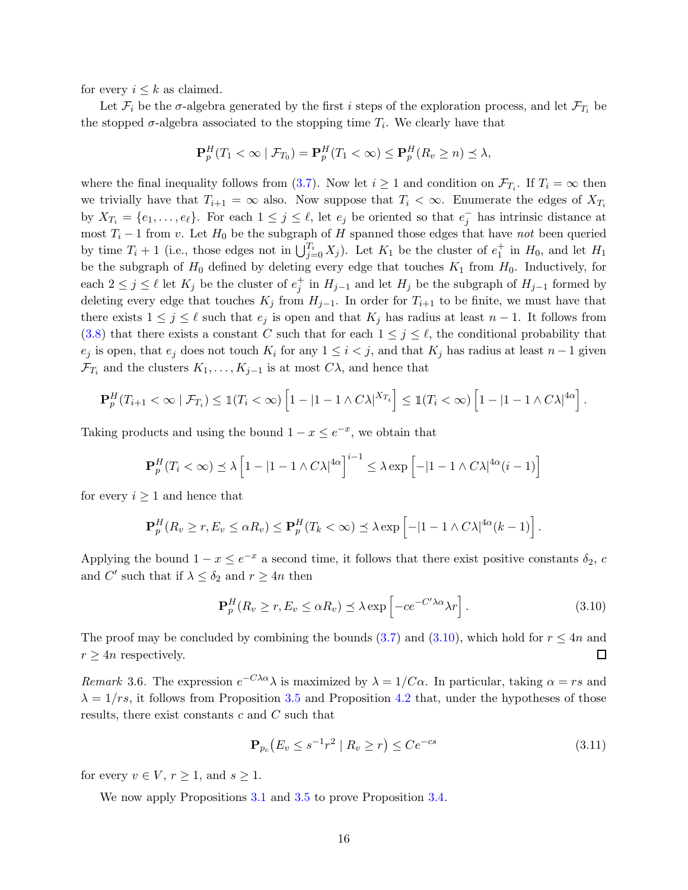for every $i \leq k$ as claimed.

Let $\mathcal{F}_i$ be the $\sigma$-algebra generated by the first $i$ steps of the exploration process, and let $\mathcal{F}_{T_i}$ be the stopped $\sigma$-algebra associated to the stopping time $T_i$. We clearly have that

$$\mathbf{P}_p^H(T_1 < \infty \mid \mathcal{F}_{T_0}) = \mathbf{P}_p^H(T_1 < \infty) \leq \mathbf{P}_p^H(R_v \geq n) \preceq \lambda,$$

where the final inequality follows from (3.7). Now let $i \geq 1$ and condition on $\mathcal{F}_{T_i}$. If $T_i = \infty$ then we trivially have that $T_{i+1} = \infty$ also. Now suppose that $T_i < \infty$. Enumerate the edges of $X_{T_i}$ by $X_{T_i} = \{e_1, \ldots, e_\ell\}$. For each $1 \leq j \leq \ell$, let $e_j$ be oriented so that $e_j^-$ has intrinsic distance at most $T_i - 1$ from $v$. Let $H_0$ be the subgraph of $H$ spanned those edges that have *not* been queried by time $T_i + 1$ (i.e., those edges not in $\bigcup_{j=0}^{T_i} X_j$). Let $K_1$ be the cluster of $e_1^+$ in $H_0$, and let $H_1$ be the subgraph of $H_0$ defined by deleting every edge that touches $K_1$ from $H_0$. Inductively, for each $2 \leq j \leq \ell$ let $K_j$ be the cluster of $e_j^+$ in $H_{j-1}$ and let $H_j$ be the subgraph of $H_{j-1}$ formed by deleting every edge that touches $K_j$ from $H_{j-1}$. In order for $T_{i+1}$ to be finite, we must have that there exists $1 \leq j \leq \ell$ such that $e_j$ is open and that $K_j$ has radius at least $n - 1$. It follows from (3.8) that there exists a constant $C$ such that for each $1 \leq j \leq \ell$, the conditional probability that $e_j$ is open, that $e_j$ does not touch $K_i$ for any $1 \leq i < j$, and that $K_j$ has radius at least $n-1$ given $\mathcal{F}_{T_i}$ and the clusters $K_1, \ldots, K_{j-1}$ is at most $C\lambda$, and hence that

$$\mathbf{P}_p^H(T_{i+1} < \infty \mid \mathcal{F}_{T_i}) \leq \mathbb{1}(T_i < \infty)\left[1 - |1 - 1 \wedge C\lambda|^{X_{T_i}}\right] \leq \mathbb{1}(T_i < \infty)\left[1 - |1 - 1 \wedge C\lambda|^{4\alpha}\right].$$

Taking products and using the bound $1 - x \leq e^{-x}$, we obtain that

$$\mathbf{P}_p^H(T_i < \infty) \preceq \lambda\left[1 - |1 - 1 \wedge C\lambda|^{4\alpha}\right]^{i-1} \leq \lambda \exp\left[-|1 - 1 \wedge C\lambda|^{4\alpha}(i-1)\right]$$

for every $i \geq 1$ and hence that

$$\mathbf{P}_p^H(R_v \geq r, E_v \leq \alpha R_v) \leq \mathbf{P}_p^H(T_k < \infty) \preceq \lambda \exp\left[-|1 - 1 \wedge C\lambda|^{4\alpha}(k-1)\right].$$

Applying the bound $1 - x \leq e^{-x}$ a second time, it follows that there exist positive constants $\delta_2$, $c$ and $C'$ such that if $\lambda \leq \delta_2$ and $r \geq 4n$ then

$$\mathbf{P}_p^H(R_v \geq r, E_v \leq \alpha R_v) \preceq \lambda \exp\left[-ce^{-C'\lambda\alpha}\lambda r\right]. \tag{3.10}$$

The proof may be concluded by combining the bounds (3.7) and (3.10), which hold for $r \leq 4n$ and $r \geq 4n$ respectively. $\square$

*Remark* 3.6. The expression $e^{-C\lambda\alpha}\lambda$ is maximized by $\lambda = 1/C\alpha$. In particular, taking $\alpha = rs$ and $\lambda = 1/rs$, it follows from Proposition 3.5 and Proposition 4.2 that, under the hypotheses of those results, there exist constants $c$ and $C$ such that

$$\mathbf{P}_{p_c}\big(E_v \leq s^{-1}r^2 \mid R_v \geq r\big) \leq Ce^{-cs} \tag{3.11}$$

for every $v \in V$, $r \geq 1$, and $s \geq 1$.

We now apply Propositions 3.1 and 3.5 to prove Proposition 3.4.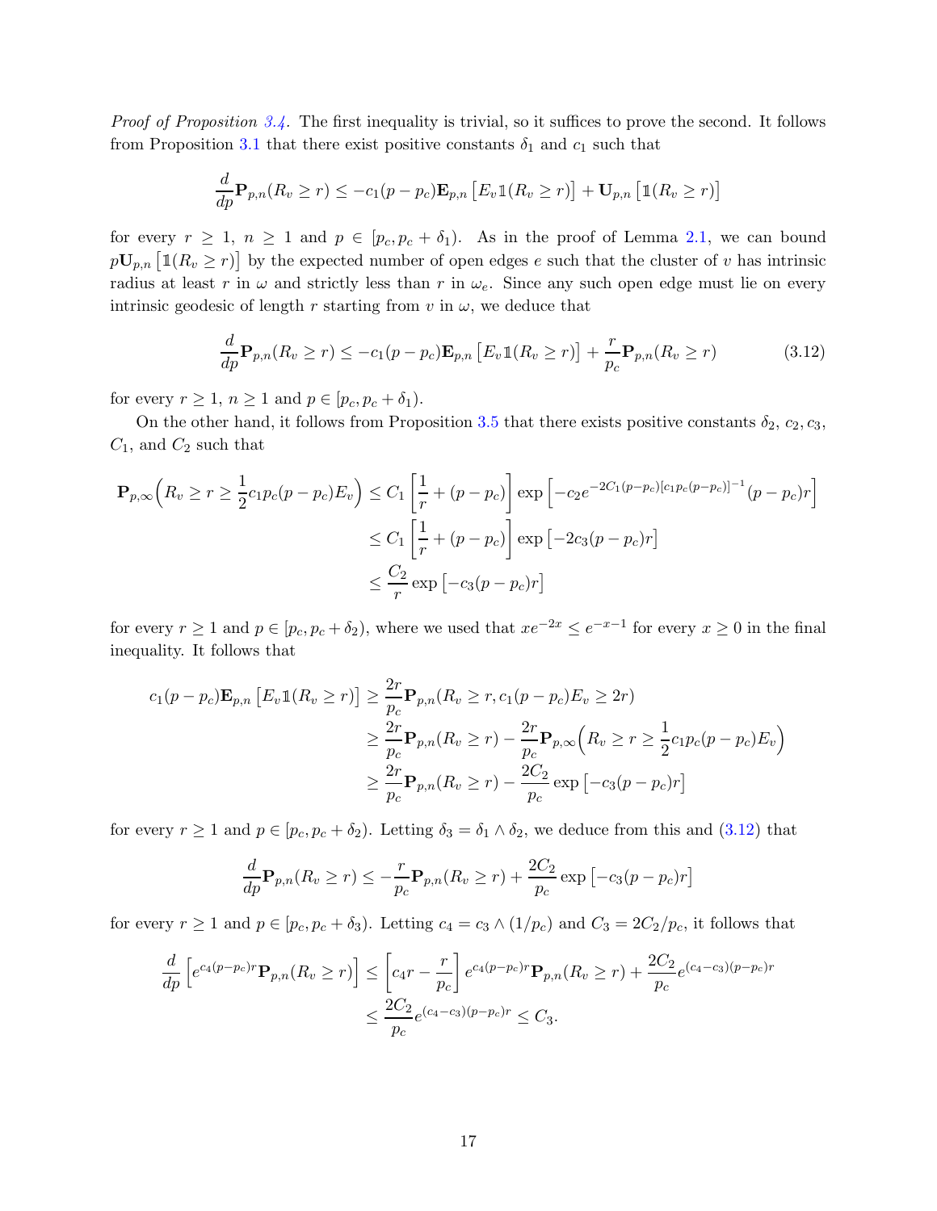*Proof of Proposition 3.4.* The first inequality is trivial, so it suffices to prove the second. It follows from Proposition 3.1 that there exist positive constants $\delta_1$ and $c_1$ such that

$$\frac{d}{dp}\mathbf{P}_{p,n}(R_v \geq r) \leq -c_1(p-p_c)\mathbf{E}_{p,n}\left[E_v \mathbb{1}(R_v \geq r)\right] + \mathbf{U}_{p,n}\left[\mathbb{1}(R_v \geq r)\right]$$

for every $r \geq 1$, $n \geq 1$ and $p \in [p_c, p_c + \delta_1)$. As in the proof of Lemma 2.1, we can bound $p\mathbf{U}_{p,n}\left[\mathbb{1}(R_v \geq r)\right]$ by the expected number of open edges $e$ such that the cluster of $v$ has intrinsic radius at least $r$ in $\omega$ and strictly less than $r$ in $\omega_e$. Since any such open edge must lie on every intrinsic geodesic of length $r$ starting from $v$ in $\omega$, we deduce that

$$\frac{d}{dp}\mathbf{P}_{p,n}(R_v \geq r) \leq -c_1(p-p_c)\mathbf{E}_{p,n}\left[E_v \mathbb{1}(R_v \geq r)\right] + \frac{r}{p_c}\mathbf{P}_{p,n}(R_v \geq r) \tag{3.12}$$

for every $r \geq 1$, $n \geq 1$ and $p \in [p_c, p_c + \delta_1)$.

On the other hand, it follows from Proposition 3.5 that there exists positive constants $\delta_2$, $c_2, c_3$, $C_1$, and $C_2$ such that

$$\begin{aligned}
\mathbf{P}_{p,\infty}\Big(R_v \geq r \geq \frac{1}{2}c_1 p_c (p-p_c)E_v\Big) &\leq C_1\left[\frac{1}{r} + (p-p_c)\right]\exp\left[-c_2 e^{-2C_1(p-p_c)[c_1p_c(p-p_c)]^{-1}}(p-p_c)r\right] \\
&\leq C_1\left[\frac{1}{r} + (p-p_c)\right]\exp\left[-2c_3(p-p_c)r\right] \\
&\leq \frac{C_2}{r}\exp\left[-c_3(p-p_c)r\right]
\end{aligned}$$

for every $r \geq 1$ and $p \in [p_c, p_c + \delta_2)$, where we used that $xe^{-2x} \leq e^{-x-1}$ for every $x \geq 0$ in the final inequality. It follows that

$$\begin{aligned}
c_1(p-p_c)\mathbf{E}_{p,n}\left[E_v \mathbb{1}(R_v \geq r)\right] &\geq \frac{2r}{p_c}\mathbf{P}_{p,n}(R_v \geq r, c_1(p-p_c)E_v \geq 2r) \\
&\geq \frac{2r}{p_c}\mathbf{P}_{p,n}(R_v \geq r) - \frac{2r}{p_c}\mathbf{P}_{p,\infty}\Big(R_v \geq r \geq \frac{1}{2}c_1p_c(p-p_c)E_v\Big) \\
&\geq \frac{2r}{p_c}\mathbf{P}_{p,n}(R_v \geq r) - \frac{2C_2}{p_c}\exp\left[-c_3(p-p_c)r\right]
\end{aligned}$$

for every $r \geq 1$ and $p \in [p_c, p_c + \delta_2)$. Letting $\delta_3 = \delta_1 \wedge \delta_2$, we deduce from this and (3.12) that

$$\frac{d}{dp}\mathbf{P}_{p,n}(R_v \geq r) \leq -\frac{r}{p_c}\mathbf{P}_{p,n}(R_v \geq r) + \frac{2C_2}{p_c}\exp\left[-c_3(p-p_c)r\right]$$

for every $r \geq 1$ and $p \in [p_c, p_c + \delta_3)$. Letting $c_4 = c_3 \wedge (1/p_c)$ and $C_3 = 2C_2/p_c$, it follows that

$$\begin{aligned}
\frac{d}{dp}\left[e^{c_4(p-p_c)r}\mathbf{P}_{p,n}(R_v \geq r)\right] &\leq \left[c_4 r - \frac{r}{p_c}\right]e^{c_4(p-p_c)r}\mathbf{P}_{p,n}(R_v \geq r) + \frac{2C_2}{p_c}e^{(c_4-c_3)(p-p_c)r} \\
&\leq \frac{2C_2}{p_c}e^{(c_4-c_3)(p-p_c)r} \leq C_3.
\end{aligned}$$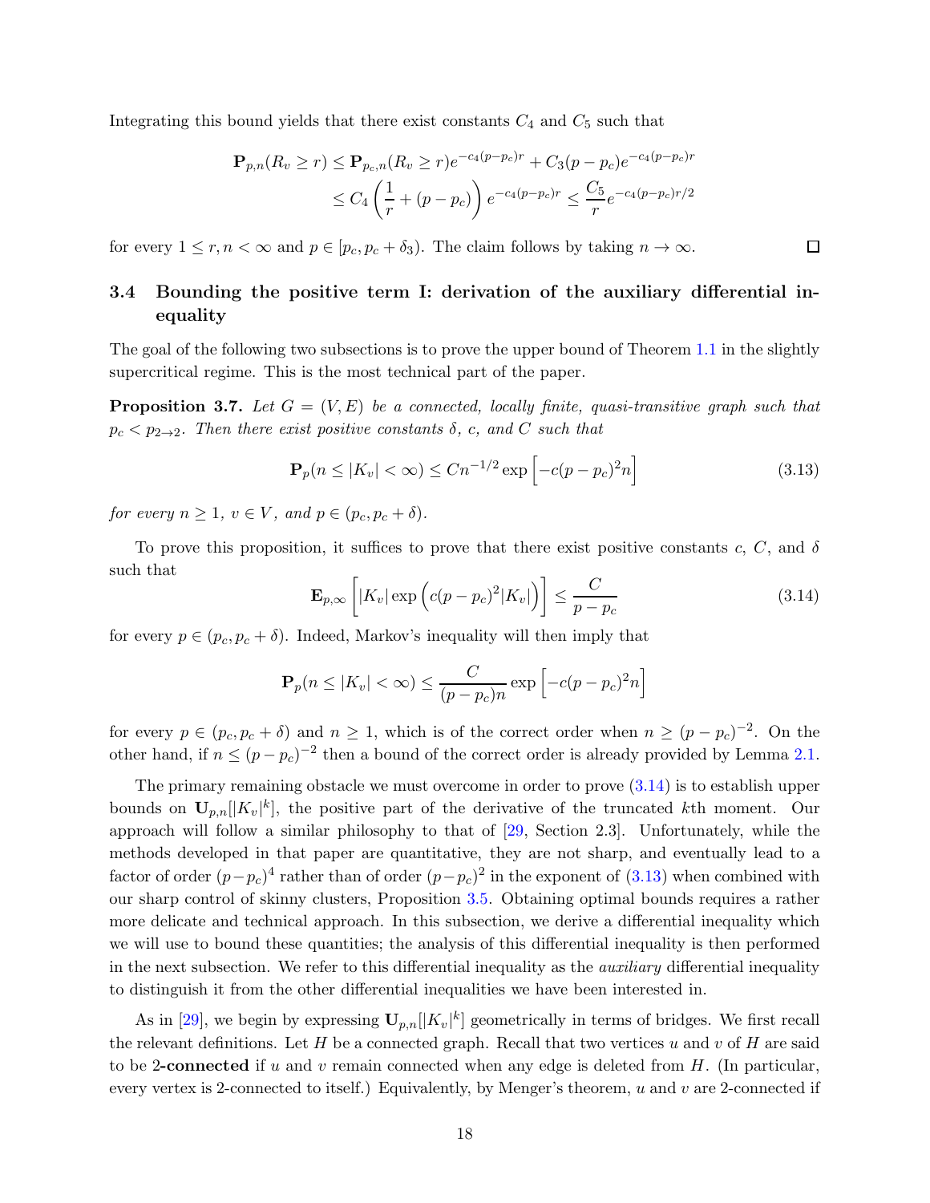Integrating this bound yields that there exist constants $C_4$ and $C_5$ such that

$$\mathbf{P}_{p,n}(R_v \geq r) \leq \mathbf{P}_{p_c,n}(R_v \geq r)e^{-c_4(p-p_c)r} + C_3(p-p_c)e^{-c_4(p-p_c)r}$$
$$\leq C_4\left(\frac{1}{r} + (p-p_c)\right)e^{-c_4(p-p_c)r} \leq \frac{C_5}{r}e^{-c_4(p-p_c)r/2}$$

for every $1 \leq r, n < \infty$ and $p \in [p_c, p_c + \delta_3)$. The claim follows by taking $n \to \infty$. □

### 3.4 Bounding the positive term I: derivation of the auxiliary differential inequality

The goal of the following two subsections is to prove the upper bound of Theorem 1.1 in the slightly supercritical regime. This is the most technical part of the paper.

**Proposition 3.7.** *Let $G = (V, E)$ be a connected, locally finite, quasi-transitive graph such that $p_c < p_{2\to2}$. Then there exist positive constants $\delta$, $c$, and $C$ such that*

$$\mathbf{P}_p(n \leq |K_v| < \infty) \leq Cn^{-1/2}\exp\left[-c(p-p_c)^2 n\right] \tag{3.13}$$

*for every $n \geq 1$, $v \in V$, and $p \in (p_c, p_c + \delta)$.*

To prove this proposition, it suffices to prove that there exist positive constants $c$, $C$, and $\delta$ such that

$$\mathbf{E}_{p,\infty}\left[|K_v|\exp\left(c(p-p_c)^2|K_v|\right)\right] \leq \frac{C}{p-p_c} \tag{3.14}$$

for every $p \in (p_c, p_c + \delta)$. Indeed, Markov's inequality will then imply that

$$\mathbf{P}_p(n \leq |K_v| < \infty) \leq \frac{C}{(p-p_c)n}\exp\left[-c(p-p_c)^2 n\right]$$

for every $p \in (p_c, p_c + \delta)$ and $n \geq 1$, which is of the correct order when $n \geq (p-p_c)^{-2}$. On the other hand, if $n \leq (p-p_c)^{-2}$ then a bound of the correct order is already provided by Lemma 2.1.

The primary remaining obstacle we must overcome in order to prove (3.14) is to establish upper bounds on $\mathbf{U}_{p,n}[|K_v|^k]$, the positive part of the derivative of the truncated $k$th moment. Our approach will follow a similar philosophy to that of [29, Section 2.3]. Unfortunately, while the methods developed in that paper are quantitative, they are not sharp, and eventually lead to a factor of order $(p-p_c)^4$ rather than of order $(p-p_c)^2$ in the exponent of (3.13) when combined with our sharp control of skinny clusters, Proposition 3.5. Obtaining optimal bounds requires a rather more delicate and technical approach. In this subsection, we derive a differential inequality which we will use to bound these quantities; the analysis of this differential inequality is then performed in the next subsection. We refer to this differential inequality as the *auxiliary* differential inequality to distinguish it from the other differential inequalities we have been interested in.

As in [29], we begin by expressing $\mathbf{U}_{p,n}[|K_v|^k]$ geometrically in terms of bridges. We first recall the relevant definitions. Let $H$ be a connected graph. Recall that two vertices $u$ and $v$ of $H$ are said to be **2-connected** if $u$ and $v$ remain connected when any edge is deleted from $H$. (In particular, every vertex is 2-connected to itself.) Equivalently, by Menger's theorem, $u$ and $v$ are 2-connected if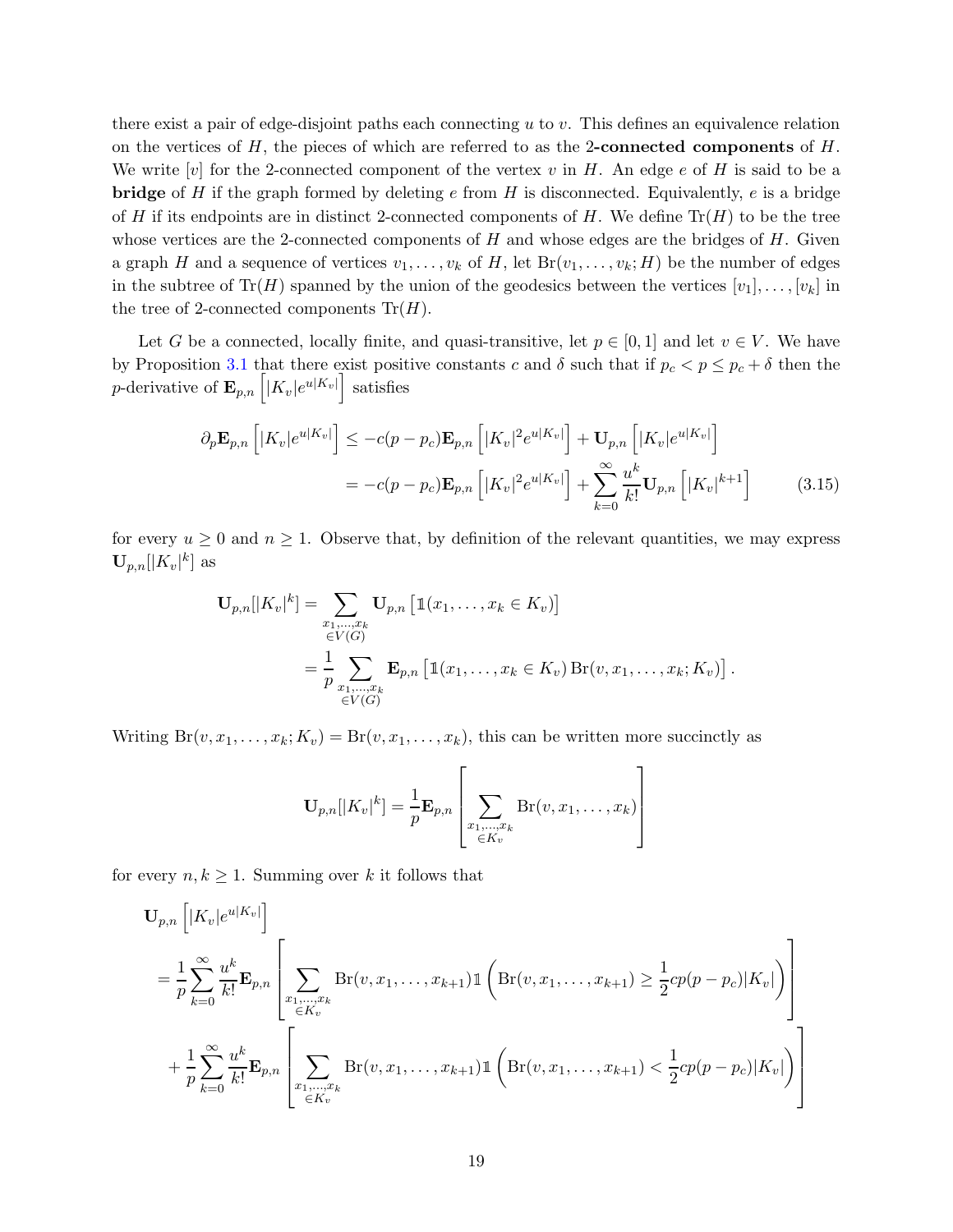there exist a pair of edge-disjoint paths each connecting $u$ to $v$. This defines an equivalence relation on the vertices of $H$, the pieces of which are referred to as the **2-connected components** of $H$. We write $[v]$ for the 2-connected component of the vertex $v$ in $H$. An edge $e$ of $H$ is said to be a **bridge** of $H$ if the graph formed by deleting $e$ from $H$ is disconnected. Equivalently, $e$ is a bridge of $H$ if its endpoints are in distinct 2-connected components of $H$. We define $\mathrm{Tr}(H)$ to be the tree whose vertices are the 2-connected components of $H$ and whose edges are the bridges of $H$. Given a graph $H$ and a sequence of vertices $v_1, \ldots, v_k$ of $H$, let $\mathrm{Br}(v_1, \ldots, v_k; H)$ be the number of edges in the subtree of $\mathrm{Tr}(H)$ spanned by the union of the geodesics between the vertices $[v_1], \ldots, [v_k]$ in the tree of 2-connected components $\mathrm{Tr}(H)$.

Let $G$ be a connected, locally finite, and quasi-transitive, let $p \in [0,1]$ and let $v \in V$. We have by Proposition 3.1 that there exist positive constants $c$ and $\delta$ such that if $p_c < p \leq p_c + \delta$ then the $p$-derivative of $\mathbf{E}_{p,n}\left[|K_v| e^{u|K_v|}\right]$ satisfies

$$\begin{aligned}
\partial_p \mathbf{E}_{p,n}\left[|K_v| e^{u|K_v|}\right] &\leq -c(p-p_c)\mathbf{E}_{p,n}\left[|K_v|^2 e^{u|K_v|}\right] + \mathbf{U}_{p,n}\left[|K_v| e^{u|K_v|}\right] \\
&= -c(p-p_c)\mathbf{E}_{p,n}\left[|K_v|^2 e^{u|K_v|}\right] + \sum_{k=0}^{\infty} \frac{u^k}{k!} \mathbf{U}_{p,n}\left[|K_v|^{k+1}\right] \qquad (3.15)
\end{aligned}$$

for every $u \geq 0$ and $n \geq 1$. Observe that, by definition of the relevant quantities, we may express $\mathbf{U}_{p,n}[|K_v|^k]$ as

$$\begin{aligned}
\mathbf{U}_{p,n}[|K_v|^k] &= \sum_{\substack{x_1,\ldots,x_k \\ \in V(G)}} \mathbf{U}_{p,n}\left[\mathbb{1}(x_1, \ldots, x_k \in K_v)\right] \\
&= \frac{1}{p} \sum_{\substack{x_1,\ldots,x_k \\ \in V(G)}} \mathbf{E}_{p,n}\left[\mathbb{1}(x_1, \ldots, x_k \in K_v)\,\mathrm{Br}(v, x_1, \ldots, x_k; K_v)\right].
\end{aligned}$$

Writing $\mathrm{Br}(v, x_1, \ldots, x_k; K_v) = \mathrm{Br}(v, x_1, \ldots, x_k)$, this can be written more succinctly as

$$\mathbf{U}_{p,n}[|K_v|^k] = \frac{1}{p}\mathbf{E}_{p,n}\left[\sum_{\substack{x_1,\ldots,x_k \\ \in K_v}} \mathrm{Br}(v, x_1, \ldots, x_k)\right]$$

for every $n, k \geq 1$. Summing over $k$ it follows that

$$\begin{aligned}
&\mathbf{U}_{p,n}\left[|K_v| e^{u|K_v|}\right] \\
&= \frac{1}{p}\sum_{k=0}^{\infty} \frac{u^k}{k!} \mathbf{E}_{p,n}\left[\sum_{\substack{x_1,\ldots,x_k \\ \in K_v}} \mathrm{Br}(v, x_1, \ldots, x_{k+1}) \mathbb{1}\left(\mathrm{Br}(v, x_1, \ldots, x_{k+1}) \geq \frac{1}{2}cp(p-p_c)|K_v|\right)\right] \\
&\quad + \frac{1}{p}\sum_{k=0}^{\infty} \frac{u^k}{k!} \mathbf{E}_{p,n}\left[\sum_{\substack{x_1,\ldots,x_k \\ \in K_v}} \mathrm{Br}(v, x_1, \ldots, x_{k+1}) \mathbb{1}\left(\mathrm{Br}(v, x_1, \ldots, x_{k+1}) < \frac{1}{2}cp(p-p_c)|K_v|\right)\right]
\end{aligned}$$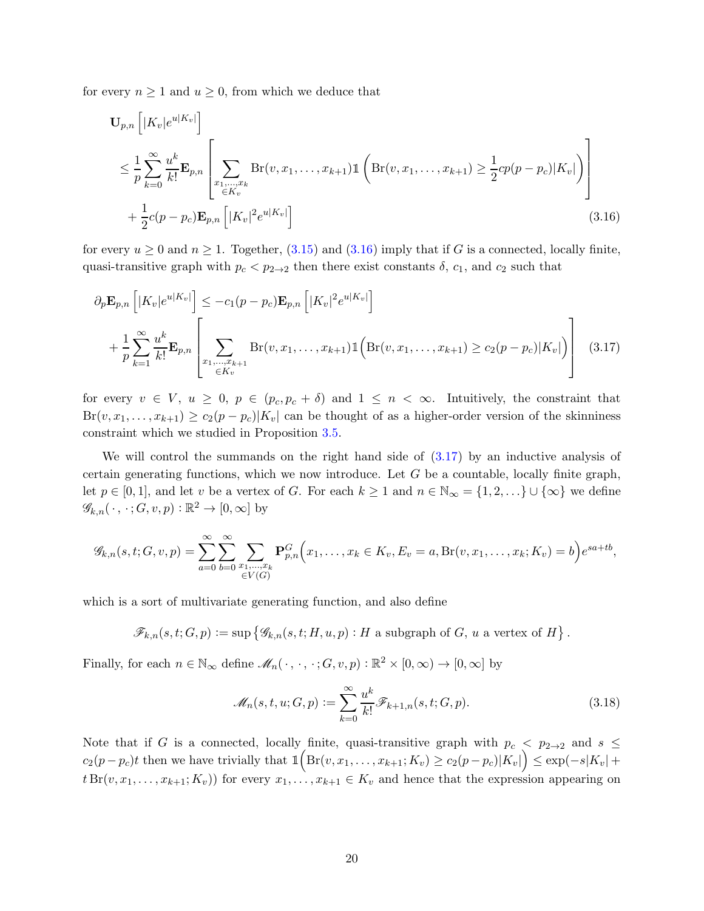for every $n \geq 1$ and $u \geq 0$, from which we deduce that

$$
\begin{aligned}
&\mathbf{U}_{p,n}\left[|K_v|e^{u|K_v|}\right] \\
&\quad \leq \frac{1}{p}\sum_{k=0}^{\infty}\frac{u^k}{k!}\mathbf{E}_{p,n}\left[\sum_{\substack{x_1,\ldots,x_k\\ \in K_v}} \operatorname{Br}(v,x_1,\ldots,x_{k+1})\mathbb{1}\left(\operatorname{Br}(v,x_1,\ldots,x_{k+1}) \geq \frac{1}{2}cp(p-p_c)|K_v|\right)\right] \\
&\qquad + \frac{1}{2}c(p-p_c)\mathbf{E}_{p,n}\left[|K_v|^2 e^{u|K_v|}\right]
\end{aligned}
\tag{3.16}
$$

for every $u \geq 0$ and $n \geq 1$. Together, (3.15) and (3.16) imply that if $G$ is a connected, locally finite, quasi-transitive graph with $p_c < p_{2\to 2}$ then there exist constants $\delta$, $c_1$, and $c_2$ such that

$$
\begin{aligned}
&\partial_p \mathbf{E}_{p,n}\left[|K_v|e^{u|K_v|}\right] \leq -c_1(p-p_c)\mathbf{E}_{p,n}\left[|K_v|^2 e^{u|K_v|}\right] \\
&\quad + \frac{1}{p}\sum_{k=1}^{\infty}\frac{u^k}{k!}\mathbf{E}_{p,n}\left[\sum_{\substack{x_1,\ldots,x_{k+1}\\ \in K_v}} \operatorname{Br}(v,x_1,\ldots,x_{k+1})\mathbb{1}\Big(\operatorname{Br}(v,x_1,\ldots,x_{k+1}) \geq c_2(p-p_c)|K_v|\Big)\right]
\end{aligned}
\tag{3.17}
$$

for every $v \in V$, $u \geq 0$, $p \in (p_c, p_c+\delta)$ and $1 \leq n < \infty$. Intuitively, the constraint that $\operatorname{Br}(v,x_1,\ldots,x_{k+1}) \geq c_2(p-p_c)|K_v|$ can be thought of as a higher-order version of the skinniness constraint which we studied in Proposition 3.5.

We will control the summands on the right hand side of (3.17) by an inductive analysis of certain generating functions, which we now introduce. Let $G$ be a countable, locally finite graph, let $p \in [0,1]$, and let $v$ be a vertex of $G$. For each $k \geq 1$ and $n \in \mathbb{N}_\infty = \{1,2,\ldots\} \cup \{\infty\}$ we define $\mathscr{G}_{k,n}(\,\cdot\,,\cdot\,;G,v,p) : \mathbb{R}^2 \to [0,\infty]$ by

$$
\mathscr{G}_{k,n}(s,t;G,v,p) = \sum_{a=0}^{\infty}\sum_{b=0}^{\infty}\sum_{\substack{x_1,\ldots,x_k\\ \in V(G)}} \mathbf{P}_{p,n}^G\Big(x_1,\ldots,x_k \in K_v, E_v = a, \operatorname{Br}(v,x_1,\ldots,x_k;K_v) = b\Big)e^{sa+tb},
$$

which is a sort of multivariate generating function, and also define

$$
\mathscr{F}_{k,n}(s,t;G,p) := \sup\left\{\mathscr{G}_{k,n}(s,t;H,u,p) : H \text{ a subgraph of } G,\ u \text{ a vertex of } H\right\}.
$$

Finally, for each $n \in \mathbb{N}_\infty$ define $\mathscr{M}_n(\,\cdot\,,\cdot\,,\cdot\,;G,v,p) : \mathbb{R}^2 \times [0,\infty) \to [0,\infty]$ by

$$
\mathscr{M}_n(s,t,u;G,p) := \sum_{k=0}^{\infty}\frac{u^k}{k!}\mathscr{F}_{k+1,n}(s,t;G,p). \tag{3.18}
$$

Note that if $G$ is a connected, locally finite, quasi-transitive graph with $p_c < p_{2\to 2}$ and $s \leq c_2(p-p_c)t$ then we have trivially that $\mathbb{1}\Big(\operatorname{Br}(v,x_1,\ldots,x_{k+1};K_v) \geq c_2(p-p_c)|K_v|\Big) \leq \exp(-s|K_v| + t\operatorname{Br}(v,x_1,\ldots,x_{k+1};K_v))$ for every $x_1,\ldots,x_{k+1} \in K_v$ and hence that the expression appearing on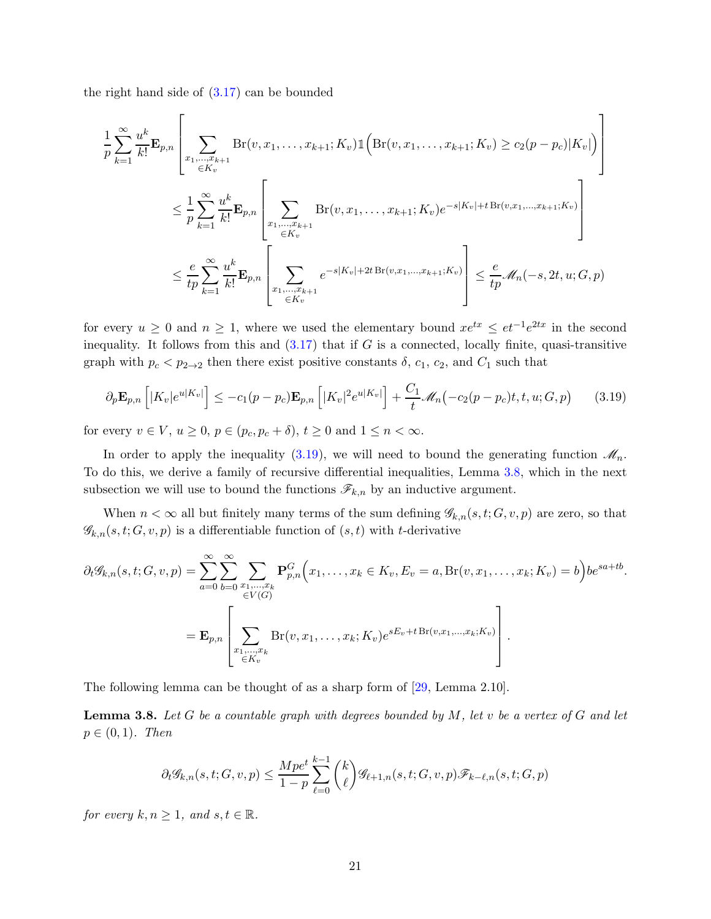the right hand side of (3.17) can be bounded

$$
\begin{aligned}
\frac{1}{p}\sum_{k=1}^{\infty}\frac{u^k}{k!}\mathbf{E}_{p,n}&\left[\sum_{\substack{x_1,\ldots,x_{k+1}\\ \in K_v}}\operatorname{Br}(v,x_1,\ldots,x_{k+1};K_v)\mathbb{1}\Big(\operatorname{Br}(v,x_1,\ldots,x_{k+1};K_v)\geq c_2(p-p_c)|K_v|\Big)\right]\\
&\leq \frac{1}{p}\sum_{k=1}^{\infty}\frac{u^k}{k!}\mathbf{E}_{p,n}\left[\sum_{\substack{x_1,\ldots,x_{k+1}\\ \in K_v}}\operatorname{Br}(v,x_1,\ldots,x_{k+1};K_v)e^{-s|K_v|+t\operatorname{Br}(v,x_1,\ldots,x_{k+1};K_v)}\right]\\
&\leq \frac{e}{tp}\sum_{k=1}^{\infty}\frac{u^k}{k!}\mathbf{E}_{p,n}\left[\sum_{\substack{x_1,\ldots,x_{k+1}\\ \in K_v}}e^{-s|K_v|+2t\operatorname{Br}(v,x_1,\ldots,x_{k+1};K_v)}\right]\leq \frac{e}{tp}\mathscr{M}_n(-s,2t,u;G,p)
\end{aligned}
$$

for every $u \geq 0$ and $n \geq 1$, where we used the elementary bound $xe^{tx} \leq et^{-1}e^{2tx}$ in the second inequality. It follows from this and (3.17) that if $G$ is a connected, locally finite, quasi-transitive graph with $p_c < p_{2\to 2}$ then there exist positive constants $\delta$, $c_1$, $c_2$, and $C_1$ such that

$$
\partial_p\mathbf{E}_{p,n}\left[|K_v|e^{u|K_v|}\right]\leq -c_1(p-p_c)\mathbf{E}_{p,n}\left[|K_v|^2e^{u|K_v|}\right]+\frac{C_1}{t}\mathscr{M}_n\big(-c_2(p-p_c)t,t,u;G,p\big) \tag{3.19}
$$

for every $v \in V$, $u \geq 0$, $p \in (p_c, p_c + \delta)$, $t \geq 0$ and $1 \leq n < \infty$.

In order to apply the inequality (3.19), we will need to bound the generating function $\mathscr{M}_n$. To do this, we derive a family of recursive differential inequalities, Lemma 3.8, which in the next subsection we will use to bound the functions $\mathscr{F}_{k,n}$ by an inductive argument.

When $n < \infty$ all but finitely many terms of the sum defining $\mathscr{G}_{k,n}(s,t;G,v,p)$ are zero, so that $\mathscr{G}_{k,n}(s,t;G,v,p)$ is a differentiable function of $(s,t)$ with $t$-derivative

$$
\begin{aligned}
\partial_t\mathscr{G}_{k,n}(s,t;G,v,p)&=\sum_{a=0}^{\infty}\sum_{b=0}^{\infty}\sum_{\substack{x_1,\ldots,x_k\\ \in V(G)}}\mathbf{P}_{p,n}^{G}\Big(x_1,\ldots,x_k\in K_v, E_v=a,\operatorname{Br}(v,x_1,\ldots,x_k;K_v)=b\Big)be^{sa+tb}.\\
&=\mathbf{E}_{p,n}\left[\sum_{\substack{x_1,\ldots,x_k\\ \in K_v}}\operatorname{Br}(v,x_1,\ldots,x_k;K_v)e^{sE_v+t\operatorname{Br}(v,x_1,\ldots,x_k;K_v)}\right].
\end{aligned}
$$

The following lemma can be thought of as a sharp form of [29, Lemma 2.10].

**Lemma 3.8.** *Let $G$ be a countable graph with degrees bounded by $M$, let $v$ be a vertex of $G$ and let $p \in (0,1)$. Then*

$$
\partial_t\mathscr{G}_{k,n}(s,t;G,v,p)\leq \frac{Mpe^t}{1-p}\sum_{\ell=0}^{k-1}\binom{k}{\ell}\mathscr{G}_{\ell+1,n}(s,t;G,v,p)\mathscr{F}_{k-\ell,n}(s,t;G,p)
$$

*for every $k, n \geq 1$, and $s, t \in \mathbb{R}$.*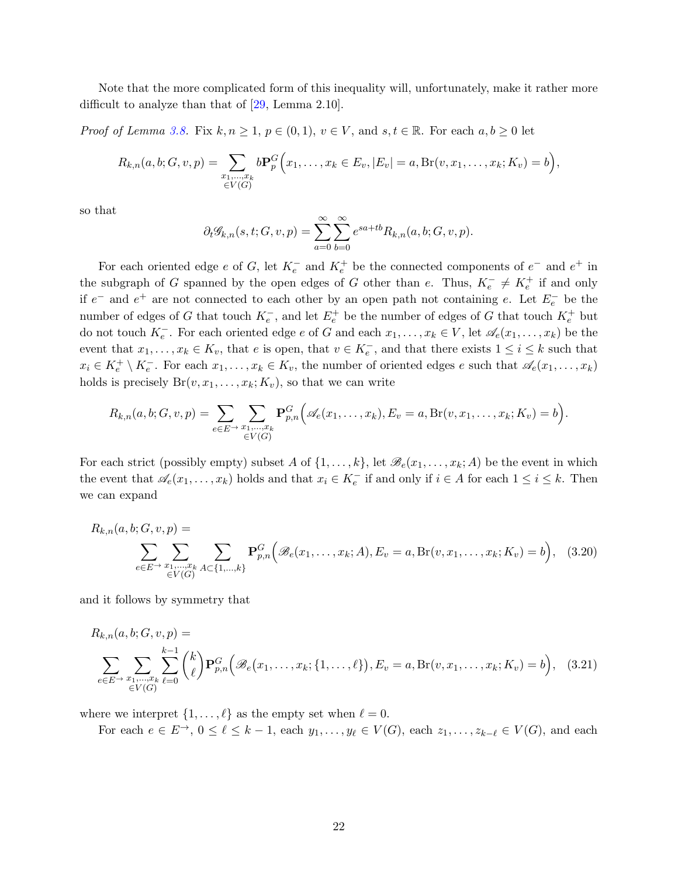Note that the more complicated form of this inequality will, unfortunately, make it rather more difficult to analyze than that of [29, Lemma 2.10].

*Proof of Lemma 3.8.* Fix $k, n \geq 1$, $p \in (0,1)$, $v \in V$, and $s, t \in \mathbb{R}$. For each $a, b \geq 0$ let

$$R_{k,n}(a,b;G,v,p) = \sum_{\substack{x_1,\ldots,x_k \\ \in V(G)}} b\mathbf{P}_p^G\Big(x_1,\ldots,x_k \in E_v, |E_v| = a, \mathrm{Br}(v,x_1,\ldots,x_k;K_v) = b\Big),$$

so that

$$\partial_t \mathscr{G}_{k,n}(s,t;G,v,p) = \sum_{a=0}^{\infty}\sum_{b=0}^{\infty} e^{sa+tb} R_{k,n}(a,b;G,v,p).$$

For each oriented edge $e$ of $G$, let $K_e^-$ and $K_e^+$ be the connected components of $e^-$ and $e^+$ in the subgraph of $G$ spanned by the open edges of $G$ other than $e$. Thus, $K_e^- \neq K_e^+$ if and only if $e^-$ and $e^+$ are not connected to each other by an open path not containing $e$. Let $E_e^-$ be the number of edges of $G$ that touch $K_e^-$, and let $E_e^+$ be the number of edges of $G$ that touch $K_e^+$ but do not touch $K_e^-$. For each oriented edge $e$ of $G$ and each $x_1,\ldots,x_k \in V$, let $\mathscr{A}_e(x_1,\ldots,x_k)$ be the event that $x_1,\ldots,x_k \in K_v$, that $e$ is open, that $v \in K_e^-$, and that there exists $1 \leq i \leq k$ such that $x_i \in K_e^+ \setminus K_e^-$. For each $x_1,\ldots,x_k \in K_v$, the number of oriented edges $e$ such that $\mathscr{A}_e(x_1,\ldots,x_k)$ holds is precisely $\mathrm{Br}(v,x_1,\ldots,x_k;K_v)$, so that we can write

$$R_{k,n}(a,b;G,v,p) = \sum_{e \in E^{\rightarrow}} \sum_{\substack{x_1,\ldots,x_k \\ \in V(G)}} \mathbf{P}_{p,n}^G\Big(\mathscr{A}_e(x_1,\ldots,x_k), E_v = a, \mathrm{Br}(v,x_1,\ldots,x_k;K_v) = b\Big).$$

For each strict (possibly empty) subset $A$ of $\{1,\ldots,k\}$, let $\mathscr{B}_e(x_1,\ldots,x_k;A)$ be the event in which the event that $\mathscr{A}_e(x_1,\ldots,x_k)$ holds and that $x_i \in K_e^-$ if and only if $i \in A$ for each $1 \leq i \leq k$. Then we can expand

$$R_{k,n}(a,b;G,v,p) = \sum_{e \in E^{\rightarrow}} \sum_{\substack{x_1,\ldots,x_k \\ \in V(G)}} \sum_{A \subset \{1,\ldots,k\}} \mathbf{P}_{p,n}^G\Big(\mathscr{B}_e(x_1,\ldots,x_k;A), E_v = a, \mathrm{Br}(v,x_1,\ldots,x_k;K_v) = b\Big), \quad (3.20)$$

and it follows by symmetry that

$$R_{k,n}(a,b;G,v,p) = \sum_{e \in E^{\rightarrow}} \sum_{\substack{x_1,\ldots,x_k \\ \in V(G)}} \sum_{\ell=0}^{k-1} \binom{k}{\ell} \mathbf{P}_{p,n}^G\Big(\mathscr{B}_e(x_1,\ldots,x_k;\{1,\ldots,\ell\}), E_v = a, \mathrm{Br}(v,x_1,\ldots,x_k;K_v) = b\Big), \quad (3.21)$$

where we interpret $\{1,\ldots,\ell\}$ as the empty set when $\ell = 0$.

For each $e \in E^{\rightarrow}$, $0 \leq \ell \leq k-1$, each $y_1,\ldots,y_\ell \in V(G)$, each $z_1,\ldots,z_{k-\ell} \in V(G)$, and each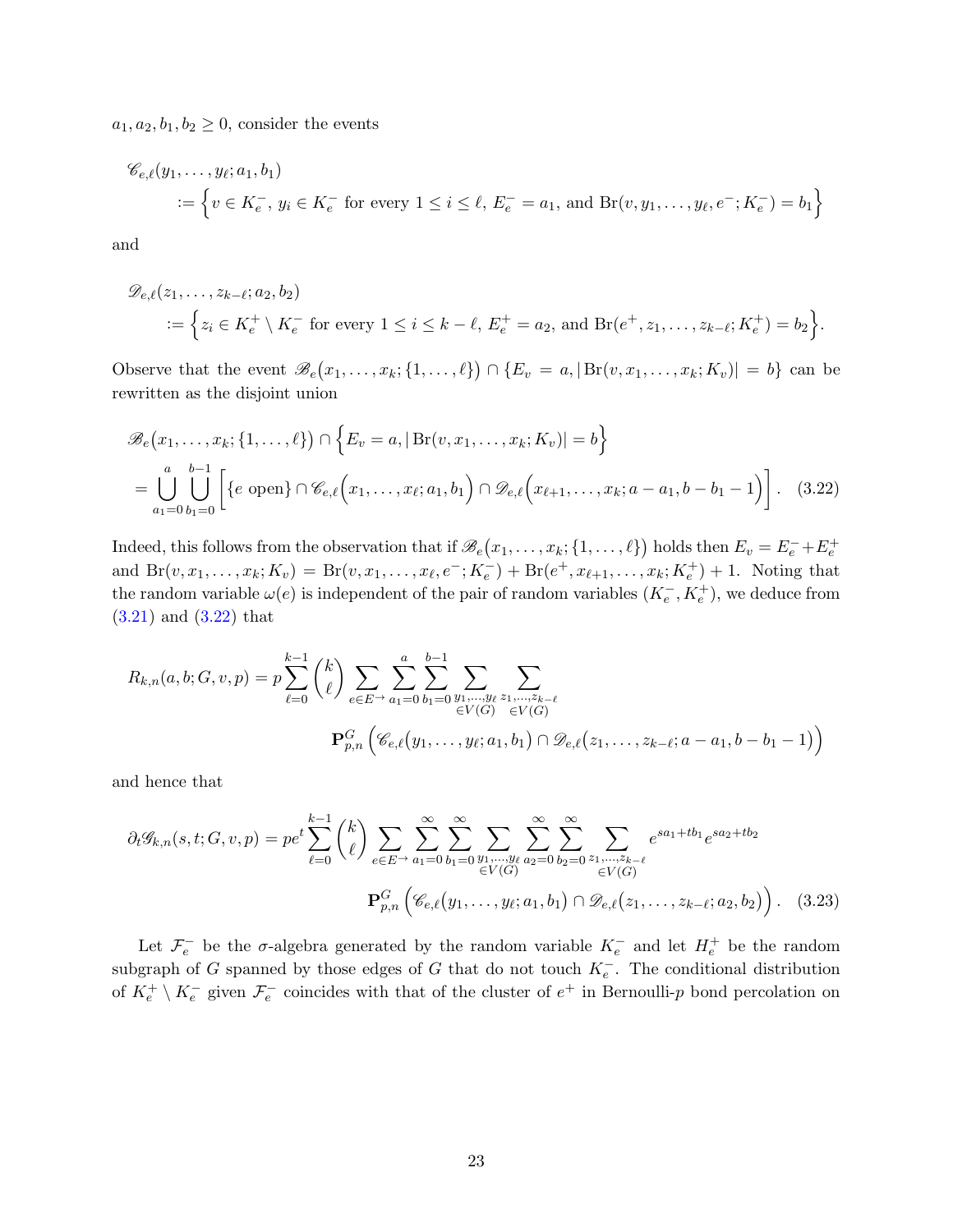$a_1, a_2, b_1, b_2 \geq 0$, consider the events

$$\mathscr{C}_{e,\ell}(y_1, \ldots, y_\ell; a_1, b_1) := \Big\{ v \in K_e^-,\, y_i \in K_e^- \text{ for every } 1 \leq i \leq \ell,\, E_e^- = a_1, \text{ and } \operatorname{Br}(v, y_1, \ldots, y_\ell, e^-; K_e^-) = b_1 \Big\}$$

and

$$\mathscr{D}_{e,\ell}(z_1, \ldots, z_{k-\ell}; a_2, b_2) := \Big\{ z_i \in K_e^+ \setminus K_e^- \text{ for every } 1 \leq i \leq k-\ell,\, E_e^+ = a_2, \text{ and } \operatorname{Br}(e^+, z_1, \ldots, z_{k-\ell}; K_e^+) = b_2 \Big\}.$$

Observe that the event $\mathscr{B}_e\big(x_1, \ldots, x_k; \{1, \ldots, \ell\}\big) \cap \{E_v = a, |\operatorname{Br}(v, x_1, \ldots, x_k; K_v)| = b\}$ can be rewritten as the disjoint union

$$\mathscr{B}_e\big(x_1, \ldots, x_k; \{1, \ldots, \ell\}\big) \cap \Big\{ E_v = a, |\operatorname{Br}(v, x_1, \ldots, x_k; K_v)| = b \Big\} = \bigcup_{a_1=0}^{a} \bigcup_{b_1=0}^{b-1} \Big[ \{e \text{ open}\} \cap \mathscr{C}_{e,\ell}\Big(x_1, \ldots, x_\ell; a_1, b_1\Big) \cap \mathscr{D}_{e,\ell}\Big(x_{\ell+1}, \ldots, x_k; a - a_1, b - b_1 - 1\Big) \Big]. \quad (3.22)$$

Indeed, this follows from the observation that if $\mathscr{B}_e\big(x_1, \ldots, x_k; \{1, \ldots, \ell\}\big)$ holds then $E_v = E_e^- + E_e^+$ and $\operatorname{Br}(v, x_1, \ldots, x_k; K_v) = \operatorname{Br}(v, x_1, \ldots, x_\ell, e^-; K_e^-) + \operatorname{Br}(e^+, x_{\ell+1}, \ldots, x_k; K_e^+) + 1$. Noting that the random variable $\omega(e)$ is independent of the pair of random variables $(K_e^-, K_e^+)$, we deduce from (3.21) and (3.22) that

$$R_{k,n}(a, b; G, v, p) = p \sum_{\ell=0}^{k-1} \binom{k}{\ell} \sum_{e \in E^{\rightarrow}} \sum_{a_1=0}^{a} \sum_{b_1=0}^{b-1} \sum_{\substack{y_1, \ldots, y_\ell \\ \in V(G)}} \sum_{\substack{z_1, \ldots, z_{k-\ell} \\ \in V(G)}} \mathbf{P}_{p,n}^G \Big( \mathscr{C}_{e,\ell}\big(y_1, \ldots, y_\ell; a_1, b_1\big) \cap \mathscr{D}_{e,\ell}\big(z_1, \ldots, z_{k-\ell}; a - a_1, b - b_1 - 1\big) \Big)$$

and hence that

$$\partial_t \mathscr{G}_{k,n}(s, t; G, v, p) = p e^t \sum_{\ell=0}^{k-1} \binom{k}{\ell} \sum_{e \in E^{\rightarrow}} \sum_{a_1=0}^{\infty} \sum_{b_1=0}^{\infty} \sum_{\substack{y_1, \ldots, y_\ell \\ \in V(G)}} \sum_{a_2=0}^{\infty} \sum_{b_2=0}^{\infty} \sum_{\substack{z_1, \ldots, z_{k-\ell} \\ \in V(G)}} e^{s a_1 + t b_1} e^{s a_2 + t b_2} \mathbf{P}_{p,n}^G \Big( \mathscr{C}_{e,\ell}\big(y_1, \ldots, y_\ell; a_1, b_1\big) \cap \mathscr{D}_{e,\ell}\big(z_1, \ldots, z_{k-\ell}; a_2, b_2\big) \Big). \quad (3.23)$$

Let $\mathcal{F}_e^-$ be the $\sigma$-algebra generated by the random variable $K_e^-$ and let $H_e^+$ be the random subgraph of $G$ spanned by those edges of $G$ that do not touch $K_e^-$. The conditional distribution of $K_e^+ \setminus K_e^-$ given $\mathcal{F}_e^-$ coincides with that of the cluster of $e^+$ in Bernoulli-$p$ bond percolation on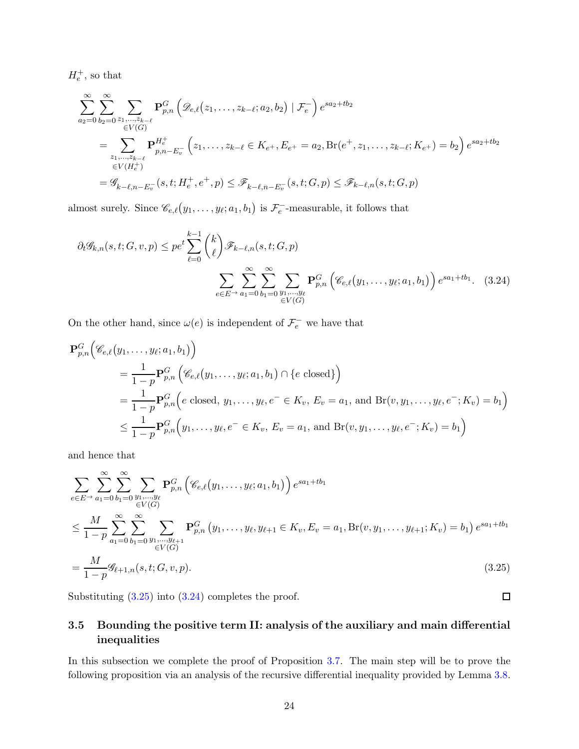$H_e^+$, so that

$$
\begin{aligned}
\sum_{a_2=0}^{\infty}\sum_{b_2=0}^{\infty}\sum_{\substack{z_1,\ldots,z_{k-\ell}\\ \in V(G)}} &\mathbf{P}_{p,n}^{G}\left(\mathscr{D}_{e,\ell}(z_1,\ldots,z_{k-\ell};a_2,b_2)\mid \mathcal{F}_e^-\right)e^{sa_2+tb_2}\\
&= \sum_{\substack{z_1,\ldots,z_{k-\ell}\\ \in V(H_e^+)}} \mathbf{P}_{p,n-E_v^-}^{H_e^+}\left(z_1,\ldots,z_{k-\ell}\in K_{e^+}, E_{e^+}=a_2, \mathrm{Br}(e^+,z_1,\ldots,z_{k-\ell};K_{e^+})=b_2\right)e^{sa_2+tb_2}\\
&= \mathscr{G}_{k-\ell,n-E_v^-}(s,t;H_e^+,e^+,p) \leq \mathscr{F}_{k-\ell,n-E_v^-}(s,t;G,p) \leq \mathscr{F}_{k-\ell,n}(s,t;G,p)
\end{aligned}
$$

almost surely. Since $\mathscr{C}_{e,\ell}(y_1,\ldots,y_\ell;a_1,b_1)$ is $\mathcal{F}_e^-$-measurable, it follows that

$$
\begin{aligned}
\partial_t \mathscr{G}_{k,n}(s,t;G,v,p) \leq p e^t \sum_{\ell=0}^{k-1}\binom{k}{\ell}\mathscr{F}_{k-\ell,n}(s,t;G,p)&\\
\sum_{e\in E^{\rightarrow}}\sum_{a_1=0}^{\infty}\sum_{b_1=0}^{\infty}\sum_{\substack{y_1,\ldots,y_\ell\\ \in V(G)}} &\mathbf{P}_{p,n}^{G}\left(\mathscr{C}_{e,\ell}(y_1,\ldots,y_\ell;a_1,b_1)\right)e^{sa_1+tb_1}. \quad (3.24)
\end{aligned}
$$

On the other hand, since $\omega(e)$ is independent of $\mathcal{F}_e^-$ we have that

$$
\begin{aligned}
\mathbf{P}_{p,n}^{G}&\Big(\mathscr{C}_{e,\ell}(y_1,\ldots,y_\ell;a_1,b_1)\Big)\\
&= \frac{1}{1-p}\mathbf{P}_{p,n}^{G}\left(\mathscr{C}_{e,\ell}(y_1,\ldots,y_\ell;a_1,b_1)\cap\{e \text{ closed}\}\right)\\
&= \frac{1}{1-p}\mathbf{P}_{p,n}^{G}\Big(e\text{ closed, } y_1,\ldots,y_\ell,e^-\in K_v,\ E_v=a_1, \text{ and } \mathrm{Br}(v,y_1,\ldots,y_\ell,e^-;K_v)=b_1\Big)\\
&\leq \frac{1}{1-p}\mathbf{P}_{p,n}^{G}\Big(y_1,\ldots,y_\ell,e^-\in K_v,\ E_v=a_1, \text{ and } \mathrm{Br}(v,y_1,\ldots,y_\ell,e^-;K_v)=b_1\Big)
\end{aligned}
$$

and hence that

$$
\begin{aligned}
&\sum_{e\in E^{\rightarrow}}\sum_{a_1=0}^{\infty}\sum_{b_1=0}^{\infty}\sum_{\substack{y_1,\ldots,y_\ell\\ \in V(G)}} \mathbf{P}_{p,n}^{G}\left(\mathscr{C}_{e,\ell}(y_1,\ldots,y_\ell;a_1,b_1)\right)e^{sa_1+tb_1}\\
&\leq \frac{M}{1-p}\sum_{a_1=0}^{\infty}\sum_{b_1=0}^{\infty}\sum_{\substack{y_1,\ldots,y_{\ell+1}\\ \in V(G)}} \mathbf{P}_{p,n}^{G}\left(y_1,\ldots,y_\ell,y_{\ell+1}\in K_v, E_v=a_1, \mathrm{Br}(v,y_1,\ldots,y_{\ell+1};K_v)=b_1\right)e^{sa_1+tb_1}\\
&= \frac{M}{1-p}\mathscr{G}_{\ell+1,n}(s,t;G,v,p). \qquad (3.25)
\end{aligned}
$$

Substituting (3.25) into (3.24) completes the proof. ☐

## 3.5 Bounding the positive term II: analysis of the auxiliary and main differential inequalities

In this subsection we complete the proof of Proposition 3.7. The main step will be to prove the following proposition via an analysis of the recursive differential inequality provided by Lemma 3.8.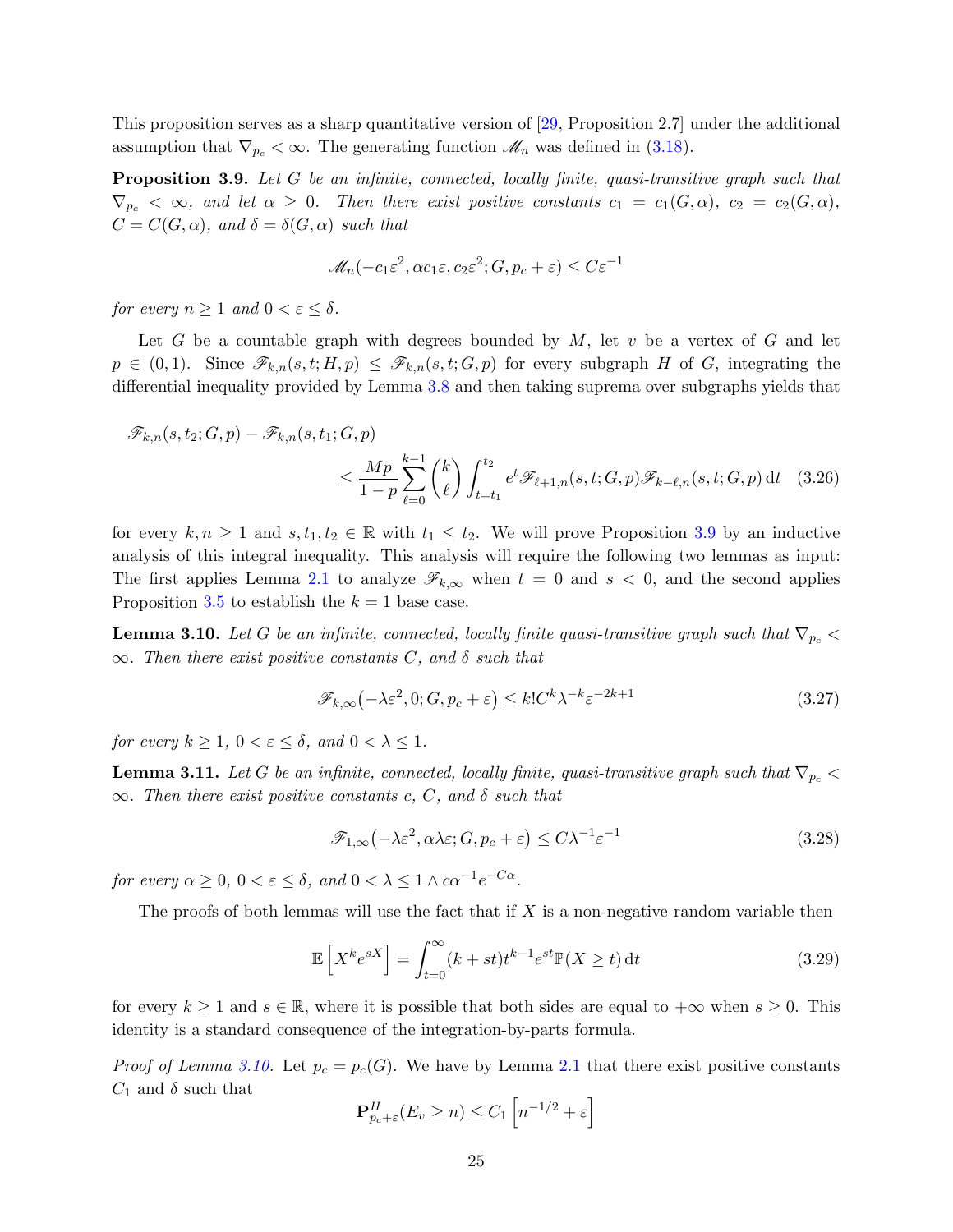This proposition serves as a sharp quantitative version of [29, Proposition 2.7] under the additional assumption that $\nabla_{p_c} < \infty$. The generating function $\mathscr{M}_n$ was defined in (3.18).

**Proposition 3.9.** *Let $G$ be an infinite, connected, locally finite, quasi-transitive graph such that $\nabla_{p_c} < \infty$, and let $\alpha \geq 0$. Then there exist positive constants $c_1 = c_1(G, \alpha)$, $c_2 = c_2(G, \alpha)$, $C = C(G, \alpha)$, and $\delta = \delta(G, \alpha)$ such that*

$$\mathscr{M}_n(-c_1\varepsilon^2, \alpha c_1 \varepsilon, c_2\varepsilon^2; G, p_c + \varepsilon) \leq C\varepsilon^{-1}$$

*for every $n \geq 1$ and $0 < \varepsilon \leq \delta$.*

Let $G$ be a countable graph with degrees bounded by $M$, let $v$ be a vertex of $G$ and let $p \in (0, 1)$. Since $\mathscr{F}_{k,n}(s, t; H, p) \leq \mathscr{F}_{k,n}(s, t; G, p)$ for every subgraph $H$ of $G$, integrating the differential inequality provided by Lemma 3.8 and then taking suprema over subgraphs yields that

$$\mathscr{F}_{k,n}(s, t_2; G, p) - \mathscr{F}_{k,n}(s, t_1; G, p) \\ \leq \frac{Mp}{1-p}\sum_{\ell=0}^{k-1}\binom{k}{\ell}\int_{t=t_1}^{t_2} e^t \mathscr{F}_{\ell+1,n}(s, t; G, p)\mathscr{F}_{k-\ell,n}(s, t; G, p)\,\mathrm{d}t \quad (3.26)$$

for every $k, n \geq 1$ and $s, t_1, t_2 \in \mathbb{R}$ with $t_1 \leq t_2$. We will prove Proposition 3.9 by an inductive analysis of this integral inequality. This analysis will require the following two lemmas as input: The first applies Lemma 2.1 to analyze $\mathscr{F}_{k,\infty}$ when $t = 0$ and $s < 0$, and the second applies Proposition 3.5 to establish the $k = 1$ base case.

**Lemma 3.10.** *Let $G$ be an infinite, connected, locally finite quasi-transitive graph such that $\nabla_{p_c} < \infty$. Then there exist positive constants $C$, and $\delta$ such that*

$$\mathscr{F}_{k,\infty}\big(-\lambda\varepsilon^2, 0; G, p_c + \varepsilon\big) \leq k!C^k\lambda^{-k}\varepsilon^{-2k+1} \quad (3.27)$$

*for every $k \geq 1$, $0 < \varepsilon \leq \delta$, and $0 < \lambda \leq 1$.*

**Lemma 3.11.** *Let $G$ be an infinite, connected, locally finite, quasi-transitive graph such that $\nabla_{p_c} < \infty$. Then there exist positive constants $c$, $C$, and $\delta$ such that*

$$\mathscr{F}_{1,\infty}\big(-\lambda\varepsilon^2, \alpha\lambda\varepsilon; G, p_c + \varepsilon\big) \leq C\lambda^{-1}\varepsilon^{-1} \quad (3.28)$$

*for every $\alpha \geq 0$, $0 < \varepsilon \leq \delta$, and $0 < \lambda \leq 1 \wedge c\alpha^{-1}e^{-C\alpha}$.*

The proofs of both lemmas will use the fact that if $X$ is a non-negative random variable then

$$\mathbb{E}\left[X^k e^{sX}\right] = \int_{t=0}^{\infty}(k + st)t^{k-1}e^{st}\mathbb{P}(X \geq t)\,\mathrm{d}t \quad (3.29)$$

for every $k \geq 1$ and $s \in \mathbb{R}$, where it is possible that both sides are equal to $+\infty$ when $s \geq 0$. This identity is a standard consequence of the integration-by-parts formula.

*Proof of Lemma 3.10.* Let $p_c = p_c(G)$. We have by Lemma 2.1 that there exist positive constants $C_1$ and $\delta$ such that

$$\mathbf{P}^H_{p_c+\varepsilon}(E_v \geq n) \leq C_1\left[n^{-1/2} + \varepsilon\right]$$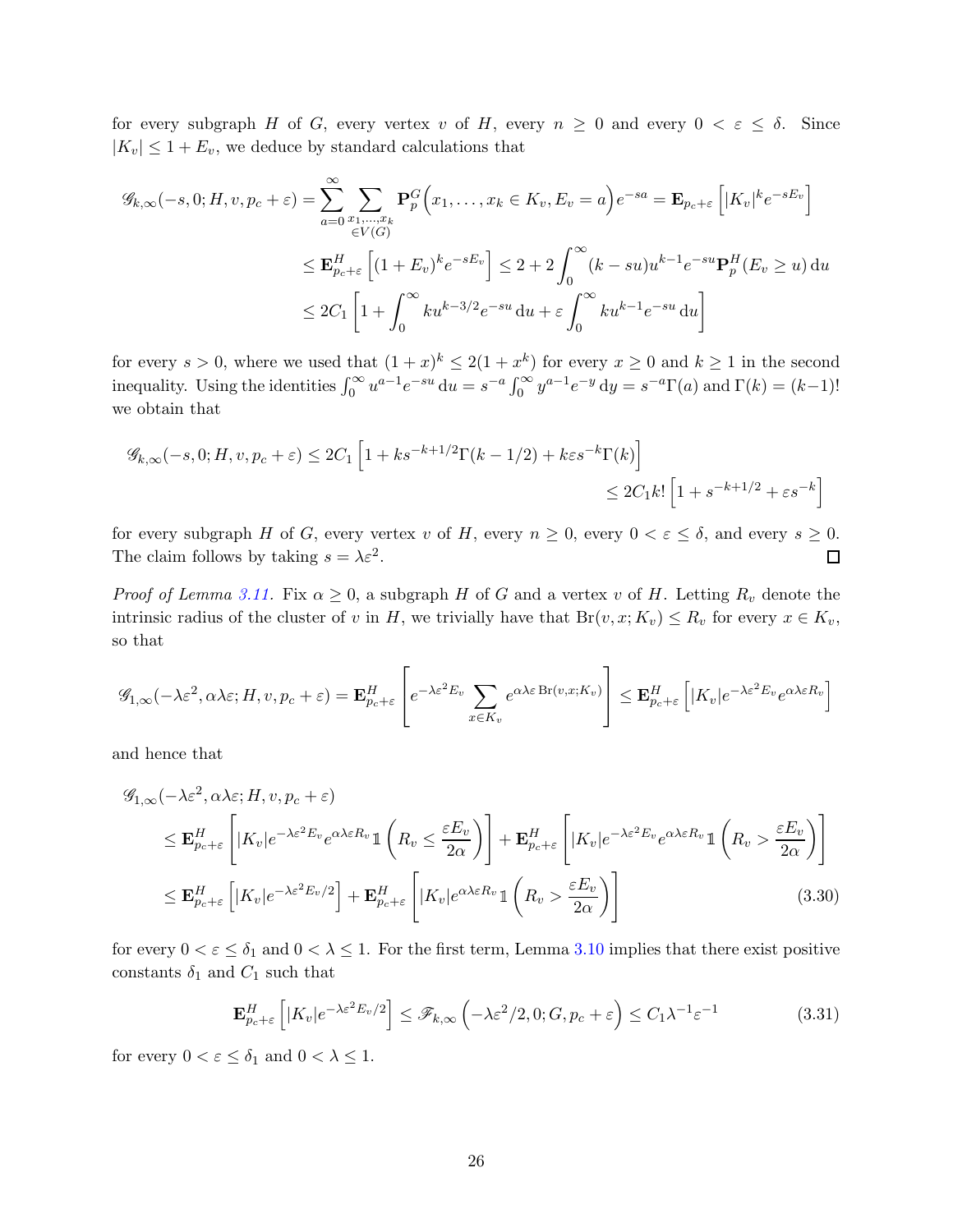for every subgraph $H$ of $G$, every vertex $v$ of $H$, every $n \geq 0$ and every $0 < \varepsilon \leq \delta$. Since $|K_v| \leq 1 + E_v$, we deduce by standard calculations that

$$
\begin{aligned}
\mathscr{G}_{k,\infty}(-s, 0; H, v, p_c + \varepsilon) &= \sum_{a=0}^{\infty} \sum_{\substack{x_1,\ldots,x_k \\ \in V(G)}} \mathbf{P}_p^G\Big(x_1, \ldots, x_k \in K_v, E_v = a\Big) e^{-sa} = \mathbf{E}_{p_c+\varepsilon}\left[|K_v|^k e^{-sE_v}\right] \\
&\leq \mathbf{E}^H_{p_c+\varepsilon}\left[(1+E_v)^k e^{-sE_v}\right] \leq 2 + 2\int_0^\infty (k - su) u^{k-1} e^{-su} \mathbf{P}_p^H(E_v \geq u)\,\mathrm{d}u \\
&\leq 2C_1\left[1 + \int_0^\infty k u^{k-3/2} e^{-su}\,\mathrm{d}u + \varepsilon \int_0^\infty k u^{k-1} e^{-su}\,\mathrm{d}u\right]
\end{aligned}
$$

for every $s > 0$, where we used that $(1+x)^k \leq 2(1+x^k)$ for every $x \geq 0$ and $k \geq 1$ in the second inequality. Using the identities $\int_0^\infty u^{a-1} e^{-su}\,\mathrm{d}u = s^{-a}\int_0^\infty y^{a-1}e^{-y}\,\mathrm{d}y = s^{-a}\Gamma(a)$ and $\Gamma(k) = (k-1)!$ we obtain that

$$
\begin{aligned}
\mathscr{G}_{k,\infty}(-s, 0; H, v, p_c + \varepsilon) &\leq 2C_1\left[1 + k s^{-k+1/2}\Gamma(k-1/2) + k\varepsilon s^{-k}\Gamma(k)\right] \\
&\leq 2C_1 k!\left[1 + s^{-k+1/2} + \varepsilon s^{-k}\right]
\end{aligned}
$$

for every subgraph $H$ of $G$, every vertex $v$ of $H$, every $n \geq 0$, every $0 < \varepsilon \leq \delta$, and every $s \geq 0$. The claim follows by taking $s = \lambda\varepsilon^2$. ◻

*Proof of Lemma 3.11.* Fix $\alpha \geq 0$, a subgraph $H$ of $G$ and a vertex $v$ of $H$. Letting $R_v$ denote the intrinsic radius of the cluster of $v$ in $H$, we trivially have that $\mathrm{Br}(v, x; K_v) \leq R_v$ for every $x \in K_v$, so that

$$
\mathscr{G}_{1,\infty}(-\lambda\varepsilon^2, \alpha\lambda\varepsilon; H, v, p_c + \varepsilon) = \mathbf{E}^H_{p_c+\varepsilon}\left[e^{-\lambda\varepsilon^2 E_v}\sum_{x \in K_v} e^{\alpha\lambda\varepsilon\,\mathrm{Br}(v,x;K_v)}\right] \leq \mathbf{E}^H_{p_c+\varepsilon}\left[|K_v| e^{-\lambda\varepsilon^2 E_v} e^{\alpha\lambda\varepsilon R_v}\right]
$$

and hence that

$$
\begin{aligned}
&\mathscr{G}_{1,\infty}(-\lambda\varepsilon^2, \alpha\lambda\varepsilon; H, v, p_c + \varepsilon) \\
&\quad\leq \mathbf{E}^H_{p_c+\varepsilon}\left[|K_v| e^{-\lambda\varepsilon^2 E_v} e^{\alpha\lambda\varepsilon R_v} \mathbb{1}\left(R_v \leq \frac{\varepsilon E_v}{2\alpha}\right)\right] + \mathbf{E}^H_{p_c+\varepsilon}\left[|K_v| e^{-\lambda\varepsilon^2 E_v} e^{\alpha\lambda\varepsilon R_v} \mathbb{1}\left(R_v > \frac{\varepsilon E_v}{2\alpha}\right)\right] \\
&\quad\leq \mathbf{E}^H_{p_c+\varepsilon}\left[|K_v| e^{-\lambda\varepsilon^2 E_v/2}\right] + \mathbf{E}^H_{p_c+\varepsilon}\left[|K_v| e^{\alpha\lambda\varepsilon R_v} \mathbb{1}\left(R_v > \frac{\varepsilon E_v}{2\alpha}\right)\right] \qquad (3.30)
\end{aligned}
$$

for every $0 < \varepsilon \leq \delta_1$ and $0 < \lambda \leq 1$. For the first term, Lemma 3.10 implies that there exist positive constants $\delta_1$ and $C_1$ such that

$$
\mathbf{E}^H_{p_c+\varepsilon}\left[|K_v| e^{-\lambda\varepsilon^2 E_v/2}\right] \leq \mathscr{F}_{k,\infty}\left(-\lambda\varepsilon^2/2, 0; G, p_c + \varepsilon\right) \leq C_1\lambda^{-1}\varepsilon^{-1} \qquad (3.31)
$$

for every $0 < \varepsilon \leq \delta_1$ and $0 < \lambda \leq 1$.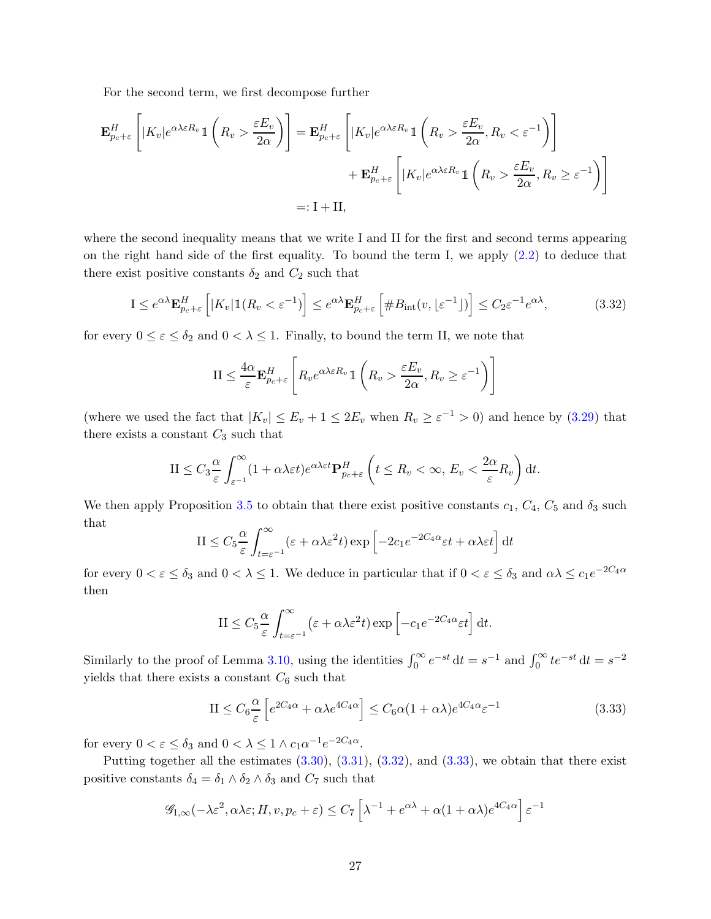For the second term, we first decompose further

$$
\begin{aligned}
\mathbf{E}^H_{p_c+\varepsilon}\left[|K_v|e^{\alpha\lambda\varepsilon R_v}\mathbb{1}\left(R_v > \frac{\varepsilon E_v}{2\alpha}\right)\right] &= \mathbf{E}^H_{p_c+\varepsilon}\left[|K_v|e^{\alpha\lambda\varepsilon R_v}\mathbb{1}\left(R_v > \frac{\varepsilon E_v}{2\alpha}, R_v < \varepsilon^{-1}\right)\right] \\
&\quad + \mathbf{E}^H_{p_c+\varepsilon}\left[|K_v|e^{\alpha\lambda\varepsilon R_v}\mathbb{1}\left(R_v > \frac{\varepsilon E_v}{2\alpha}, R_v \geq \varepsilon^{-1}\right)\right] \\
&=: \mathrm{I} + \mathrm{II},
\end{aligned}
$$

where the second inequality means that we write I and II for the first and second terms appearing on the right hand side of the first equality. To bound the term I, we apply (2.2) to deduce that there exist positive constants $\delta_2$ and $C_2$ such that

$$
\mathrm{I} \leq e^{\alpha\lambda}\mathbf{E}^H_{p_c+\varepsilon}\left[|K_v|\mathbb{1}(R_v < \varepsilon^{-1})\right] \leq e^{\alpha\lambda}\mathbf{E}^H_{p_c+\varepsilon}\left[\#B_{\mathrm{int}}(v, \lfloor \varepsilon^{-1} \rfloor)\right] \leq C_2\varepsilon^{-1}e^{\alpha\lambda}, \tag{3.32}
$$

for every $0 \leq \varepsilon \leq \delta_2$ and $0 < \lambda \leq 1$. Finally, to bound the term II, we note that

$$
\mathrm{II} \leq \frac{4\alpha}{\varepsilon}\mathbf{E}^H_{p_c+\varepsilon}\left[R_v e^{\alpha\lambda\varepsilon R_v}\mathbb{1}\left(R_v > \frac{\varepsilon E_v}{2\alpha}, R_v \geq \varepsilon^{-1}\right)\right]
$$

(where we used the fact that $|K_v| \leq E_v + 1 \leq 2E_v$ when $R_v \geq \varepsilon^{-1} > 0$) and hence by (3.29) that there exists a constant $C_3$ such that

$$
\mathrm{II} \leq C_3\frac{\alpha}{\varepsilon}\int_{\varepsilon^{-1}}^{\infty}(1+\alpha\lambda\varepsilon t)e^{\alpha\lambda\varepsilon t}\mathbf{P}^H_{p_c+\varepsilon}\left(t \leq R_v < \infty,\, E_v < \frac{2\alpha}{\varepsilon}R_v\right)\mathrm{d}t.
$$

We then apply Proposition 3.5 to obtain that there exist positive constants $c_1$, $C_4$, $C_5$ and $\delta_3$ such that

$$
\mathrm{II} \leq C_5\frac{\alpha}{\varepsilon}\int_{t=\varepsilon^{-1}}^{\infty}(\varepsilon + \alpha\lambda\varepsilon^2 t)\exp\left[-2c_1e^{-2C_4\alpha}\varepsilon t + \alpha\lambda\varepsilon t\right]\mathrm{d}t
$$

for every $0 < \varepsilon \leq \delta_3$ and $0 < \lambda \leq 1$. We deduce in particular that if $0 < \varepsilon \leq \delta_3$ and $\alpha\lambda \leq c_1e^{-2C_4\alpha}$ then

$$
\mathrm{II} \leq C_5\frac{\alpha}{\varepsilon}\int_{t=\varepsilon^{-1}}^{\infty}(\varepsilon + \alpha\lambda\varepsilon^2 t)\exp\left[-c_1e^{-2C_4\alpha}\varepsilon t\right]\mathrm{d}t.
$$

Similarly to the proof of Lemma 3.10, using the identities $\int_0^\infty e^{-st}\,\mathrm{d}t = s^{-1}$ and $\int_0^\infty te^{-st}\,\mathrm{d}t = s^{-2}$ yields that there exists a constant $C_6$ such that

$$
\mathrm{II} \leq C_6\frac{\alpha}{\varepsilon}\left[e^{2C_4\alpha} + \alpha\lambda e^{4C_4\alpha}\right] \leq C_6\alpha(1+\alpha\lambda)e^{4C_4\alpha}\varepsilon^{-1} \tag{3.33}
$$

for every $0 < \varepsilon \leq \delta_3$ and $0 < \lambda \leq 1 \wedge c_1\alpha^{-1}e^{-2C_4\alpha}$.

Putting together all the estimates (3.30), (3.31), (3.32), and (3.33), we obtain that there exist positive constants $\delta_4 = \delta_1 \wedge \delta_2 \wedge \delta_3$ and $C_7$ such that

$$
\mathscr{G}_{1,\infty}(-\lambda\varepsilon^2, \alpha\lambda\varepsilon; H, v, p_c+\varepsilon) \leq C_7\left[\lambda^{-1} + e^{\alpha\lambda} + \alpha(1+\alpha\lambda)e^{4C_4\alpha}\right]\varepsilon^{-1}
$$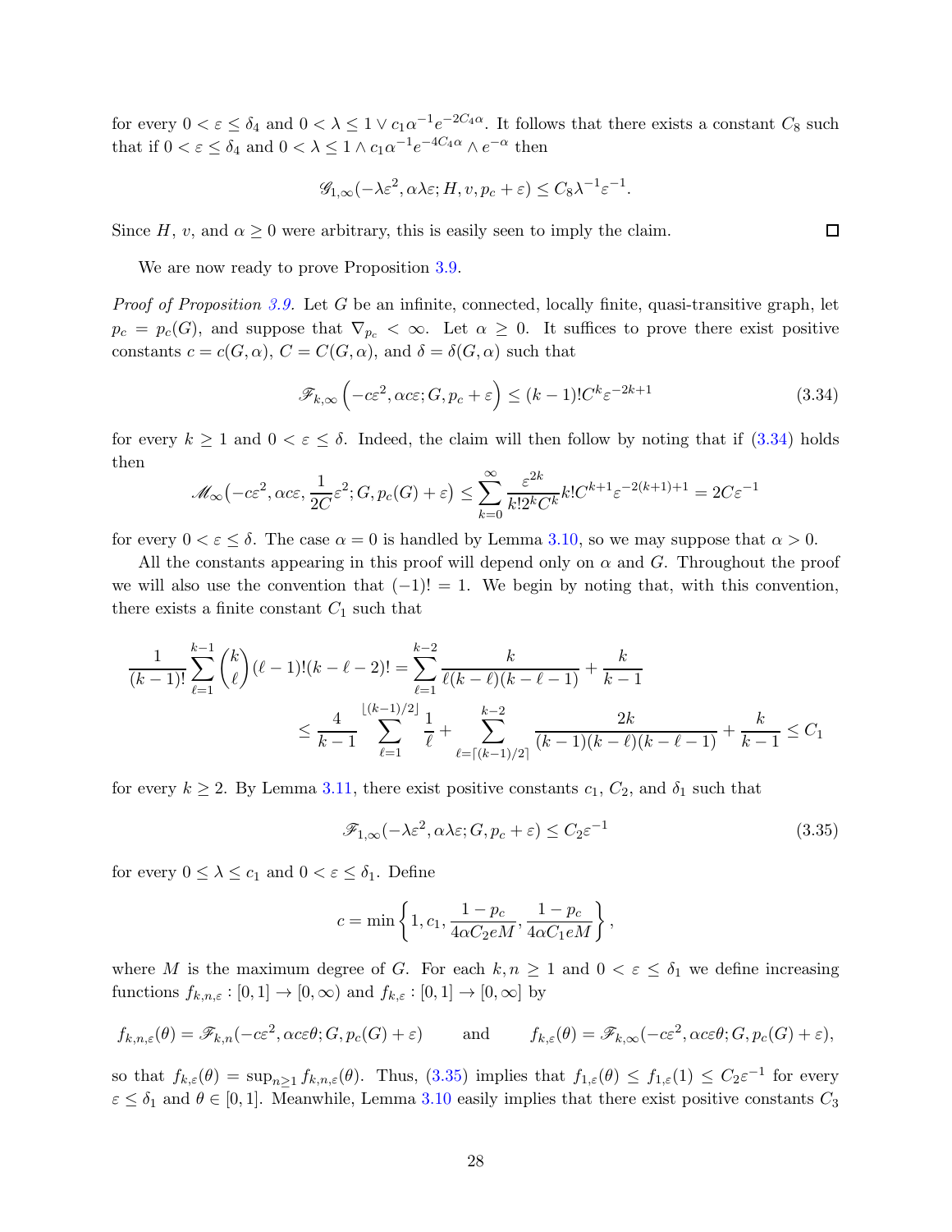for every $0 < \varepsilon \leq \delta_4$ and $0 < \lambda \leq 1 \vee c_1 \alpha^{-1} e^{-2C_4\alpha}$. It follows that there exists a constant $C_8$ such that if $0 < \varepsilon \leq \delta_4$ and $0 < \lambda \leq 1 \wedge c_1\alpha^{-1}e^{-4C_4\alpha} \wedge e^{-\alpha}$ then

$$\mathscr{G}_{1,\infty}(-\lambda\varepsilon^2, \alpha\lambda\varepsilon; H, v, p_c + \varepsilon) \leq C_8 \lambda^{-1}\varepsilon^{-1}.$$

Since $H$, $v$, and $\alpha \geq 0$ were arbitrary, this is easily seen to imply the claim. $\square$

We are now ready to prove Proposition 3.9.

*Proof of Proposition 3.9.* Let $G$ be an infinite, connected, locally finite, quasi-transitive graph, let $p_c = p_c(G)$, and suppose that $\nabla_{p_c} < \infty$. Let $\alpha \geq 0$. It suffices to prove there exist positive constants $c = c(G,\alpha)$, $C = C(G,\alpha)$, and $\delta = \delta(G,\alpha)$ such that

$$\mathscr{F}_{k,\infty}\left(-c\varepsilon^2, \alpha c\varepsilon; G, p_c + \varepsilon\right) \leq (k-1)! C^k \varepsilon^{-2k+1} \tag{3.34}$$

for every $k \geq 1$ and $0 < \varepsilon \leq \delta$. Indeed, the claim will then follow by noting that if (3.34) holds then

$$\mathscr{M}_\infty\big(-c\varepsilon^2, \alpha c\varepsilon, \frac{1}{2C}\varepsilon^2; G, p_c(G) + \varepsilon\big) \leq \sum_{k=0}^\infty \frac{\varepsilon^{2k}}{k! 2^k C^k} k! C^{k+1} \varepsilon^{-2(k+1)+1} = 2C\varepsilon^{-1}$$

for every $0 < \varepsilon \leq \delta$. The case $\alpha = 0$ is handled by Lemma 3.10, so we may suppose that $\alpha > 0$.

All the constants appearing in this proof will depend only on $\alpha$ and $G$. Throughout the proof we will also use the convention that $(-1)! = 1$. We begin by noting that, with this convention, there exists a finite constant $C_1$ such that

$$\begin{aligned}\frac{1}{(k-1)!}\sum_{\ell=1}^{k-1}\binom{k}{\ell}(\ell-1)!(k-\ell-2)! &= \sum_{\ell=1}^{k-2}\frac{k}{\ell(k-\ell)(k-\ell-1)} + \frac{k}{k-1}\\ &\leq \frac{4}{k-1}\sum_{\ell=1}^{\lfloor (k-1)/2\rfloor}\frac{1}{\ell} + \sum_{\ell=\lceil (k-1)/2\rceil}^{k-2}\frac{2k}{(k-1)(k-\ell)(k-\ell-1)} + \frac{k}{k-1} \leq C_1\end{aligned}$$

for every $k \geq 2$. By Lemma 3.11, there exist positive constants $c_1$, $C_2$, and $\delta_1$ such that

$$\mathscr{F}_{1,\infty}(-\lambda\varepsilon^2, \alpha\lambda\varepsilon; G, p_c + \varepsilon) \leq C_2\varepsilon^{-1} \tag{3.35}$$

for every $0 \leq \lambda \leq c_1$ and $0 < \varepsilon \leq \delta_1$. Define

$$c = \min\left\{1, c_1, \frac{1-p_c}{4\alpha C_2 eM}, \frac{1-p_c}{4\alpha C_1 eM}\right\},$$

where $M$ is the maximum degree of $G$. For each $k, n \geq 1$ and $0 < \varepsilon \leq \delta_1$ we define increasing functions $f_{k,n,\varepsilon} : [0,1] \to [0,\infty)$ and $f_{k,\varepsilon} : [0,1] \to [0,\infty]$ by

$$f_{k,n,\varepsilon}(\theta) = \mathscr{F}_{k,n}(-c\varepsilon^2, \alpha c\varepsilon\theta; G, p_c(G) + \varepsilon) \qquad \text{and} \qquad f_{k,\varepsilon}(\theta) = \mathscr{F}_{k,\infty}(-c\varepsilon^2, \alpha c\varepsilon\theta; G, p_c(G)+\varepsilon),$$

so that $f_{k,\varepsilon}(\theta) = \sup_{n\geq 1} f_{k,n,\varepsilon}(\theta)$. Thus, (3.35) implies that $f_{1,\varepsilon}(\theta) \leq f_{1,\varepsilon}(1) \leq C_2\varepsilon^{-1}$ for every $\varepsilon \leq \delta_1$ and $\theta \in [0,1]$. Meanwhile, Lemma 3.10 easily implies that there exist positive constants $C_3$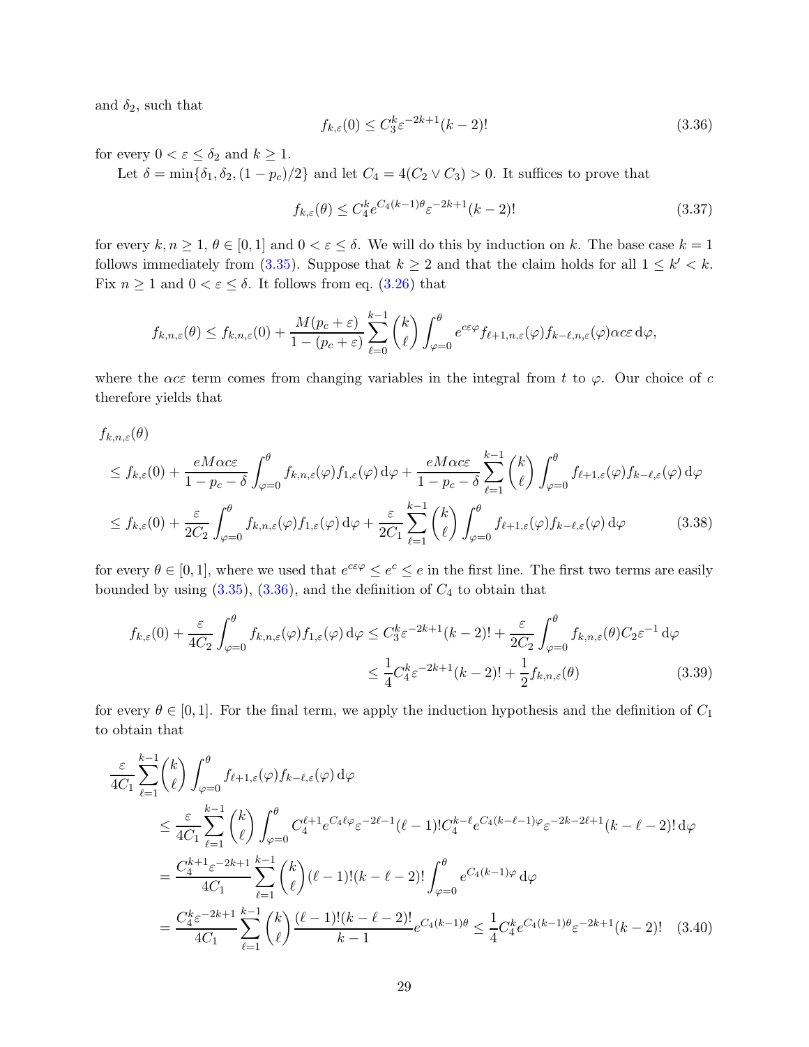and $\delta_2$, such that

$$f_{k,\varepsilon}(0) \le C_3^k \varepsilon^{-2k+1}(k-2)! \tag{3.36}$$

for every $0 < \varepsilon \le \delta_2$ and $k \ge 1$.

Let $\delta = \min\{\delta_1, \delta_2, (1-p_c)/2\}$ and let $C_4 = 4(C_2 \vee C_3) > 0$. It suffices to prove that

$$f_{k,\varepsilon}(\theta) \le C_4^k e^{C_4(k-1)\theta} \varepsilon^{-2k+1}(k-2)! \tag{3.37}$$

for every $k, n \ge 1$, $\theta \in [0,1]$ and $0 < \varepsilon \le \delta$. We will do this by induction on $k$. The base case $k = 1$ follows immediately from (3.35). Suppose that $k \ge 2$ and that the claim holds for all $1 \le k' < k$. Fix $n \ge 1$ and $0 < \varepsilon \le \delta$. It follows from eq. (3.26) that

$$f_{k,n,\varepsilon}(\theta) \le f_{k,n,\varepsilon}(0) + \frac{M(p_c+\varepsilon)}{1-(p_c+\varepsilon)} \sum_{\ell=0}^{k-1} \binom{k}{\ell} \int_{\varphi=0}^{\theta} e^{c\varepsilon\varphi} f_{\ell+1,n,\varepsilon}(\varphi) f_{k-\ell,n,\varepsilon}(\varphi) \alpha c \varepsilon \, \mathrm{d}\varphi,$$

where the $\alpha c \varepsilon$ term comes from changing variables in the integral from $t$ to $\varphi$. Our choice of $c$ therefore yields that

$$\begin{aligned}
&f_{k,n,\varepsilon}(\theta) \\
&\le f_{k,\varepsilon}(0) + \frac{eM\alpha c\varepsilon}{1-p_c-\delta} \int_{\varphi=0}^{\theta} f_{k,n,\varepsilon}(\varphi) f_{1,\varepsilon}(\varphi) \, \mathrm{d}\varphi + \frac{eM\alpha c\varepsilon}{1-p_c-\delta} \sum_{\ell=1}^{k-1} \binom{k}{\ell} \int_{\varphi=0}^{\theta} f_{\ell+1,\varepsilon}(\varphi) f_{k-\ell,\varepsilon}(\varphi) \, \mathrm{d}\varphi \\
&\le f_{k,\varepsilon}(0) + \frac{\varepsilon}{2C_2} \int_{\varphi=0}^{\theta} f_{k,n,\varepsilon}(\varphi) f_{1,\varepsilon}(\varphi) \, \mathrm{d}\varphi + \frac{\varepsilon}{2C_1} \sum_{\ell=1}^{k-1} \binom{k}{\ell} \int_{\varphi=0}^{\theta} f_{\ell+1,\varepsilon}(\varphi) f_{k-\ell,\varepsilon}(\varphi) \, \mathrm{d}\varphi
\end{aligned} \tag{3.38}$$

for every $\theta \in [0,1]$, where we used that $e^{c\varepsilon\varphi} \le e^c \le e$ in the first line. The first two terms are easily bounded by using (3.35), (3.36), and the definition of $C_4$ to obtain that

$$\begin{aligned}
f_{k,\varepsilon}(0) + \frac{\varepsilon}{4C_2} \int_{\varphi=0}^{\theta} f_{k,n,\varepsilon}(\varphi) f_{1,\varepsilon}(\varphi) \, \mathrm{d}\varphi &\le C_3^k \varepsilon^{-2k+1}(k-2)! + \frac{\varepsilon}{2C_2} \int_{\varphi=0}^{\theta} f_{k,n,\varepsilon}(\theta) C_2 \varepsilon^{-1} \, \mathrm{d}\varphi \\
&\le \frac{1}{4} C_4^k \varepsilon^{-2k+1}(k-2)! + \frac{1}{2} f_{k,n,\varepsilon}(\theta)
\end{aligned} \tag{3.39}$$

for every $\theta \in [0,1]$. For the final term, we apply the induction hypothesis and the definition of $C_1$ to obtain that

$$\begin{aligned}
&\frac{\varepsilon}{4C_1} \sum_{\ell=1}^{k-1} \binom{k}{\ell} \int_{\varphi=0}^{\theta} f_{\ell+1,\varepsilon}(\varphi) f_{k-\ell,\varepsilon}(\varphi) \, \mathrm{d}\varphi \\
&\quad \le \frac{\varepsilon}{4C_1} \sum_{\ell=1}^{k-1} \binom{k}{\ell} \int_{\varphi=0}^{\theta} C_4^{\ell+1} e^{C_4 \ell \varphi} \varepsilon^{-2\ell-1} (\ell-1)! C_4^{k-\ell} e^{C_4(k-\ell-1)\varphi} \varepsilon^{-2k-2\ell+1} (k-\ell-2)! \, \mathrm{d}\varphi \\
&\quad = \frac{C_4^{k+1} \varepsilon^{-2k+1}}{4C_1} \sum_{\ell=1}^{k-1} \binom{k}{\ell} (\ell-1)!(k-\ell-2)! \int_{\varphi=0}^{\theta} e^{C_4(k-1)\varphi} \, \mathrm{d}\varphi \\
&\quad = \frac{C_4^k \varepsilon^{-2k+1}}{4C_1} \sum_{\ell=1}^{k-1} \binom{k}{\ell} \frac{(\ell-1)!(k-\ell-2)!}{k-1} e^{C_4(k-1)\theta} \le \frac{1}{4} C_4^k e^{C_4(k-1)\theta} \varepsilon^{-2k+1} (k-2)!
\end{aligned} \tag{3.40}$$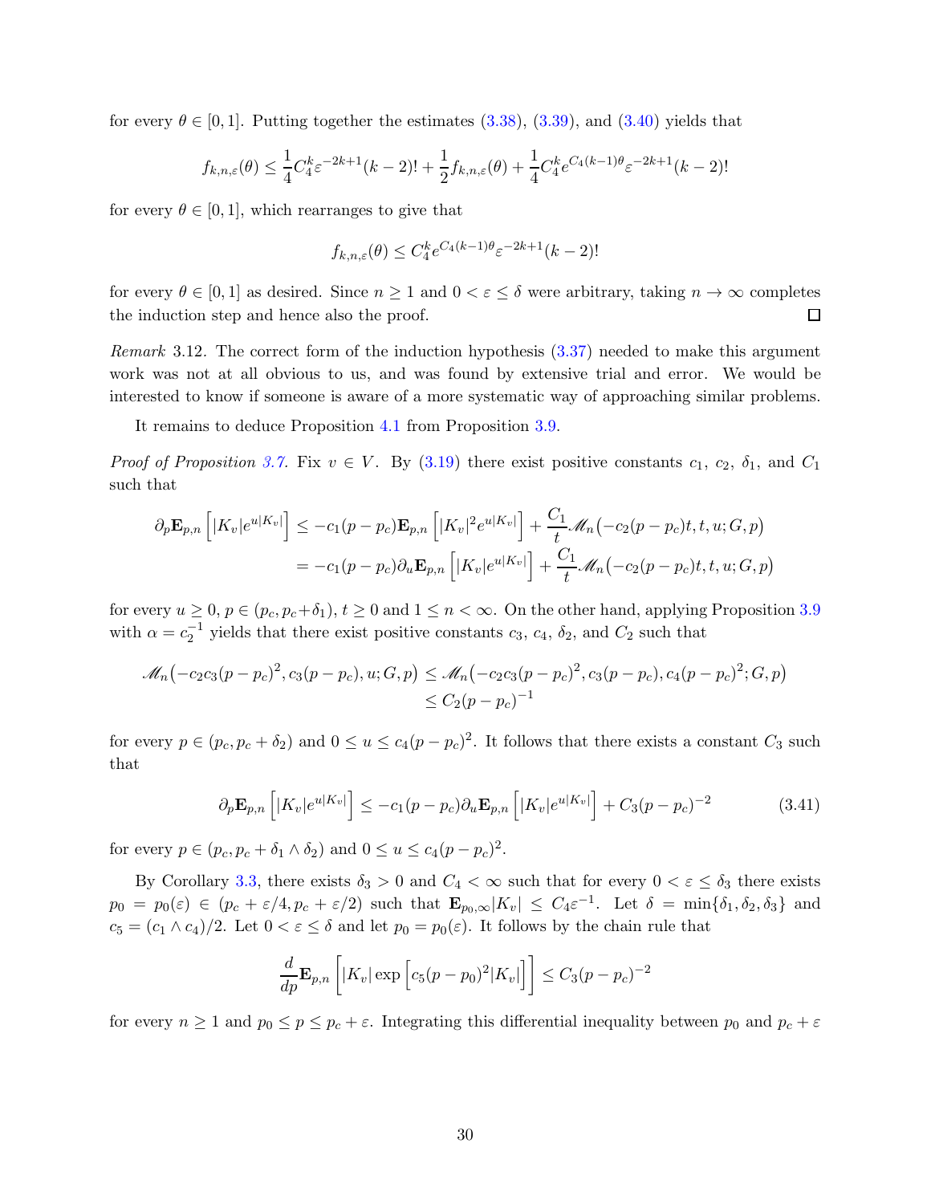for every $\theta \in [0,1]$. Putting together the estimates (3.38), (3.39), and (3.40) yields that

$$f_{k,n,\varepsilon}(\theta) \leq \frac{1}{4}C_4^k \varepsilon^{-2k+1}(k-2)! + \frac{1}{2}f_{k,n,\varepsilon}(\theta) + \frac{1}{4}C_4^k e^{C_4(k-1)\theta}\varepsilon^{-2k+1}(k-2)!$$

for every $\theta \in [0,1]$, which rearranges to give that

$$f_{k,n,\varepsilon}(\theta) \leq C_4^k e^{C_4(k-1)\theta}\varepsilon^{-2k+1}(k-2)!$$

for every $\theta \in [0,1]$ as desired. Since $n \geq 1$ and $0 < \varepsilon \leq \delta$ were arbitrary, taking $n \to \infty$ completes the induction step and hence also the proof. □

*Remark* 3.12. The correct form of the induction hypothesis (3.37) needed to make this argument work was not at all obvious to us, and was found by extensive trial and error. We would be interested to know if someone is aware of a more systematic way of approaching similar problems.

It remains to deduce Proposition 4.1 from Proposition 3.9.

*Proof of Proposition 3.7.* Fix $v \in V$. By (3.19) there exist positive constants $c_1$, $c_2$, $\delta_1$, and $C_1$ such that

$$\begin{aligned}
\partial_p \mathbf{E}_{p,n}\left[|K_v|e^{u|K_v|}\right] &\leq -c_1(p-p_c)\mathbf{E}_{p,n}\left[|K_v|^2 e^{u|K_v|}\right] + \frac{C_1}{t}\mathscr{M}_n\big(-c_2(p-p_c)t, t, u; G, p\big) \\
&= -c_1(p-p_c)\partial_u \mathbf{E}_{p,n}\left[|K_v|e^{u|K_v|}\right] + \frac{C_1}{t}\mathscr{M}_n\big(-c_2(p-p_c)t, t, u; G, p\big)
\end{aligned}$$

for every $u \geq 0$, $p \in (p_c, p_c+\delta_1)$, $t \geq 0$ and $1 \leq n < \infty$. On the other hand, applying Proposition 3.9 with $\alpha = c_2^{-1}$ yields that there exist positive constants $c_3$, $c_4$, $\delta_2$, and $C_2$ such that

$$\begin{aligned}
\mathscr{M}_n\big(-c_2c_3(p-p_c)^2, c_3(p-p_c), u; G, p\big) &\leq \mathscr{M}_n\big(-c_2c_3(p-p_c)^2, c_3(p-p_c), c_4(p-p_c)^2; G, p\big) \\
&\leq C_2(p-p_c)^{-1}
\end{aligned}$$

for every $p \in (p_c, p_c+\delta_2)$ and $0 \leq u \leq c_4(p-p_c)^2$. It follows that there exists a constant $C_3$ such that

$$\partial_p \mathbf{E}_{p,n}\left[|K_v|e^{u|K_v|}\right] \leq -c_1(p-p_c)\partial_u \mathbf{E}_{p,n}\left[|K_v|e^{u|K_v|}\right] + C_3(p-p_c)^{-2} \tag{3.41}$$

for every $p \in (p_c, p_c+\delta_1 \wedge \delta_2)$ and $0 \leq u \leq c_4(p-p_c)^2$.

By Corollary 3.3, there exists $\delta_3 > 0$ and $C_4 < \infty$ such that for every $0 < \varepsilon \leq \delta_3$ there exists $p_0 = p_0(\varepsilon) \in (p_c+\varepsilon/4, p_c+\varepsilon/2)$ such that $\mathbf{E}_{p_0,\infty}|K_v| \leq C_4\varepsilon^{-1}$. Let $\delta = \min\{\delta_1, \delta_2, \delta_3\}$ and $c_5 = (c_1 \wedge c_4)/2$. Let $0 < \varepsilon \leq \delta$ and let $p_0 = p_0(\varepsilon)$. It follows by the chain rule that

$$\frac{d}{dp}\mathbf{E}_{p,n}\left[|K_v|\exp\left[c_5(p-p_0)^2|K_v|\right]\right] \leq C_3(p-p_c)^{-2}$$

for every $n \geq 1$ and $p_0 \leq p \leq p_c+\varepsilon$. Integrating this differential inequality between $p_0$ and $p_c+\varepsilon$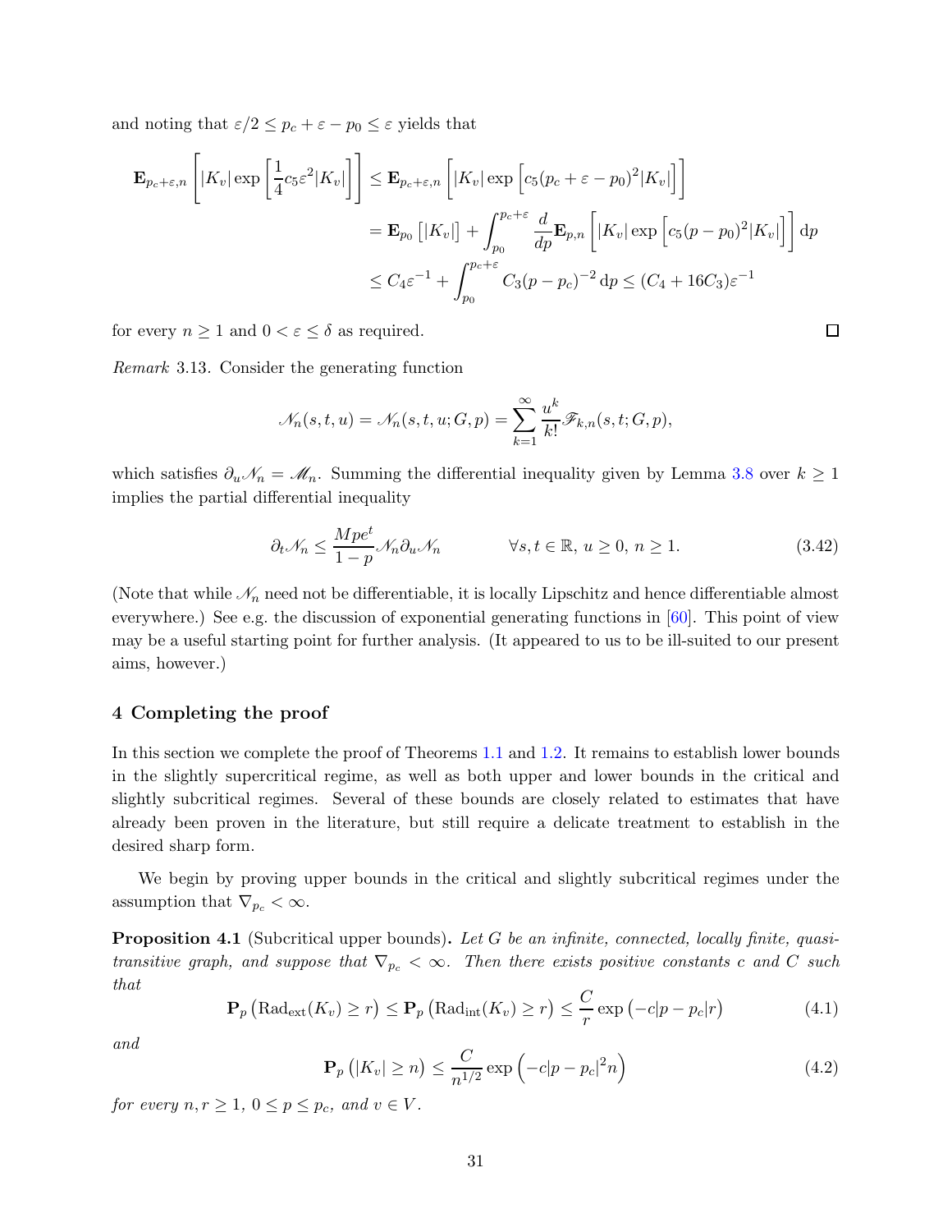and noting that $\varepsilon/2 \le p_c + \varepsilon - p_0 \le \varepsilon$ yields that

$$\begin{aligned}
\mathbf{E}_{p_c+\varepsilon,n}\left[|K_v| \exp\left[\frac{1}{4}c_5\varepsilon^2|K_v|\right]\right] &\le \mathbf{E}_{p_c+\varepsilon,n}\left[|K_v| \exp\left[c_5(p_c+\varepsilon-p_0)^2|K_v|\right]\right] \\
&= \mathbf{E}_{p_0}\left[|K_v|\right] + \int_{p_0}^{p_c+\varepsilon} \frac{d}{dp}\mathbf{E}_{p,n}\left[|K_v| \exp\left[c_5(p-p_0)^2|K_v|\right]\right] \mathrm{d}p \\
&\le C_4\varepsilon^{-1} + \int_{p_0}^{p_c+\varepsilon} C_3(p-p_c)^{-2}\,\mathrm{d}p \le (C_4 + 16C_3)\varepsilon^{-1}
\end{aligned}$$

for every $n \ge 1$ and $0 < \varepsilon \le \delta$ as required. $\square$

*Remark* 3.13. Consider the generating function

$$\mathscr{N}_n(s,t,u) = \mathscr{N}_n(s,t,u;G,p) = \sum_{k=1}^{\infty} \frac{u^k}{k!}\mathscr{F}_{k,n}(s,t;G,p),$$

which satisfies $\partial_u \mathscr{N}_n = \mathscr{M}_n$. Summing the differential inequality given by Lemma 3.8 over $k \ge 1$ implies the partial differential inequality

$$\partial_t \mathscr{N}_n \le \frac{Mpe^t}{1-p}\mathscr{N}_n \partial_u \mathscr{N}_n \qquad \forall s,t \in \mathbb{R},\ u \ge 0,\ n \ge 1. \tag{3.42}$$

(Note that while $\mathscr{N}_n$ need not be differentiable, it is locally Lipschitz and hence differentiable almost everywhere.) See e.g. the discussion of exponential generating functions in [60]. This point of view may be a useful starting point for further analysis. (It appeared to us to be ill-suited to our present aims, however.)

## 4 Completing the proof

In this section we complete the proof of Theorems 1.1 and 1.2. It remains to establish lower bounds in the slightly supercritical regime, as well as both upper and lower bounds in the critical and slightly subcritical regimes. Several of these bounds are closely related to estimates that have already been proven in the literature, but still require a delicate treatment to establish in the desired sharp form.

We begin by proving upper bounds in the critical and slightly subcritical regimes under the assumption that $\nabla_{p_c} < \infty$.

**Proposition 4.1** (Subcritical upper bounds)**.** *Let $G$ be an infinite, connected, locally finite, quasi-transitive graph, and suppose that $\nabla_{p_c} < \infty$. Then there exists positive constants $c$ and $C$ such that*

$$\mathbf{P}_p\left(\mathrm{Rad}_{\mathrm{ext}}(K_v) \ge r\right) \le \mathbf{P}_p\left(\mathrm{Rad}_{\mathrm{int}}(K_v) \ge r\right) \le \frac{C}{r}\exp\left(-c|p-p_c|r\right) \tag{4.1}$$

*and*

$$\mathbf{P}_p\left(|K_v| \ge n\right) \le \frac{C}{n^{1/2}}\exp\left(-c|p-p_c|^2 n\right) \tag{4.2}$$

*for every $n, r \ge 1$, $0 \le p \le p_c$, and $v \in V$.*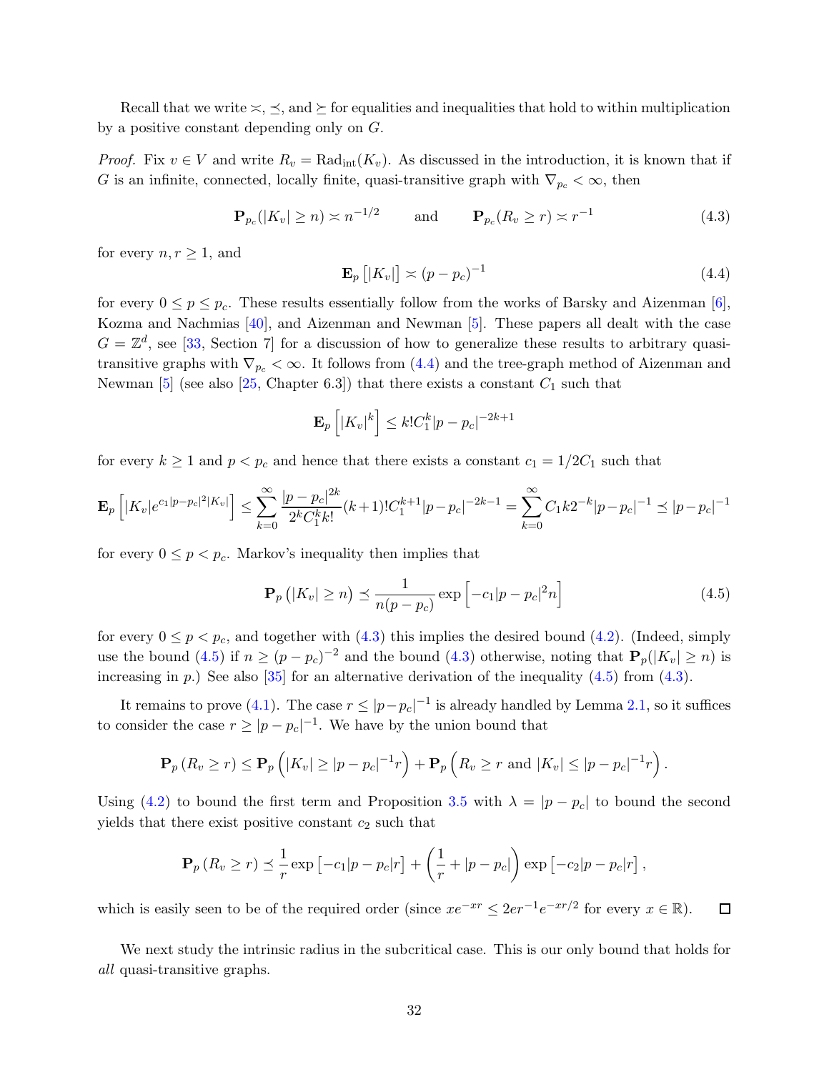Recall that we write $\asymp$, $\preceq$, and $\succeq$ for equalities and inequalities that hold to within multiplication by a positive constant depending only on $G$.

*Proof.* Fix $v \in V$ and write $R_v = \mathrm{Rad}_{\mathrm{int}}(K_v)$. As discussed in the introduction, it is known that if $G$ is an infinite, connected, locally finite, quasi-transitive graph with $\nabla_{p_c} < \infty$, then

$$\mathbf{P}_{p_c}(|K_v| \geq n) \asymp n^{-1/2} \qquad \text{and} \qquad \mathbf{P}_{p_c}(R_v \geq r) \asymp r^{-1} \tag{4.3}$$

for every $n, r \geq 1$, and

$$\mathbf{E}_p\left[|K_v|\right] \asymp (p - p_c)^{-1} \tag{4.4}$$

for every $0 \leq p \leq p_c$. These results essentially follow from the works of Barsky and Aizenman [6], Kozma and Nachmias [40], and Aizenman and Newman [5]. These papers all dealt with the case $G = \mathbb{Z}^d$, see [33, Section 7] for a discussion of how to generalize these results to arbitrary quasi-transitive graphs with $\nabla_{p_c} < \infty$. It follows from (4.4) and the tree-graph method of Aizenman and Newman [5] (see also [25, Chapter 6.3]) that there exists a constant $C_1$ such that

$$\mathbf{E}_p\left[|K_v|^k\right] \leq k! C_1^k |p - p_c|^{-2k+1}$$

for every $k \geq 1$ and $p < p_c$ and hence that there exists a constant $c_1 = 1/2C_1$ such that

$$\mathbf{E}_p\left[|K_v| e^{c_1 |p-p_c|^2 |K_v|}\right] \leq \sum_{k=0}^{\infty} \frac{|p-p_c|^{2k}}{2^k C_1^k k!}(k+1)! C_1^{k+1} |p-p_c|^{-2k-1} = \sum_{k=0}^{\infty} C_1 k 2^{-k} |p-p_c|^{-1} \preceq |p-p_c|^{-1}$$

for every $0 \leq p < p_c$. Markov's inequality then implies that

$$\mathbf{P}_p\left(|K_v| \geq n\right) \preceq \frac{1}{n(p-p_c)} \exp\left[-c_1 |p-p_c|^2 n\right] \tag{4.5}$$

for every $0 \leq p < p_c$, and together with (4.3) this implies the desired bound (4.2). (Indeed, simply use the bound (4.5) if $n \geq (p-p_c)^{-2}$ and the bound (4.3) otherwise, noting that $\mathbf{P}_p(|K_v| \geq n)$ is increasing in $p$.) See also [35] for an alternative derivation of the inequality (4.5) from (4.3).

It remains to prove (4.1). The case $r \leq |p-p_c|^{-1}$ is already handled by Lemma 2.1, so it suffices to consider the case $r \geq |p-p_c|^{-1}$. We have by the union bound that

$$\mathbf{P}_p\left(R_v \geq r\right) \leq \mathbf{P}_p\left(|K_v| \geq |p-p_c|^{-1} r\right) + \mathbf{P}_p\left(R_v \geq r \text{ and } |K_v| \leq |p-p_c|^{-1} r\right).$$

Using (4.2) to bound the first term and Proposition 3.5 with $\lambda = |p-p_c|$ to bound the second yields that there exist positive constant $c_2$ such that

$$\mathbf{P}_p\left(R_v \geq r\right) \preceq \frac{1}{r} \exp\left[-c_1 |p-p_c| r\right] + \left(\frac{1}{r} + |p-p_c|\right) \exp\left[-c_2 |p-p_c| r\right],$$

which is easily seen to be of the required order (since $x e^{-xr} \leq 2e r^{-1} e^{-xr/2}$ for every $x \in \mathbb{R}$). $\square$

We next study the intrinsic radius in the subcritical case. This is our only bound that holds for *all* quasi-transitive graphs.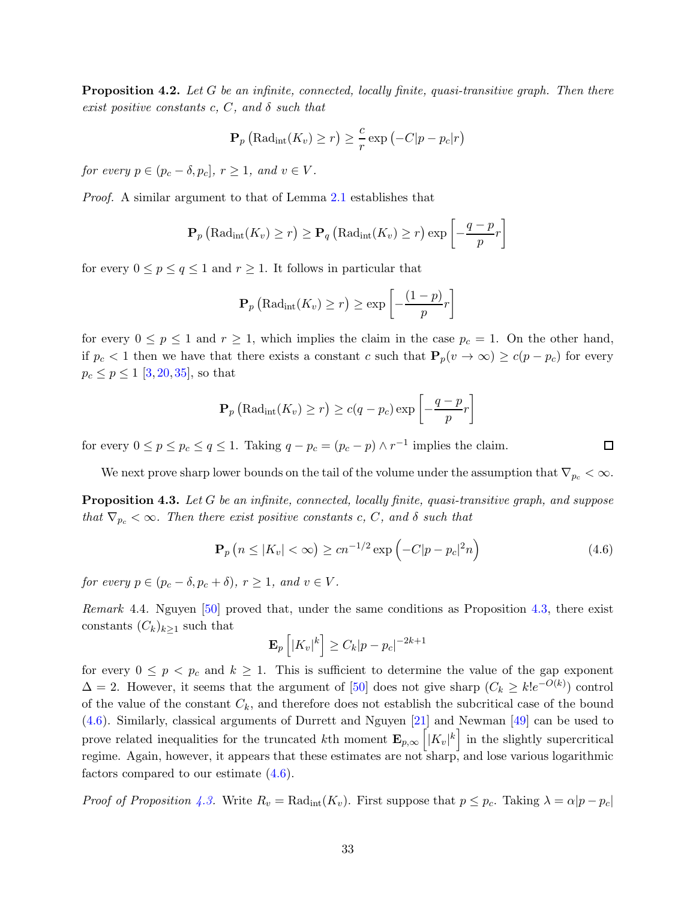**Proposition 4.2.** *Let $G$ be an infinite, connected, locally finite, quasi-transitive graph. Then there exist positive constants $c$, $C$, and $\delta$ such that*

$$\mathbf{P}_p\left(\mathrm{Rad}_{\mathrm{int}}(K_v) \geq r\right) \geq \frac{c}{r} \exp\left(-C|p-p_c|r\right)$$

*for every $p \in (p_c - \delta, p_c]$, $r \geq 1$, and $v \in V$.*

*Proof.* A similar argument to that of Lemma 2.1 establishes that

$$\mathbf{P}_p\left(\mathrm{Rad}_{\mathrm{int}}(K_v) \geq r\right) \geq \mathbf{P}_q\left(\mathrm{Rad}_{\mathrm{int}}(K_v) \geq r\right) \exp\left[-\frac{q-p}{p} r\right]$$

for every $0 \leq p \leq q \leq 1$ and $r \geq 1$. It follows in particular that

$$\mathbf{P}_p\left(\mathrm{Rad}_{\mathrm{int}}(K_v) \geq r\right) \geq \exp\left[-\frac{(1-p)}{p} r\right]$$

for every $0 \leq p \leq 1$ and $r \geq 1$, which implies the claim in the case $p_c = 1$. On the other hand, if $p_c < 1$ then we have that there exists a constant $c$ such that $\mathbf{P}_p(v \to \infty) \geq c(p - p_c)$ for every $p_c \leq p \leq 1$ [3, 20, 35], so that

$$\mathbf{P}_p\left(\mathrm{Rad}_{\mathrm{int}}(K_v) \geq r\right) \geq c(q-p_c) \exp\left[-\frac{q-p}{p} r\right]$$

for every $0 \leq p \leq p_c \leq q \leq 1$. Taking $q - p_c = (p_c - p) \wedge r^{-1}$ implies the claim. □

We next prove sharp lower bounds on the tail of the volume under the assumption that $\nabla_{p_c} < \infty$.

**Proposition 4.3.** *Let $G$ be an infinite, connected, locally finite, quasi-transitive graph, and suppose that $\nabla_{p_c} < \infty$. Then there exist positive constants $c$, $C$, and $\delta$ such that*

$$\mathbf{P}_p\left(n \leq |K_v| < \infty\right) \geq c n^{-1/2} \exp\left(-C|p-p_c|^2 n\right) \tag{4.6}$$

*for every $p \in (p_c - \delta, p_c + \delta)$, $r \geq 1$, and $v \in V$.*

*Remark* 4.4. Nguyen [50] proved that, under the same conditions as Proposition 4.3, there exist constants $(C_k)_{k \geq 1}$ such that

$$\mathbf{E}_p\left[|K_v|^k\right] \geq C_k |p-p_c|^{-2k+1}$$

for every $0 \leq p < p_c$ and $k \geq 1$. This is sufficient to determine the value of the gap exponent $\Delta = 2$. However, it seems that the argument of [50] does not give sharp ($C_k \geq k! e^{-O(k)}$) control of the value of the constant $C_k$, and therefore does not establish the subcritical case of the bound (4.6). Similarly, classical arguments of Durrett and Nguyen [21] and Newman [49] can be used to prove related inequalities for the truncated $k$th moment $\mathbf{E}_{p,\infty}\left[|K_v|^k\right]$ in the slightly supercritical regime. Again, however, it appears that these estimates are not sharp, and lose various logarithmic factors compared to our estimate (4.6).

*Proof of Proposition 4.3.* Write $R_v = \mathrm{Rad}_{\mathrm{int}}(K_v)$. First suppose that $p \leq p_c$. Taking $\lambda = \alpha|p - p_c|$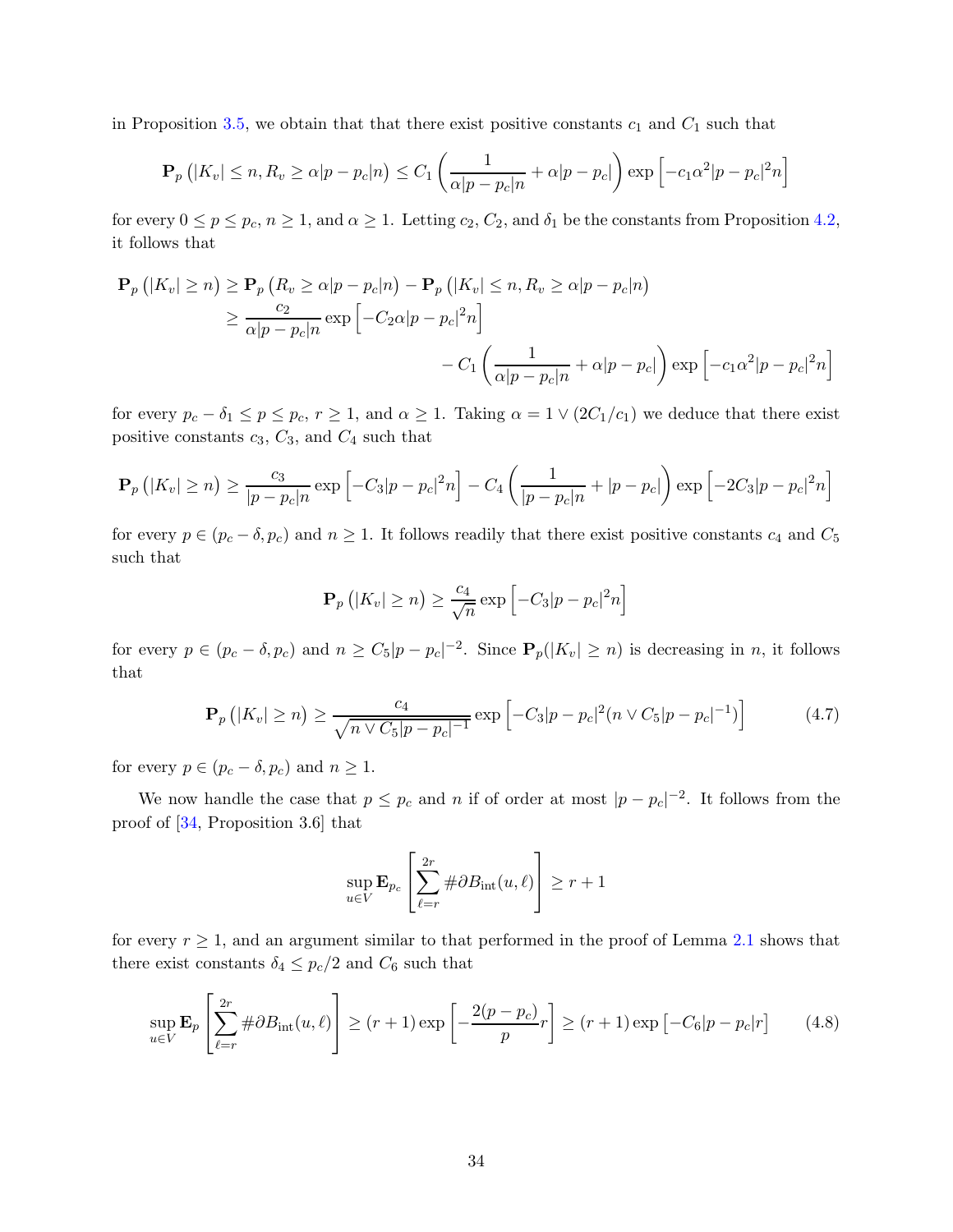in Proposition 3.5, we obtain that that there exist positive constants $c_1$ and $C_1$ such that

$$\mathbf{P}_p\left(|K_v| \le n, R_v \ge \alpha|p-p_c|n\right) \le C_1\left(\frac{1}{\alpha|p-p_c|n} + \alpha|p-p_c|\right)\exp\left[-c_1\alpha^2|p-p_c|^2 n\right]$$

for every $0 \le p \le p_c$, $n \ge 1$, and $\alpha \ge 1$. Letting $c_2$, $C_2$, and $\delta_1$ be the constants from Proposition 4.2, it follows that

$$\begin{aligned}
\mathbf{P}_p\left(|K_v| \ge n\right) &\ge \mathbf{P}_p\left(R_v \ge \alpha|p-p_c|n\right) - \mathbf{P}_p\left(|K_v| \le n, R_v \ge \alpha|p-p_c|n\right)\\
&\ge \frac{c_2}{\alpha|p-p_c|n}\exp\left[-C_2\alpha|p-p_c|^2 n\right]\\
&\qquad\qquad - C_1\left(\frac{1}{\alpha|p-p_c|n} + \alpha|p-p_c|\right)\exp\left[-c_1\alpha^2|p-p_c|^2 n\right]
\end{aligned}$$

for every $p_c - \delta_1 \le p \le p_c$, $r \ge 1$, and $\alpha \ge 1$. Taking $\alpha = 1 \vee (2C_1/c_1)$ we deduce that there exist positive constants $c_3$, $C_3$, and $C_4$ such that

$$\mathbf{P}_p\left(|K_v| \ge n\right) \ge \frac{c_3}{|p-p_c|n}\exp\left[-C_3|p-p_c|^2 n\right] - C_4\left(\frac{1}{|p-p_c|n} + |p-p_c|\right)\exp\left[-2C_3|p-p_c|^2 n\right]$$

for every $p \in (p_c - \delta, p_c)$ and $n \ge 1$. It follows readily that there exist positive constants $c_4$ and $C_5$ such that

$$\mathbf{P}_p\left(|K_v| \ge n\right) \ge \frac{c_4}{\sqrt{n}}\exp\left[-C_3|p-p_c|^2 n\right]$$

for every $p \in (p_c - \delta, p_c)$ and $n \ge C_5|p-p_c|^{-2}$. Since $\mathbf{P}_p(|K_v| \ge n)$ is decreasing in $n$, it follows that

$$\mathbf{P}_p\left(|K_v| \ge n\right) \ge \frac{c_4}{\sqrt{n \vee C_5|p-p_c|^{-1}}}\exp\left[-C_3|p-p_c|^2(n \vee C_5|p-p_c|^{-1})\right] \tag{4.7}$$

for every $p \in (p_c - \delta, p_c)$ and $n \ge 1$.

We now handle the case that $p \le p_c$ and $n$ if of order at most $|p-p_c|^{-2}$. It follows from the proof of [34, Proposition 3.6] that

$$\sup_{u \in V}\mathbf{E}_{p_c}\left[\sum_{\ell=r}^{2r}\#\partial B_{\mathrm{int}}(u,\ell)\right] \ge r+1$$

for every $r \ge 1$, and an argument similar to that performed in the proof of Lemma 2.1 shows that there exist constants $\delta_4 \le p_c/2$ and $C_6$ such that

$$\sup_{u \in V}\mathbf{E}_{p}\left[\sum_{\ell=r}^{2r}\#\partial B_{\mathrm{int}}(u,\ell)\right] \ge (r+1)\exp\left[-\frac{2(p-p_c)}{p}r\right] \ge (r+1)\exp\left[-C_6|p-p_c|r\right] \tag{4.8}$$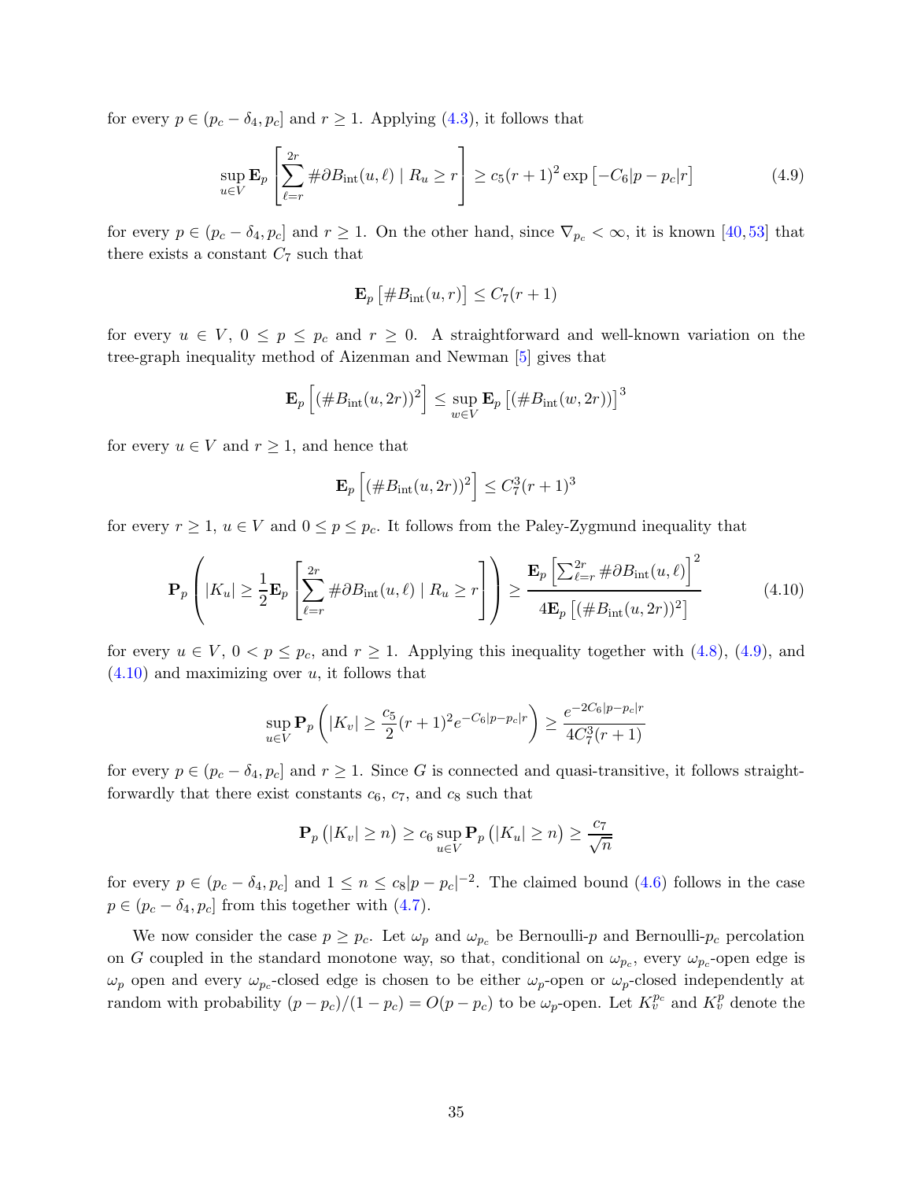for every $p \in (p_c - \delta_4, p_c]$ and $r \geq 1$. Applying (4.3), it follows that

$$\sup_{u \in V} \mathbf{E}_p \left[ \sum_{\ell=r}^{2r} \# \partial B_{\mathrm{int}}(u, \ell) \mid R_u \geq r \right] \geq c_5 (r+1)^2 \exp\left[ -C_6 |p - p_c| r \right] \tag{4.9}$$

for every $p \in (p_c - \delta_4, p_c]$ and $r \geq 1$. On the other hand, since $\nabla_{p_c} < \infty$, it is known [40,53] that there exists a constant $C_7$ such that

$$\mathbf{E}_p \left[ \# B_{\mathrm{int}}(u, r) \right] \leq C_7 (r+1)$$

for every $u \in V$, $0 \leq p \leq p_c$ and $r \geq 0$. A straightforward and well-known variation on the tree-graph inequality method of Aizenman and Newman [5] gives that

$$\mathbf{E}_p \left[ (\# B_{\mathrm{int}}(u, 2r))^2 \right] \leq \sup_{w \in V} \mathbf{E}_p \left[ (\# B_{\mathrm{int}}(w, 2r)) \right]^3$$

for every $u \in V$ and $r \geq 1$, and hence that

$$\mathbf{E}_p \left[ (\# B_{\mathrm{int}}(u, 2r))^2 \right] \leq C_7^3 (r+1)^3$$

for every $r \geq 1$, $u \in V$ and $0 \leq p \leq p_c$. It follows from the Paley-Zygmund inequality that

$$\mathbf{P}_p \left( |K_u| \geq \frac{1}{2} \mathbf{E}_p \left[ \sum_{\ell=r}^{2r} \# \partial B_{\mathrm{int}}(u, \ell) \mid R_u \geq r \right] \right) \geq \frac{\mathbf{E}_p \left[ \sum_{\ell=r}^{2r} \# \partial B_{\mathrm{int}}(u, \ell) \right]^2}{4 \mathbf{E}_p \left[ (\# B_{\mathrm{int}}(u, 2r))^2 \right]} \tag{4.10}$$

for every $u \in V$, $0 < p \leq p_c$, and $r \geq 1$. Applying this inequality together with (4.8), (4.9), and (4.10) and maximizing over $u$, it follows that

$$\sup_{u \in V} \mathbf{P}_p \left( |K_v| \geq \frac{c_5}{2} (r+1)^2 e^{-C_6 |p - p_c| r} \right) \geq \frac{e^{-2C_6 |p - p_c| r}}{4 C_7^3 (r+1)}$$

for every $p \in (p_c - \delta_4, p_c]$ and $r \geq 1$. Since $G$ is connected and quasi-transitive, it follows straightforwardly that there exist constants $c_6$, $c_7$, and $c_8$ such that

$$\mathbf{P}_p \left( |K_v| \geq n \right) \geq c_6 \sup_{u \in V} \mathbf{P}_p \left( |K_u| \geq n \right) \geq \frac{c_7}{\sqrt{n}}$$

for every $p \in (p_c - \delta_4, p_c]$ and $1 \leq n \leq c_8 |p - p_c|^{-2}$. The claimed bound (4.6) follows in the case $p \in (p_c - \delta_4, p_c]$ from this together with (4.7).

We now consider the case $p \geq p_c$. Let $\omega_p$ and $\omega_{p_c}$ be Bernoulli-$p$ and Bernoulli-$p_c$ percolation on $G$ coupled in the standard monotone way, so that, conditional on $\omega_{p_c}$, every $\omega_{p_c}$-open edge is $\omega_p$ open and every $\omega_{p_c}$-closed edge is chosen to be either $\omega_p$-open or $\omega_p$-closed independently at random with probability $(p - p_c)/(1 - p_c) = O(p - p_c)$ to be $\omega_p$-open. Let $K_v^{p_c}$ and $K_v^p$ denote the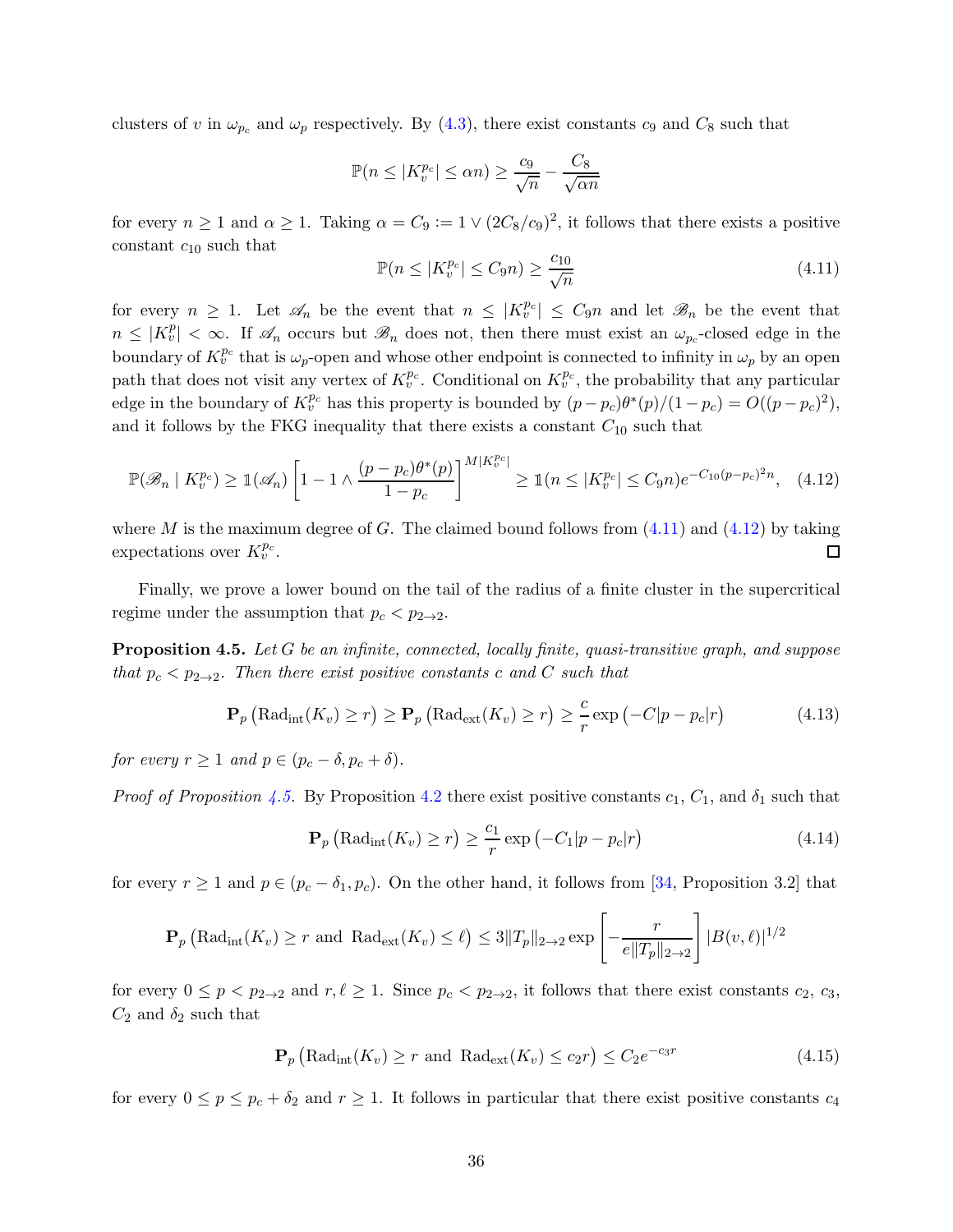clusters of $v$ in $\omega_{p_c}$ and $\omega_p$ respectively. By (4.3), there exist constants $c_9$ and $C_8$ such that

$$\mathbb{P}(n \leq |K_v^{p_c}| \leq \alpha n) \geq \frac{c_9}{\sqrt{n}} - \frac{C_8}{\sqrt{\alpha n}}$$

for every $n \geq 1$ and $\alpha \geq 1$. Taking $\alpha = C_9 := 1 \vee (2C_8/c_9)^2$, it follows that there exists a positive constant $c_{10}$ such that

$$\mathbb{P}(n \leq |K_v^{p_c}| \leq C_9 n) \geq \frac{c_{10}}{\sqrt{n}} \tag{4.11}$$

for every $n \geq 1$. Let $\mathscr{A}_n$ be the event that $n \leq |K_v^{p_c}| \leq C_9 n$ and let $\mathscr{B}_n$ be the event that $n \leq |K_v^p| < \infty$. If $\mathscr{A}_n$ occurs but $\mathscr{B}_n$ does not, then there must exist an $\omega_{p_c}$-closed edge in the boundary of $K_v^{p_c}$ that is $\omega_p$-open and whose other endpoint is connected to infinity in $\omega_p$ by an open path that does not visit any vertex of $K_v^{p_c}$. Conditional on $K_v^{p_c}$, the probability that any particular edge in the boundary of $K_v^{p_c}$ has this property is bounded by $(p-p_c)\theta^*(p)/(1-p_c) = O((p-p_c)^2)$, and it follows by the FKG inequality that there exists a constant $C_{10}$ such that

$$\mathbb{P}(\mathscr{B}_n \mid K_v^{p_c}) \geq \mathbb{1}(\mathscr{A}_n)\left[1 - 1 \wedge \frac{(p-p_c)\theta^*(p)}{1-p_c}\right]^{M|K_v^{p_c}|} \geq \mathbb{1}(n \leq |K_v^{p_c}| \leq C_9 n) e^{-C_{10}(p-p_c)^2 n}, \tag{4.12}$$

where $M$ is the maximum degree of $G$. The claimed bound follows from (4.11) and (4.12) by taking expectations over $K_v^{p_c}$. □

Finally, we prove a lower bound on the tail of the radius of a finite cluster in the supercritical regime under the assumption that $p_c < p_{2\to 2}$.

**Proposition 4.5.** *Let $G$ be an infinite, connected, locally finite, quasi-transitive graph, and suppose that $p_c < p_{2\to 2}$. Then there exist positive constants $c$ and $C$ such that*

$$\mathbf{P}_p\left(\mathrm{Rad}_{\mathrm{int}}(K_v) \geq r\right) \geq \mathbf{P}_p\left(\mathrm{Rad}_{\mathrm{ext}}(K_v) \geq r\right) \geq \frac{c}{r}\exp\left(-C|p-p_c|r\right) \tag{4.13}$$

*for every $r \geq 1$ and $p \in (p_c - \delta, p_c + \delta)$.*

*Proof of Proposition 4.5.* By Proposition 4.2 there exist positive constants $c_1$, $C_1$, and $\delta_1$ such that

$$\mathbf{P}_p\left(\mathrm{Rad}_{\mathrm{int}}(K_v) \geq r\right) \geq \frac{c_1}{r}\exp\left(-C_1|p-p_c|r\right) \tag{4.14}$$

for every $r \geq 1$ and $p \in (p_c - \delta_1, p_c)$. On the other hand, it follows from [34, Proposition 3.2] that

$$\mathbf{P}_p\left(\mathrm{Rad}_{\mathrm{int}}(K_v) \geq r \text{ and } \mathrm{Rad}_{\mathrm{ext}}(K_v) \leq \ell\right) \leq 3\|T_p\|_{2\to 2}\exp\left[-\frac{r}{e\|T_p\|_{2\to 2}}\right]|B(v,\ell)|^{1/2}$$

for every $0 \leq p < p_{2\to 2}$ and $r, \ell \geq 1$. Since $p_c < p_{2\to 2}$, it follows that there exist constants $c_2$, $c_3$, $C_2$ and $\delta_2$ such that

$$\mathbf{P}_p\left(\mathrm{Rad}_{\mathrm{int}}(K_v) \geq r \text{ and } \mathrm{Rad}_{\mathrm{ext}}(K_v) \leq c_2 r\right) \leq C_2 e^{-c_3 r} \tag{4.15}$$

for every $0 \leq p \leq p_c + \delta_2$ and $r \geq 1$. It follows in particular that there exist positive constants $c_4$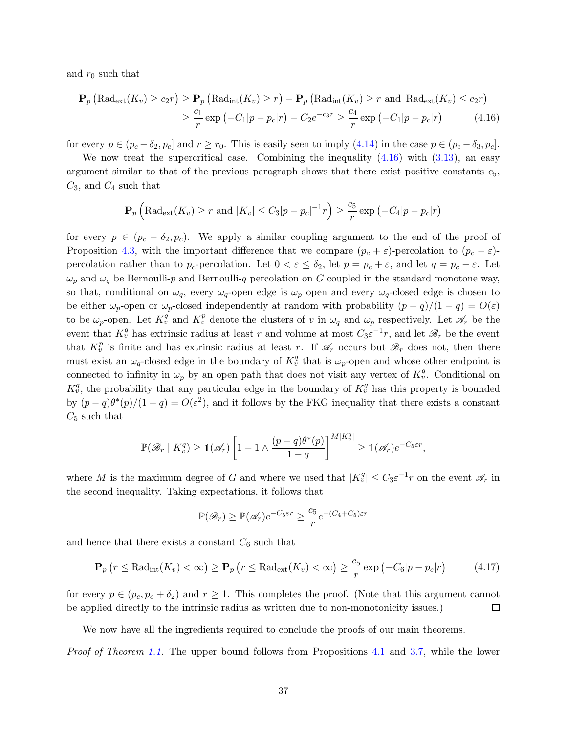and $r_0$ such that

$$
\begin{aligned}
\mathbf{P}_p\left(\mathrm{Rad}_{\mathrm{ext}}(K_v) \geq c_2 r\right) &\geq \mathbf{P}_p\left(\mathrm{Rad}_{\mathrm{int}}(K_v) \geq r\right) - \mathbf{P}_p\left(\mathrm{Rad}_{\mathrm{int}}(K_v) \geq r \text{ and } \mathrm{Rad}_{\mathrm{ext}}(K_v) \leq c_2 r\right) \\
&\geq \frac{c_1}{r}\exp\left(-C_1|p-p_c|r\right) - C_2 e^{-c_3 r} \geq \frac{c_4}{r}\exp\left(-C_1|p-p_c|r\right) \qquad (4.16)
\end{aligned}
$$

for every $p \in (p_c - \delta_2, p_c]$ and $r \geq r_0$. This is easily seen to imply (4.14) in the case $p \in (p_c - \delta_3, p_c]$.

We now treat the supercritical case. Combining the inequality (4.16) with (3.13), an easy argument similar to that of the previous paragraph shows that there exist positive constants $c_5$, $C_3$, and $C_4$ such that

$$
\mathbf{P}_p\left(\mathrm{Rad}_{\mathrm{ext}}(K_v) \geq r \text{ and } |K_v| \leq C_3|p-p_c|^{-1}r\right) \geq \frac{c_5}{r}\exp\left(-C_4|p-p_c|r\right)
$$

for every $p \in (p_c - \delta_2, p_c)$. We apply a similar coupling argument to the end of the proof of Proposition 4.3, with the important difference that we compare $(p_c+\varepsilon)$-percolation to $(p_c-\varepsilon)$-percolation rather than to $p_c$-percolation. Let $0 < \varepsilon \leq \delta_2$, let $p = p_c + \varepsilon$, and let $q = p_c - \varepsilon$. Let $\omega_p$ and $\omega_q$ be Bernoulli-$p$ and Bernoulli-$q$ percolation on $G$ coupled in the standard monotone way, so that, conditional on $\omega_q$, every $\omega_q$-open edge is $\omega_p$ open and every $\omega_q$-closed edge is chosen to be either $\omega_p$-open or $\omega_p$-closed independently at random with probability $(p-q)/(1-q) = O(\varepsilon)$ to be $\omega_p$-open. Let $K_v^q$ and $K_v^p$ denote the clusters of $v$ in $\omega_q$ and $\omega_p$ respectively. Let $\mathscr{A}_r$ be the event that $K_v^q$ has extrinsic radius at least $r$ and volume at most $C_3\varepsilon^{-1}r$, and let $\mathscr{B}_r$ be the event that $K_v^p$ is finite and has extrinsic radius at least $r$. If $\mathscr{A}_r$ occurs but $\mathscr{B}_r$ does not, then there must exist an $\omega_q$-closed edge in the boundary of $K_v^q$ that is $\omega_p$-open and whose other endpoint is connected to infinity in $\omega_p$ by an open path that does not visit any vertex of $K_v^q$. Conditional on $K_v^q$, the probability that any particular edge in the boundary of $K_v^q$ has this property is bounded by $(p-q)\theta^*(p)/(1-q) = O(\varepsilon^2)$, and it follows by the FKG inequality that there exists a constant $C_5$ such that

$$
\mathbb{P}(\mathscr{B}_r \mid K_v^q) \geq \mathbb{1}(\mathscr{A}_r)\left[1 - 1 \wedge \frac{(p-q)\theta^*(p)}{1-q}\right]^{M|K_v^q|} \geq \mathbb{1}(\mathscr{A}_r)e^{-C_5\varepsilon r},
$$

where $M$ is the maximum degree of $G$ and where we used that $|K_v^q| \leq C_3\varepsilon^{-1}r$ on the event $\mathscr{A}_r$ in the second inequality. Taking expectations, it follows that

$$
\mathbb{P}(\mathscr{B}_r) \geq \mathbb{P}(\mathscr{A}_r)e^{-C_5\varepsilon r} \geq \frac{c_5}{r}e^{-(C_4+C_5)\varepsilon r}
$$

and hence that there exists a constant $C_6$ such that

$$
\mathbf{P}_p\left(r \leq \mathrm{Rad}_{\mathrm{int}}(K_v) < \infty\right) \geq \mathbf{P}_p\left(r \leq \mathrm{Rad}_{\mathrm{ext}}(K_v) < \infty\right) \geq \frac{c_5}{r}\exp\left(-C_6|p-p_c|r\right) \qquad (4.17)
$$

for every $p \in (p_c, p_c + \delta_2)$ and $r \geq 1$. This completes the proof. (Note that this argument cannot be applied directly to the intrinsic radius as written due to non-monotonicity issues.) $\square$

We now have all the ingredients required to conclude the proofs of our main theorems.

*Proof of Theorem 1.1.* The upper bound follows from Propositions 4.1 and 3.7, while the lower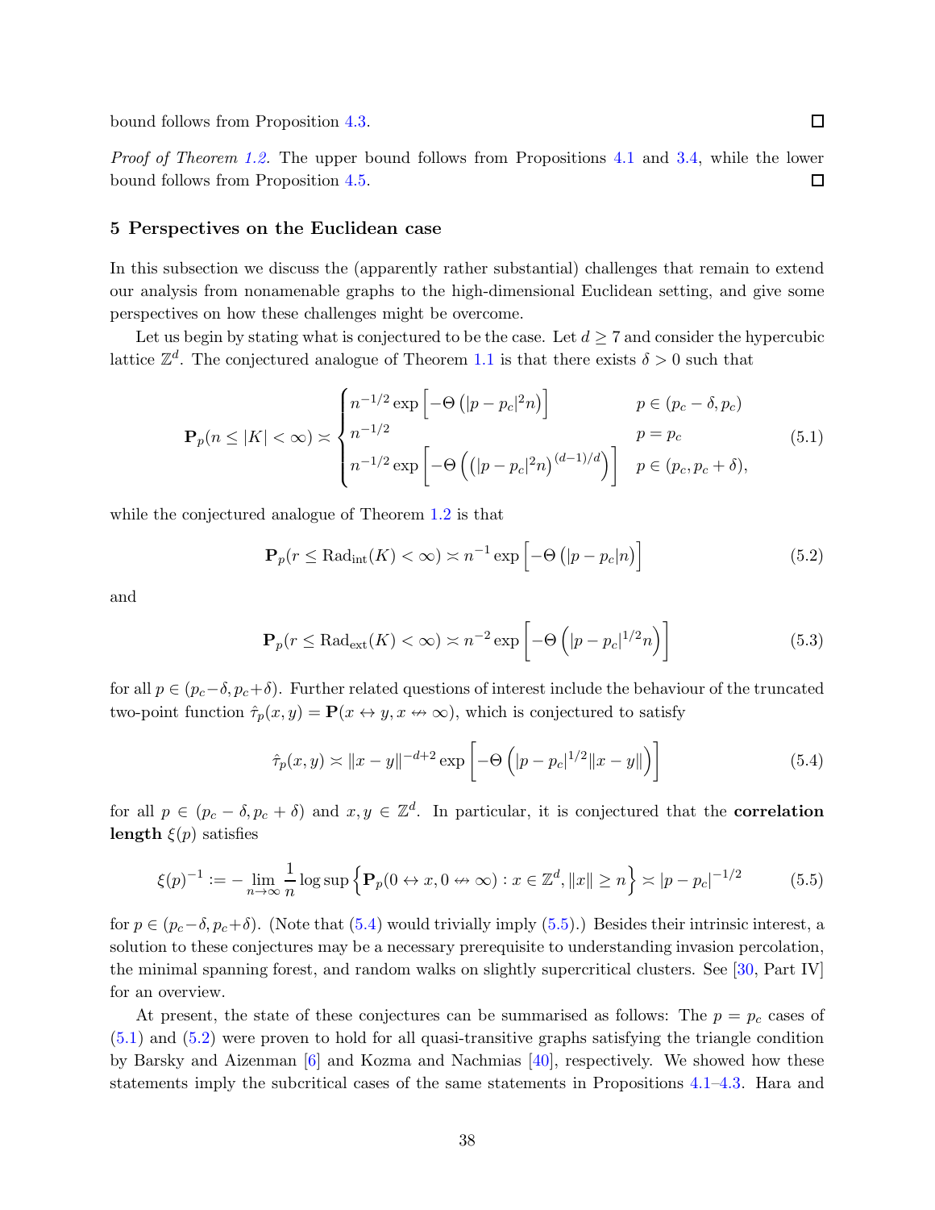bound follows from Proposition 4.3. □

*Proof of Theorem 1.2.* The upper bound follows from Propositions 4.1 and 3.4, while the lower bound follows from Proposition 4.5. □

## 5 Perspectives on the Euclidean case

In this subsection we discuss the (apparently rather substantial) challenges that remain to extend our analysis from nonamenable graphs to the high-dimensional Euclidean setting, and give some perspectives on how these challenges might be overcome.

Let us begin by stating what is conjectured to be the case. Let $d \geq 7$ and consider the hypercubic lattice $\mathbb{Z}^d$. The conjectured analogue of Theorem 1.1 is that there exists $\delta > 0$ such that

$$\mathbf{P}_p(n \leq |K| < \infty) \asymp \begin{cases} n^{-1/2} \exp\left[-\Theta\left(|p-p_c|^2 n\right)\right] & p \in (p_c - \delta, p_c) \\ n^{-1/2} & p = p_c \\ n^{-1/2} \exp\left[-\Theta\left(\left(|p-p_c|^2 n\right)^{(d-1)/d}\right)\right] & p \in (p_c, p_c + \delta), \end{cases} \tag{5.1}$$

while the conjectured analogue of Theorem 1.2 is that

$$\mathbf{P}_p(r \leq \mathrm{Rad}_{\mathrm{int}}(K) < \infty) \asymp n^{-1} \exp\left[-\Theta\left(|p-p_c| n\right)\right] \tag{5.2}$$

and

$$\mathbf{P}_p(r \leq \mathrm{Rad}_{\mathrm{ext}}(K) < \infty) \asymp n^{-2} \exp\left[-\Theta\left(|p-p_c|^{1/2} n\right)\right] \tag{5.3}$$

for all $p \in (p_c - \delta, p_c + \delta)$. Further related questions of interest include the behaviour of the truncated two-point function $\hat{\tau}_p(x, y) = \mathbf{P}(x \leftrightarrow y, x \nleftrightarrow \infty)$, which is conjectured to satisfy

$$\hat{\tau}_p(x,y) \asymp \|x-y\|^{-d+2} \exp\left[-\Theta\left(|p-p_c|^{1/2} \|x-y\|\right)\right] \tag{5.4}$$

for all $p \in (p_c - \delta, p_c + \delta)$ and $x, y \in \mathbb{Z}^d$. In particular, it is conjectured that the **correlation length** $\xi(p)$ satisfies

$$\xi(p)^{-1} := -\lim_{n\to\infty} \frac{1}{n} \log \sup\left\{\mathbf{P}_p(0 \leftrightarrow x, 0 \nleftrightarrow \infty) : x \in \mathbb{Z}^d, \|x\| \geq n\right\} \asymp |p-p_c|^{-1/2} \tag{5.5}$$

for $p \in (p_c - \delta, p_c + \delta)$. (Note that (5.4) would trivially imply (5.5).) Besides their intrinsic interest, a solution to these conjectures may be a necessary prerequisite to understanding invasion percolation, the minimal spanning forest, and random walks on slightly supercritical clusters. See [30, Part IV] for an overview.

At present, the state of these conjectures can be summarised as follows: The $p = p_c$ cases of (5.1) and (5.2) were proven to hold for all quasi-transitive graphs satisfying the triangle condition by Barsky and Aizenman [6] and Kozma and Nachmias [40], respectively. We showed how these statements imply the subcritical cases of the same statements in Propositions 4.1–4.3. Hara and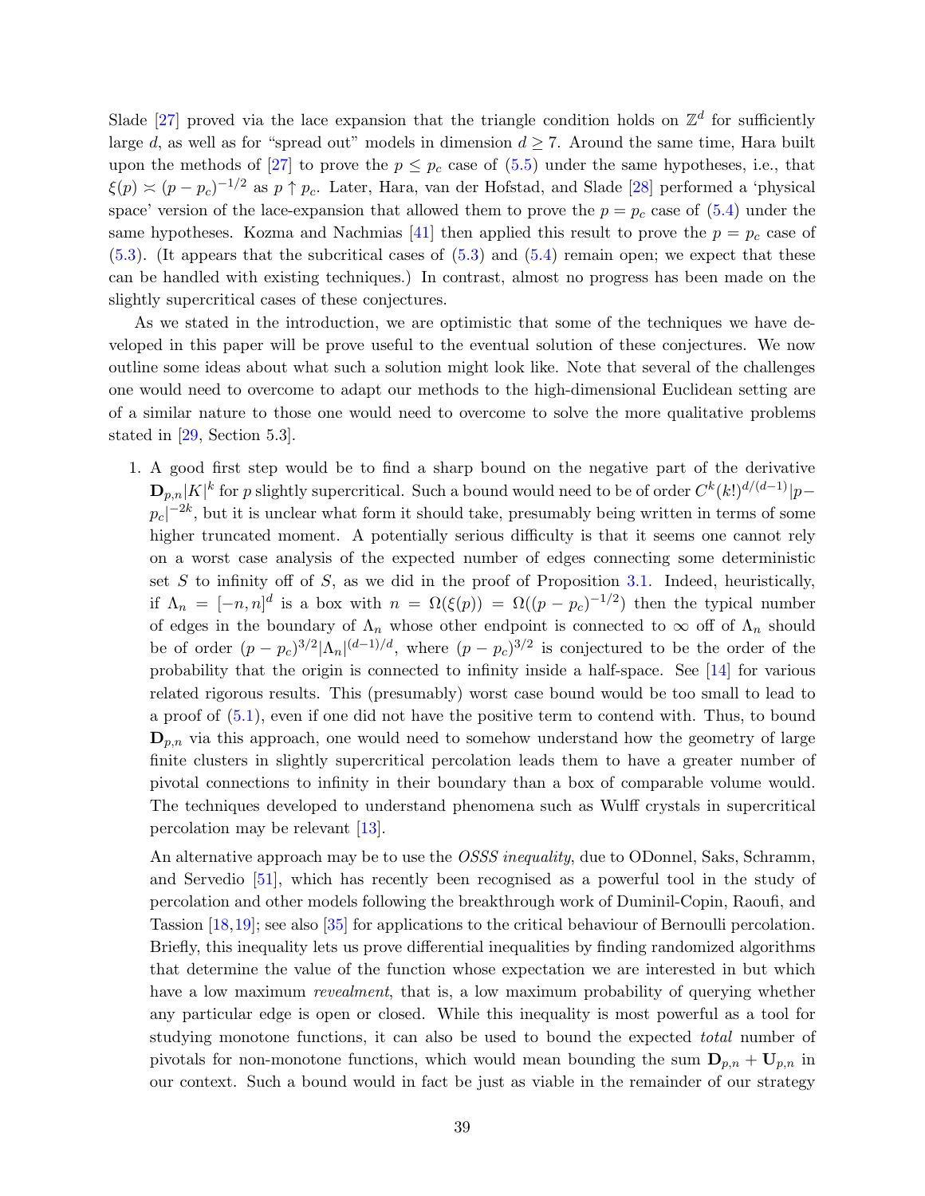Slade [27] proved via the lace expansion that the triangle condition holds on $\mathbb{Z}^d$ for sufficiently large $d$, as well as for "spread out" models in dimension $d \geq 7$. Around the same time, Hara built upon the methods of [27] to prove the $p \leq p_c$ case of (5.5) under the same hypotheses, i.e., that $\xi(p) \asymp (p - p_c)^{-1/2}$ as $p \uparrow p_c$. Later, Hara, van der Hofstad, and Slade [28] performed a 'physical space' version of the lace-expansion that allowed them to prove the $p = p_c$ case of (5.4) under the same hypotheses. Kozma and Nachmias [41] then applied this result to prove the $p = p_c$ case of (5.3). (It appears that the subcritical cases of (5.3) and (5.4) remain open; we expect that these can be handled with existing techniques.) In contrast, almost no progress has been made on the slightly supercritical cases of these conjectures.

As we stated in the introduction, we are optimistic that some of the techniques we have developed in this paper will be prove useful to the eventual solution of these conjectures. We now outline some ideas about what such a solution might look like. Note that several of the challenges one would need to overcome to adapt our methods to the high-dimensional Euclidean setting are of a similar nature to those one would need to overcome to solve the more qualitative problems stated in [29, Section 5.3].

1. A good first step would be to find a sharp bound on the negative part of the derivative $\mathbf{D}_{p,n}|K|^k$ for $p$ slightly supercritical. Such a bound would need to be of order $C^k(k!)^{d/(d-1)}|p - p_c|^{-2k}$, but it is unclear what form it should take, presumably being written in terms of some higher truncated moment. A potentially serious difficulty is that it seems one cannot rely on a worst case analysis of the expected number of edges connecting some deterministic set $S$ to infinity off of $S$, as we did in the proof of Proposition 3.1. Indeed, heuristically, if $\Lambda_n = [-n, n]^d$ is a box with $n = \Omega(\xi(p)) = \Omega((p - p_c)^{-1/2})$ then the typical number of edges in the boundary of $\Lambda_n$ whose other endpoint is connected to $\infty$ off of $\Lambda_n$ should be of order $(p - p_c)^{3/2}|\Lambda_n|^{(d-1)/d}$, where $(p - p_c)^{3/2}$ is conjectured to be the order of the probability that the origin is connected to infinity inside a half-space. See [14] for various related rigorous results. This (presumably) worst case bound would be too small to lead to a proof of (5.1), even if one did not have the positive term to contend with. Thus, to bound $\mathbf{D}_{p,n}$ via this approach, one would need to somehow understand how the geometry of large finite clusters in slightly supercritical percolation leads them to have a greater number of pivotal connections to infinity in their boundary than a box of comparable volume would. The techniques developed to understand phenomena such as Wulff crystals in supercritical percolation may be relevant [13].

   An alternative approach may be to use the *OSSS inequality*, due to ODonnel, Saks, Schramm, and Servedio [51], which has recently been recognised as a powerful tool in the study of percolation and other models following the breakthrough work of Duminil-Copin, Raoufi, and Tassion [18,19]; see also [35] for applications to the critical behaviour of Bernoulli percolation. Briefly, this inequality lets us prove differential inequalities by finding randomized algorithms that determine the value of the function whose expectation we are interested in but which have a low maximum *revealment*, that is, a low maximum probability of querying whether any particular edge is open or closed. While this inequality is most powerful as a tool for studying monotone functions, it can also be used to bound the expected *total* number of pivotals for non-monotone functions, which would mean bounding the sum $\mathbf{D}_{p,n} + \mathbf{U}_{p,n}$ in our context. Such a bound would in fact be just as viable in the remainder of our strategy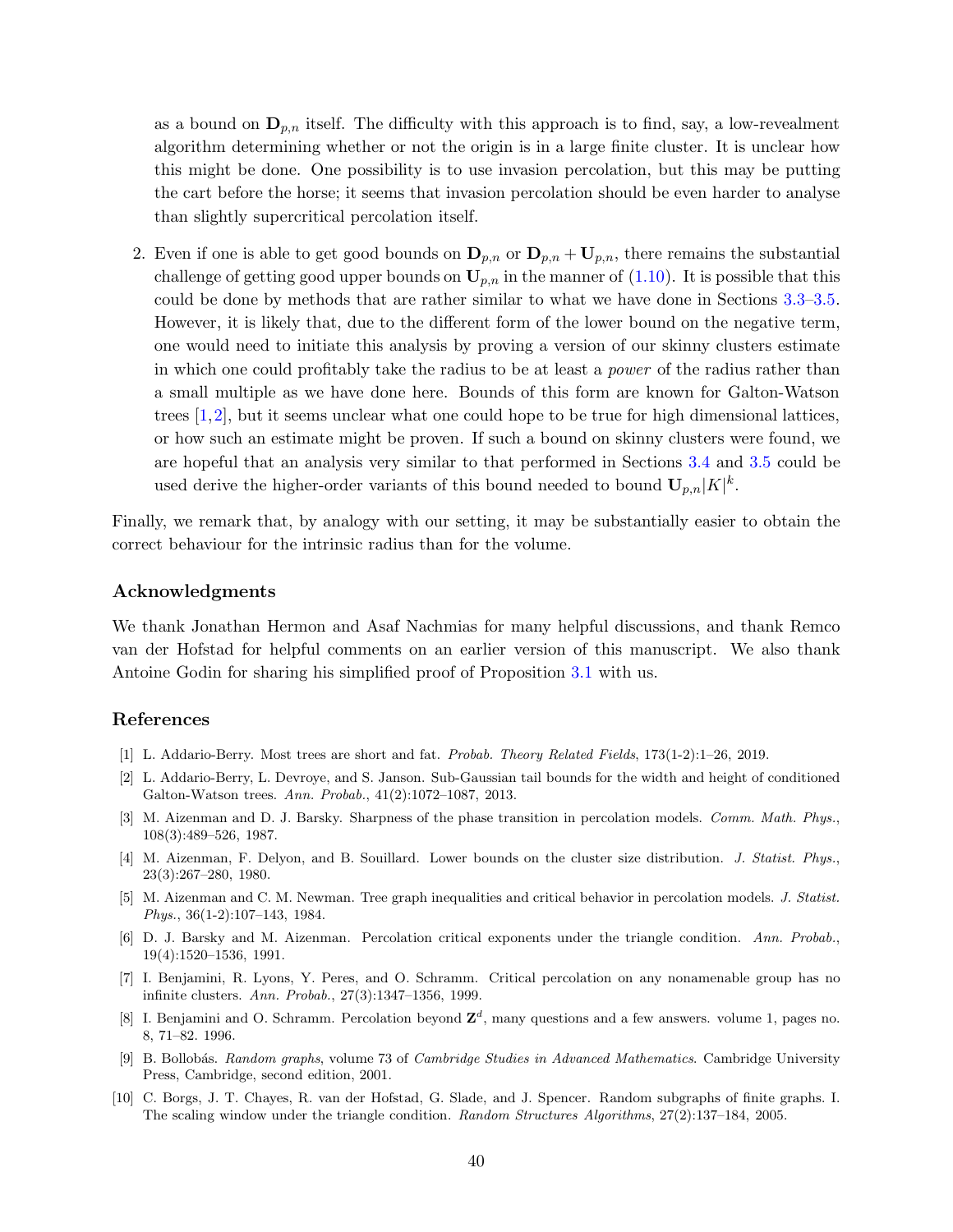as a bound on $\mathbf{D}_{p,n}$ itself. The difficulty with this approach is to find, say, a low-revealment algorithm determining whether or not the origin is in a large finite cluster. It is unclear how this might be done. One possibility is to use invasion percolation, but this may be putting the cart before the horse; it seems that invasion percolation should be even harder to analyse than slightly supercritical percolation itself.

2. Even if one is able to get good bounds on $\mathbf{D}_{p,n}$ or $\mathbf{D}_{p,n} + \mathbf{U}_{p,n}$, there remains the substantial challenge of getting good upper bounds on $\mathbf{U}_{p,n}$ in the manner of (1.10). It is possible that this could be done by methods that are rather similar to what we have done in Sections 3.3–3.5. However, it is likely that, due to the different form of the lower bound on the negative term, one would need to initiate this analysis by proving a version of our skinny clusters estimate in which one could profitably take the radius to be at least a *power* of the radius rather than a small multiple as we have done here. Bounds of this form are known for Galton-Watson trees [1,2], but it seems unclear what one could hope to be true for high dimensional lattices, or how such an estimate might be proven. If such a bound on skinny clusters were found, we are hopeful that an analysis very similar to that performed in Sections 3.4 and 3.5 could be used derive the higher-order variants of this bound needed to bound $\mathbf{U}_{p,n}|K|^k$.

Finally, we remark that, by analogy with our setting, it may be substantially easier to obtain the correct behaviour for the intrinsic radius than for the volume.

## Acknowledgments

We thank Jonathan Hermon and Asaf Nachmias for many helpful discussions, and thank Remco van der Hofstad for helpful comments on an earlier version of this manuscript. We also thank Antoine Godin for sharing his simplified proof of Proposition 3.1 with us.

## References

[1] L. Addario-Berry. Most trees are short and fat. *Probab. Theory Related Fields*, 173(1-2):1–26, 2019.

[2] L. Addario-Berry, L. Devroye, and S. Janson. Sub-Gaussian tail bounds for the width and height of conditioned Galton-Watson trees. *Ann. Probab.*, 41(2):1072–1087, 2013.

[3] M. Aizenman and D. J. Barsky. Sharpness of the phase transition in percolation models. *Comm. Math. Phys.*, 108(3):489–526, 1987.

[4] M. Aizenman, F. Delyon, and B. Souillard. Lower bounds on the cluster size distribution. *J. Statist. Phys.*, 23(3):267–280, 1980.

[5] M. Aizenman and C. M. Newman. Tree graph inequalities and critical behavior in percolation models. *J. Statist. Phys.*, 36(1-2):107–143, 1984.

[6] D. J. Barsky and M. Aizenman. Percolation critical exponents under the triangle condition. *Ann. Probab.*, 19(4):1520–1536, 1991.

[7] I. Benjamini, R. Lyons, Y. Peres, and O. Schramm. Critical percolation on any nonamenable group has no infinite clusters. *Ann. Probab.*, 27(3):1347–1356, 1999.

[8] I. Benjamini and O. Schramm. Percolation beyond $\mathbf{Z}^d$, many questions and a few answers. volume 1, pages no. 8, 71–82. 1996.

[9] B. Bollobás. *Random graphs*, volume 73 of *Cambridge Studies in Advanced Mathematics*. Cambridge University Press, Cambridge, second edition, 2001.

[10] C. Borgs, J. T. Chayes, R. van der Hofstad, G. Slade, and J. Spencer. Random subgraphs of finite graphs. I. The scaling window under the triangle condition. *Random Structures Algorithms*, 27(2):137–184, 2005.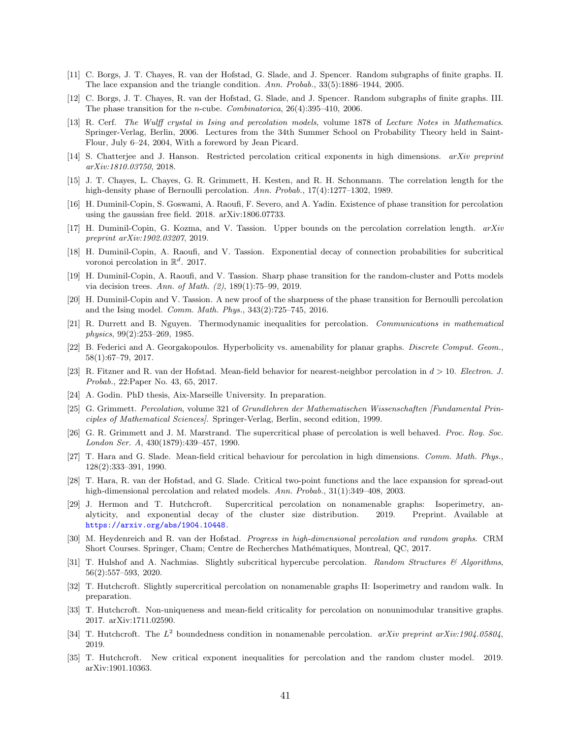[11] C. Borgs, J. T. Chayes, R. van der Hofstad, G. Slade, and J. Spencer. Random subgraphs of finite graphs. II. The lace expansion and the triangle condition. *Ann. Probab.*, 33(5):1886–1944, 2005.

[12] C. Borgs, J. T. Chayes, R. van der Hofstad, G. Slade, and J. Spencer. Random subgraphs of finite graphs. III. The phase transition for the $n$-cube. *Combinatorica*, 26(4):395–410, 2006.

[13] R. Cerf. *The Wulff crystal in Ising and percolation models*, volume 1878 of *Lecture Notes in Mathematics*. Springer-Verlag, Berlin, 2006. Lectures from the 34th Summer School on Probability Theory held in Saint-Flour, July 6–24, 2004, With a foreword by Jean Picard.

[14] S. Chatterjee and J. Hanson. Restricted percolation critical exponents in high dimensions. *arXiv preprint arXiv:1810.03750*, 2018.

[15] J. T. Chayes, L. Chayes, G. R. Grimmett, H. Kesten, and R. H. Schonmann. The correlation length for the high-density phase of Bernoulli percolation. *Ann. Probab.*, 17(4):1277–1302, 1989.

[16] H. Duminil-Copin, S. Goswami, A. Raoufi, F. Severo, and A. Yadin. Existence of phase transition for percolation using the gaussian free field. 2018. arXiv:1806.07733.

[17] H. Duminil-Copin, G. Kozma, and V. Tassion. Upper bounds on the percolation correlation length. *arXiv preprint arXiv:1902.03207*, 2019.

[18] H. Duminil-Copin, A. Raoufi, and V. Tassion. Exponential decay of connection probabilities for subcritical voronoi percolation in $\mathbb{R}^d$. 2017.

[19] H. Duminil-Copin, A. Raoufi, and V. Tassion. Sharp phase transition for the random-cluster and Potts models via decision trees. *Ann. of Math. (2)*, 189(1):75–99, 2019.

[20] H. Duminil-Copin and V. Tassion. A new proof of the sharpness of the phase transition for Bernoulli percolation and the Ising model. *Comm. Math. Phys.*, 343(2):725–745, 2016.

[21] R. Durrett and B. Nguyen. Thermodynamic inequalities for percolation. *Communications in mathematical physics*, 99(2):253–269, 1985.

[22] B. Federici and A. Georgakopoulos. Hyperbolicity vs. amenability for planar graphs. *Discrete Comput. Geom.*, 58(1):67–79, 2017.

[23] R. Fitzner and R. van der Hofstad. Mean-field behavior for nearest-neighbor percolation in $d > 10$. *Electron. J. Probab.*, 22:Paper No. 43, 65, 2017.

[24] A. Godin. PhD thesis, Aix-Marseille University. In preparation.

[25] G. Grimmett. *Percolation*, volume 321 of *Grundlehren der Mathematischen Wissenschaften [Fundamental Principles of Mathematical Sciences]*. Springer-Verlag, Berlin, second edition, 1999.

[26] G. R. Grimmett and J. M. Marstrand. The supercritical phase of percolation is well behaved. *Proc. Roy. Soc. London Ser. A*, 430(1879):439–457, 1990.

[27] T. Hara and G. Slade. Mean-field critical behaviour for percolation in high dimensions. *Comm. Math. Phys.*, 128(2):333–391, 1990.

[28] T. Hara, R. van der Hofstad, and G. Slade. Critical two-point functions and the lace expansion for spread-out high-dimensional percolation and related models. *Ann. Probab.*, 31(1):349–408, 2003.

[29] J. Hermon and T. Hutchcroft. Supercritical percolation on nonamenable graphs: Isoperimetry, analyticity, and exponential decay of the cluster size distribution. 2019. Preprint. Available at https://arxiv.org/abs/1904.10448.

[30] M. Heydenreich and R. van der Hofstad. *Progress in high-dimensional percolation and random graphs*. CRM Short Courses. Springer, Cham; Centre de Recherches Mathématiques, Montreal, QC, 2017.

[31] T. Hulshof and A. Nachmias. Slightly subcritical hypercube percolation. *Random Structures & Algorithms*, 56(2):557–593, 2020.

[32] T. Hutchcroft. Slightly supercritical percolation on nonamenable graphs II: Isoperimetry and random walk. In preparation.

[33] T. Hutchcroft. Non-uniqueness and mean-field criticality for percolation on nonunimodular transitive graphs. 2017. arXiv:1711.02590.

[34] T. Hutchcroft. The $L^2$ boundedness condition in nonamenable percolation. *arXiv preprint arXiv:1904.05804*, 2019.

[35] T. Hutchcroft. New critical exponent inequalities for percolation and the random cluster model. 2019. arXiv:1901.10363.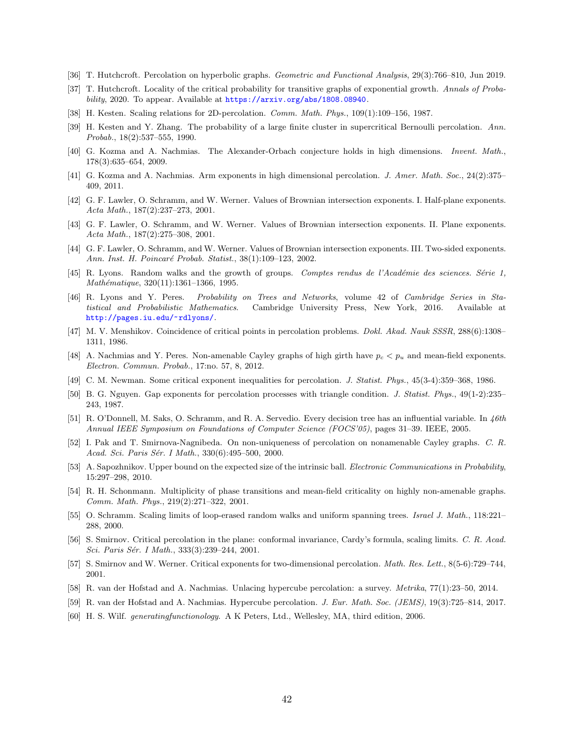[36] T. Hutchcroft. Percolation on hyperbolic graphs. *Geometric and Functional Analysis*, 29(3):766–810, Jun 2019.

[37] T. Hutchcroft. Locality of the critical probability for transitive graphs of exponential growth. *Annals of Probability*, 2020. To appear. Available at https://arxiv.org/abs/1808.08940.

[38] H. Kesten. Scaling relations for 2D-percolation. *Comm. Math. Phys.*, 109(1):109–156, 1987.

[39] H. Kesten and Y. Zhang. The probability of a large finite cluster in supercritical Bernoulli percolation. *Ann. Probab.*, 18(2):537–555, 1990.

[40] G. Kozma and A. Nachmias. The Alexander-Orbach conjecture holds in high dimensions. *Invent. Math.*, 178(3):635–654, 2009.

[41] G. Kozma and A. Nachmias. Arm exponents in high dimensional percolation. *J. Amer. Math. Soc.*, 24(2):375–409, 2011.

[42] G. F. Lawler, O. Schramm, and W. Werner. Values of Brownian intersection exponents. I. Half-plane exponents. *Acta Math.*, 187(2):237–273, 2001.

[43] G. F. Lawler, O. Schramm, and W. Werner. Values of Brownian intersection exponents. II. Plane exponents. *Acta Math.*, 187(2):275–308, 2001.

[44] G. F. Lawler, O. Schramm, and W. Werner. Values of Brownian intersection exponents. III. Two-sided exponents. *Ann. Inst. H. Poincaré Probab. Statist.*, 38(1):109–123, 2002.

[45] R. Lyons. Random walks and the growth of groups. *Comptes rendus de l'Académie des sciences. Série 1, Mathématique*, 320(11):1361–1366, 1995.

[46] R. Lyons and Y. Peres. *Probability on Trees and Networks*, volume 42 of *Cambridge Series in Statistical and Probabilistic Mathematics*. Cambridge University Press, New York, 2016. Available at http://pages.iu.edu/~rdlyons/.

[47] M. V. Menshikov. Coincidence of critical points in percolation problems. *Dokl. Akad. Nauk SSSR*, 288(6):1308–1311, 1986.

[48] A. Nachmias and Y. Peres. Non-amenable Cayley graphs of high girth have $p_c < p_u$ and mean-field exponents. *Electron. Commun. Probab.*, 17:no. 57, 8, 2012.

[49] C. M. Newman. Some critical exponent inequalities for percolation. *J. Statist. Phys.*, 45(3-4):359–368, 1986.

[50] B. G. Nguyen. Gap exponents for percolation processes with triangle condition. *J. Statist. Phys.*, 49(1-2):235–243, 1987.

[51] R. O'Donnell, M. Saks, O. Schramm, and R. A. Servedio. Every decision tree has an influential variable. In *46th Annual IEEE Symposium on Foundations of Computer Science (FOCS'05)*, pages 31–39. IEEE, 2005.

[52] I. Pak and T. Smirnova-Nagnibeda. On non-uniqueness of percolation on nonamenable Cayley graphs. *C. R. Acad. Sci. Paris Sér. I Math.*, 330(6):495–500, 2000.

[53] A. Sapozhnikov. Upper bound on the expected size of the intrinsic ball. *Electronic Communications in Probability*, 15:297–298, 2010.

[54] R. H. Schonmann. Multiplicity of phase transitions and mean-field criticality on highly non-amenable graphs. *Comm. Math. Phys.*, 219(2):271–322, 2001.

[55] O. Schramm. Scaling limits of loop-erased random walks and uniform spanning trees. *Israel J. Math.*, 118:221–288, 2000.

[56] S. Smirnov. Critical percolation in the plane: conformal invariance, Cardy's formula, scaling limits. *C. R. Acad. Sci. Paris Sér. I Math.*, 333(3):239–244, 2001.

[57] S. Smirnov and W. Werner. Critical exponents for two-dimensional percolation. *Math. Res. Lett.*, 8(5-6):729–744, 2001.

[58] R. van der Hofstad and A. Nachmias. Unlacing hypercube percolation: a survey. *Metrika*, 77(1):23–50, 2014.

[59] R. van der Hofstad and A. Nachmias. Hypercube percolation. *J. Eur. Math. Soc. (JEMS)*, 19(3):725–814, 2017.

[60] H. S. Wilf. *generatingfunctionology*. A K Peters, Ltd., Wellesley, MA, third edition, 2006.